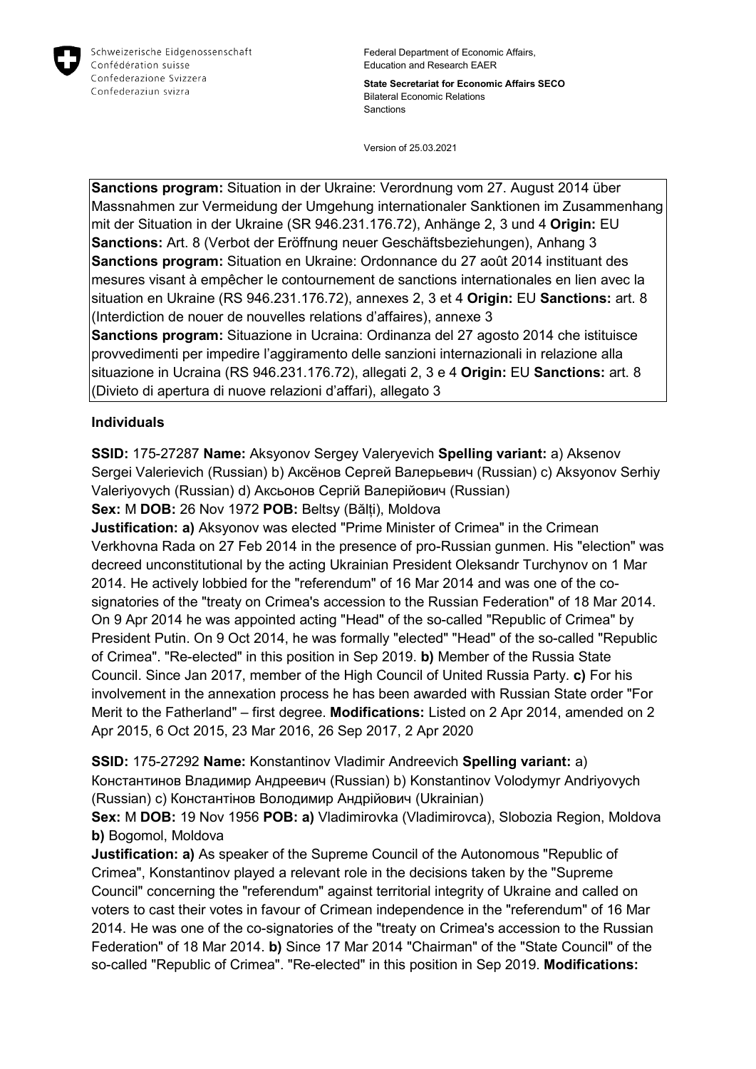Schweizerische Eidgenossenschaft
Confédération suisse
Confederazione Svizzera
Confederaziun svizra

Federal Department of Economic Affairs, Education and Research EAER

**State Secretariat for Economic Affairs SECO**
Bilateral Economic Relations
Sanctions

Version of 25.03.2021

**Sanctions program:** Situation in der Ukraine: Verordnung vom 27. August 2014 über Massnahmen zur Vermeidung der Umgehung internationaler Sanktionen im Zusammenhang mit der Situation in der Ukraine (SR 946.231.176.72), Anhänge 2, 3 und 4 **Origin:** EU **Sanctions:** Art. 8 (Verbot der Eröffnung neuer Geschäftsbeziehungen), Anhang 3
**Sanctions program:** Situation en Ukraine: Ordonnance du 27 août 2014 instituant des mesures visant à empêcher le contournement de sanctions internationales en lien avec la situation en Ukraine (RS 946.231.176.72), annexes 2, 3 et 4 **Origin:** EU **Sanctions:** art. 8 (Interdiction de nouer de nouvelles relations d'affaires), annexe 3
**Sanctions program:** Situazione in Ucraina: Ordinanza del 27 agosto 2014 che istituisce provvedimenti per impedire l'aggiramento delle sanzioni internazionali in relazione alla situazione in Ucraina (RS 946.231.176.72), allegati 2, 3 e 4 **Origin:** EU **Sanctions:** art. 8 (Divieto di apertura di nuove relazioni d'affari), allegato 3

## Individuals

**SSID:** 175-27287 **Name:** Aksyonov Sergey Valeryevich **Spelling variant:** a) Aksenov Sergei Valerievich (Russian) b) Аксёнов Сергей Валерьевич (Russian) c) Aksyonov Serhiy Valeriyovych (Russian) d) Аксьонов Сергій Валерійович (Russian)
**Sex:** M **DOB:** 26 Nov 1972 **POB:** Beltsy (Bălți), Moldova
**Justification: a)** Aksyonov was elected "Prime Minister of Crimea" in the Crimean Verkhovna Rada on 27 Feb 2014 in the presence of pro-Russian gunmen. His "election" was decreed unconstitutional by the acting Ukrainian President Oleksandr Turchynov on 1 Mar 2014. He actively lobbied for the "referendum" of 16 Mar 2014 and was one of the co-signatories of the "treaty on Crimea's accession to the Russian Federation" of 18 Mar 2014. On 9 Apr 2014 he was appointed acting "Head" of the so-called "Republic of Crimea" by President Putin. On 9 Oct 2014, he was formally "elected" "Head" of the so-called "Republic of Crimea". "Re-elected" in this position in Sep 2019. **b)** Member of the Russia State Council. Since Jan 2017, member of the High Council of United Russia Party. **c)** For his involvement in the annexation process he has been awarded with Russian State order "For Merit to the Fatherland" – first degree. **Modifications:** Listed on 2 Apr 2014, amended on 2 Apr 2015, 6 Oct 2015, 23 Mar 2016, 26 Sep 2017, 2 Apr 2020

**SSID:** 175-27292 **Name:** Konstantinov Vladimir Andreevich **Spelling variant:** a) Константинов Владимир Андреевич (Russian) b) Konstantinov Volodymyr Andriyovych (Russian) c) Константінов Володимир Андрійович (Ukrainian)
**Sex:** M **DOB:** 19 Nov 1956 **POB: a)** Vladimirovka (Vladimirovca), Slobozia Region, Moldova **b)** Bogomol, Moldova
**Justification: a)** As speaker of the Supreme Council of the Autonomous "Republic of Crimea", Konstantinov played a relevant role in the decisions taken by the "Supreme Council" concerning the "referendum" against territorial integrity of Ukraine and called on voters to cast their votes in favour of Crimean independence in the "referendum" of 16 Mar 2014. He was one of the co-signatories of the "treaty on Crimea's accession to the Russian Federation" of 18 Mar 2014. **b)** Since 17 Mar 2014 "Chairman" of the "State Council" of the so-called "Republic of Crimea". "Re-elected" in this position in Sep 2019. **Modifications:**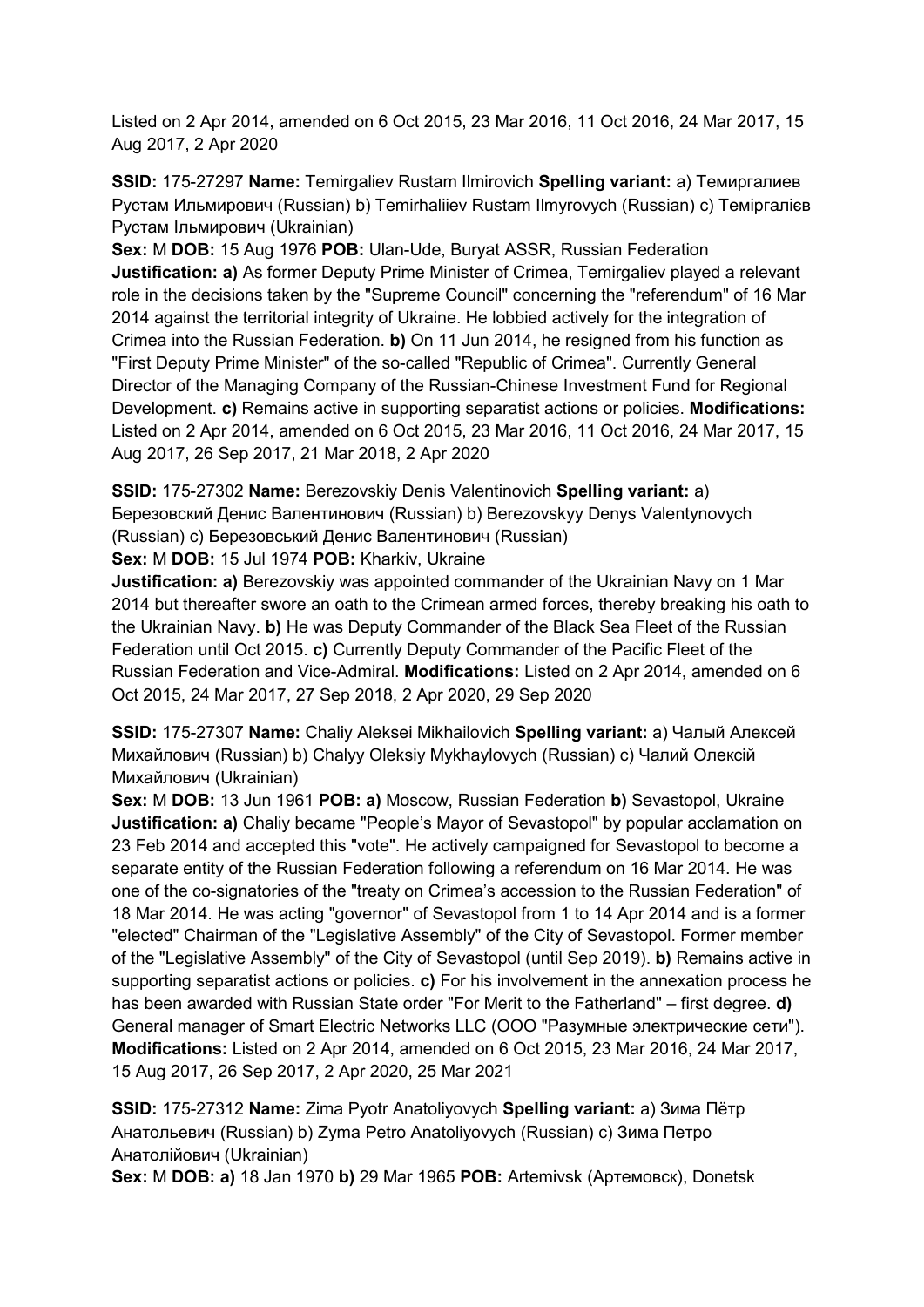Listed on 2 Apr 2014, amended on 6 Oct 2015, 23 Mar 2016, 11 Oct 2016, 24 Mar 2017, 15 Aug 2017, 2 Apr 2020

**SSID:** 175-27297 **Name:** Temirgaliev Rustam Ilmirovich **Spelling variant:** a) Темиргалиев Рустам Ильмирович (Russian) b) Temirhaliiev Rustam Ilmyrovych (Russian) c) Темiргалiєв Рустам Iльмирович (Ukrainian)

**Sex:** M **DOB:** 15 Aug 1976 **POB:** Ulan-Ude, Buryat ASSR, Russian Federation

**Justification: a)** As former Deputy Prime Minister of Crimea, Temirgaliev played a relevant role in the decisions taken by the "Supreme Council" concerning the "referendum" of 16 Mar 2014 against the territorial integrity of Ukraine. He lobbied actively for the integration of Crimea into the Russian Federation. **b)** On 11 Jun 2014, he resigned from his function as "First Deputy Prime Minister" of the so-called "Republic of Crimea". Currently General Director of the Managing Company of the Russian-Chinese Investment Fund for Regional Development. **c)** Remains active in supporting separatist actions or policies. **Modifications:** Listed on 2 Apr 2014, amended on 6 Oct 2015, 23 Mar 2016, 11 Oct 2016, 24 Mar 2017, 15 Aug 2017, 26 Sep 2017, 21 Mar 2018, 2 Apr 2020

**SSID:** 175-27302 **Name:** Berezovskiy Denis Valentinovich **Spelling variant:** a) Березовский Денис Валентинович (Russian) b) Berezovskyy Denys Valentynovych (Russian) c) Березовський Денис Валентинович (Russian)

**Sex:** M **DOB:** 15 Jul 1974 **POB:** Kharkiv, Ukraine

**Justification: a)** Berezovskiy was appointed commander of the Ukrainian Navy on 1 Mar 2014 but thereafter swore an oath to the Crimean armed forces, thereby breaking his oath to the Ukrainian Navy. **b)** He was Deputy Commander of the Black Sea Fleet of the Russian Federation until Oct 2015. **c)** Currently Deputy Commander of the Pacific Fleet of the Russian Federation and Vice-Admiral. **Modifications:** Listed on 2 Apr 2014, amended on 6 Oct 2015, 24 Mar 2017, 27 Sep 2018, 2 Apr 2020, 29 Sep 2020

**SSID:** 175-27307 **Name:** Chaliy Aleksei Mikhailovich **Spelling variant:** a) Чалый Алексей Михайлович (Russian) b) Chalyy Oleksiy Mykhaylovych (Russian) c) Чалий Олексій Михайлович (Ukrainian)

**Sex:** M **DOB:** 13 Jun 1961 **POB: a)** Moscow, Russian Federation **b)** Sevastopol, Ukraine

**Justification: a)** Chaliy became "People's Mayor of Sevastopol" by popular acclamation on 23 Feb 2014 and accepted this "vote". He actively campaigned for Sevastopol to become a separate entity of the Russian Federation following a referendum on 16 Mar 2014. He was one of the co-signatories of the "treaty on Crimea's accession to the Russian Federation" of 18 Mar 2014. He was acting "governor" of Sevastopol from 1 to 14 Apr 2014 and is a former "elected" Chairman of the "Legislative Assembly" of the City of Sevastopol. Former member of the "Legislative Assembly" of the City of Sevastopol (until Sep 2019). **b)** Remains active in supporting separatist actions or policies. **c)** For his involvement in the annexation process he has been awarded with Russian State order "For Merit to the Fatherland" – first degree. **d)** General manager of Smart Electric Networks LLC (ООО "Разумные электрические сети"). **Modifications:** Listed on 2 Apr 2014, amended on 6 Oct 2015, 23 Mar 2016, 24 Mar 2017, 15 Aug 2017, 26 Sep 2017, 2 Apr 2020, 25 Mar 2021

**SSID:** 175-27312 **Name:** Zima Pyotr Anatoliyovych **Spelling variant:** a) Зима Пётр Анатольевич (Russian) b) Zyma Petro Anatoliyovych (Russian) c) Зима Петро Анатолійович (Ukrainian)

**Sex:** M **DOB: a)** 18 Jan 1970 **b)** 29 Mar 1965 **POB:** Artemivsk (Артемовск), Donetsk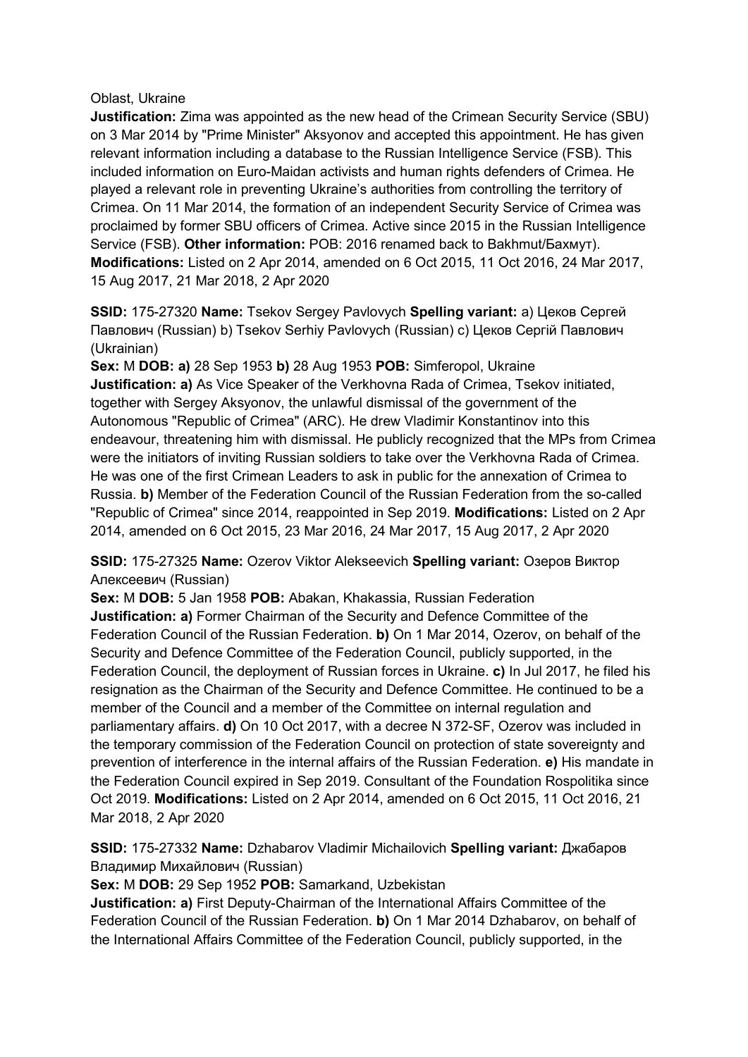Oblast, Ukraine
**Justification:** Zima was appointed as the new head of the Crimean Security Service (SBU) on 3 Mar 2014 by "Prime Minister" Aksyonov and accepted this appointment. He has given relevant information including a database to the Russian Intelligence Service (FSB). This included information on Euro-Maidan activists and human rights defenders of Crimea. He played a relevant role in preventing Ukraine's authorities from controlling the territory of Crimea. On 11 Mar 2014, the formation of an independent Security Service of Crimea was proclaimed by former SBU officers of Crimea. Active since 2015 in the Russian Intelligence Service (FSB). **Other information:** POB: 2016 renamed back to Bakhmut/Бахмут). **Modifications:** Listed on 2 Apr 2014, amended on 6 Oct 2015, 11 Oct 2016, 24 Mar 2017, 15 Aug 2017, 21 Mar 2018, 2 Apr 2020

**SSID:** 175-27320 **Name:** Tsekov Sergey Pavlovych **Spelling variant:** a) Цеков Сергей Павлович (Russian) b) Tsekov Serhiy Pavlovych (Russian) c) Цеков Сергiй Павлович (Ukrainian)
**Sex:** M **DOB:** **a)** 28 Sep 1953 **b)** 28 Aug 1953 **POB:** Simferopol, Ukraine
**Justification:** **a)** As Vice Speaker of the Verkhovna Rada of Crimea, Tsekov initiated, together with Sergey Aksyonov, the unlawful dismissal of the government of the Autonomous "Republic of Crimea" (ARC). He drew Vladimir Konstantinov into this endeavour, threatening him with dismissal. He publicly recognized that the MPs from Crimea were the initiators of inviting Russian soldiers to take over the Verkhovna Rada of Crimea. He was one of the first Crimean Leaders to ask in public for the annexation of Crimea to Russia. **b)** Member of the Federation Council of the Russian Federation from the so-called "Republic of Crimea" since 2014, reappointed in Sep 2019. **Modifications:** Listed on 2 Apr 2014, amended on 6 Oct 2015, 23 Mar 2016, 24 Mar 2017, 15 Aug 2017, 2 Apr 2020

**SSID:** 175-27325 **Name:** Ozerov Viktor Alekseevich **Spelling variant:** Озеров Виктор Алексеевич (Russian)
**Sex:** M **DOB:** 5 Jan 1958 **POB:** Abakan, Khakassia, Russian Federation
**Justification:** **a)** Former Chairman of the Security and Defence Committee of the Federation Council of the Russian Federation. **b)** On 1 Mar 2014, Ozerov, on behalf of the Security and Defence Committee of the Federation Council, publicly supported, in the Federation Council, the deployment of Russian forces in Ukraine. **c)** In Jul 2017, he filed his resignation as the Chairman of the Security and Defence Committee. He continued to be a member of the Council and a member of the Committee on internal regulation and parliamentary affairs. **d)** On 10 Oct 2017, with a decree N 372-SF, Ozerov was included in the temporary commission of the Federation Council on protection of state sovereignty and prevention of interference in the internal affairs of the Russian Federation. **e)** His mandate in the Federation Council expired in Sep 2019. Consultant of the Foundation Rospolitika since Oct 2019. **Modifications:** Listed on 2 Apr 2014, amended on 6 Oct 2015, 11 Oct 2016, 21 Mar 2018, 2 Apr 2020

**SSID:** 175-27332 **Name:** Dzhabarov Vladimir Michailovich **Spelling variant:** Джабаров Владимир Михайлович (Russian)
**Sex:** M **DOB:** 29 Sep 1952 **POB:** Samarkand, Uzbekistan
**Justification:** **a)** First Deputy-Chairman of the International Affairs Committee of the Federation Council of the Russian Federation. **b)** On 1 Mar 2014 Dzhabarov, on behalf of the International Affairs Committee of the Federation Council, publicly supported, in the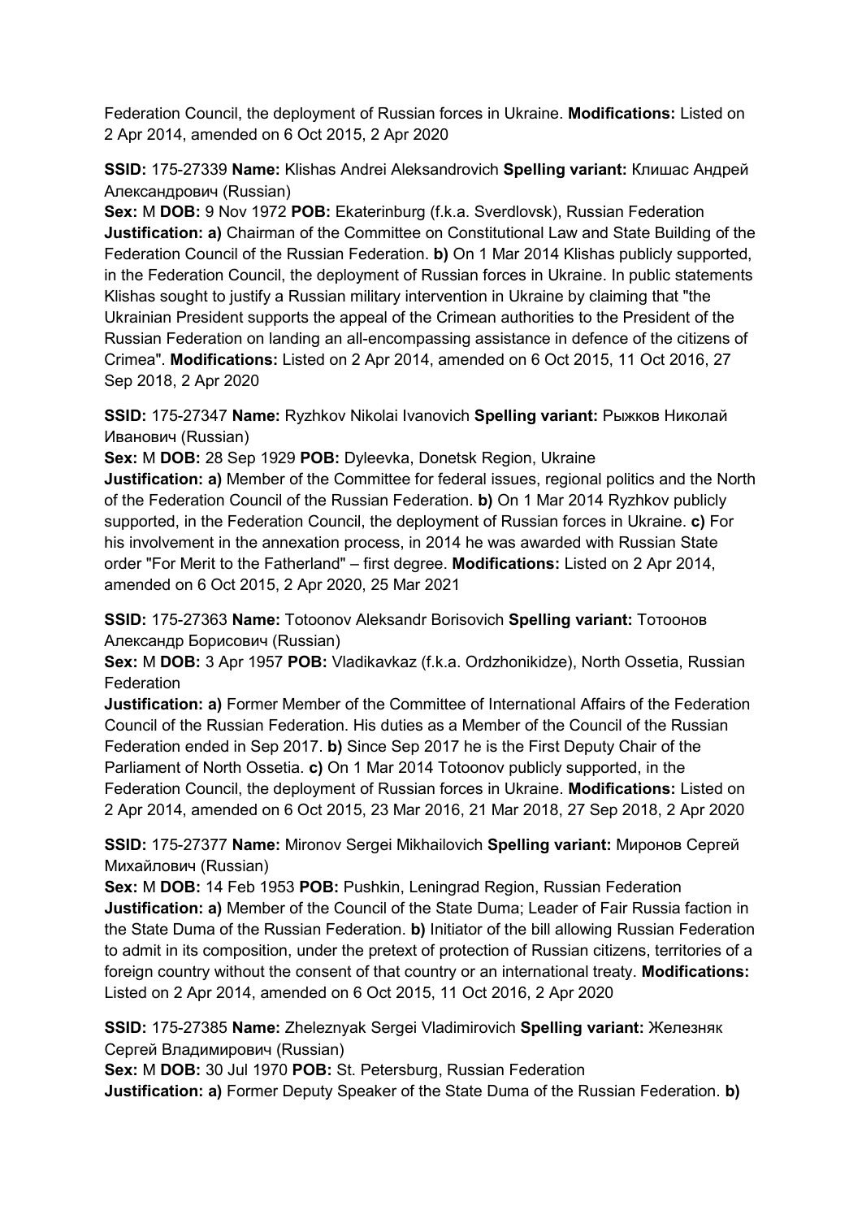Federation Council, the deployment of Russian forces in Ukraine. **Modifications:** Listed on 2 Apr 2014, amended on 6 Oct 2015, 2 Apr 2020

**SSID:** 175-27339 **Name:** Klishas Andrei Aleksandrovich **Spelling variant:** Клишас Андрей Александрович (Russian)
**Sex:** M **DOB:** 9 Nov 1972 **POB:** Ekaterinburg (f.k.a. Sverdlovsk), Russian Federation
**Justification: a)** Chairman of the Committee on Constitutional Law and State Building of the Federation Council of the Russian Federation. **b)** On 1 Mar 2014 Klishas publicly supported, in the Federation Council, the deployment of Russian forces in Ukraine. In public statements Klishas sought to justify a Russian military intervention in Ukraine by claiming that "the Ukrainian President supports the appeal of the Crimean authorities to the President of the Russian Federation on landing an all-encompassing assistance in defence of the citizens of Crimea". **Modifications:** Listed on 2 Apr 2014, amended on 6 Oct 2015, 11 Oct 2016, 27 Sep 2018, 2 Apr 2020

**SSID:** 175-27347 **Name:** Ryzhkov Nikolai Ivanovich **Spelling variant:** Рыжков Николай Иванович (Russian)
**Sex:** M **DOB:** 28 Sep 1929 **POB:** Dyleevka, Donetsk Region, Ukraine
**Justification: a)** Member of the Committee for federal issues, regional politics and the North of the Federation Council of the Russian Federation. **b)** On 1 Mar 2014 Ryzhkov publicly supported, in the Federation Council, the deployment of Russian forces in Ukraine. **c)** For his involvement in the annexation process, in 2014 he was awarded with Russian State order "For Merit to the Fatherland" – first degree. **Modifications:** Listed on 2 Apr 2014, amended on 6 Oct 2015, 2 Apr 2020, 25 Mar 2021

**SSID:** 175-27363 **Name:** Totoonov Aleksandr Borisovich **Spelling variant:** Тотоонов Александр Борисович (Russian)
**Sex:** M **DOB:** 3 Apr 1957 **POB:** Vladikavkaz (f.k.a. Ordzhonikidze), North Ossetia, Russian Federation
**Justification: a)** Former Member of the Committee of International Affairs of the Federation Council of the Russian Federation. His duties as a Member of the Council of the Russian Federation ended in Sep 2017. **b)** Since Sep 2017 he is the First Deputy Chair of the Parliament of North Ossetia. **c)** On 1 Mar 2014 Totoonov publicly supported, in the Federation Council, the deployment of Russian forces in Ukraine. **Modifications:** Listed on 2 Apr 2014, amended on 6 Oct 2015, 23 Mar 2016, 21 Mar 2018, 27 Sep 2018, 2 Apr 2020

**SSID:** 175-27377 **Name:** Mironov Sergei Mikhailovich **Spelling variant:** Миронов Сергей Михайлович (Russian)
**Sex:** M **DOB:** 14 Feb 1953 **POB:** Pushkin, Leningrad Region, Russian Federation
**Justification: a)** Member of the Council of the State Duma; Leader of Fair Russia faction in the State Duma of the Russian Federation. **b)** Initiator of the bill allowing Russian Federation to admit in its composition, under the pretext of protection of Russian citizens, territories of a foreign country without the consent of that country or an international treaty. **Modifications:** Listed on 2 Apr 2014, amended on 6 Oct 2015, 11 Oct 2016, 2 Apr 2020

**SSID:** 175-27385 **Name:** Zheleznyak Sergei Vladimirovich **Spelling variant:** Железняк Сергей Владимирович (Russian)
**Sex:** M **DOB:** 30 Jul 1970 **POB:** St. Petersburg, Russian Federation
**Justification: a)** Former Deputy Speaker of the State Duma of the Russian Federation. **b)**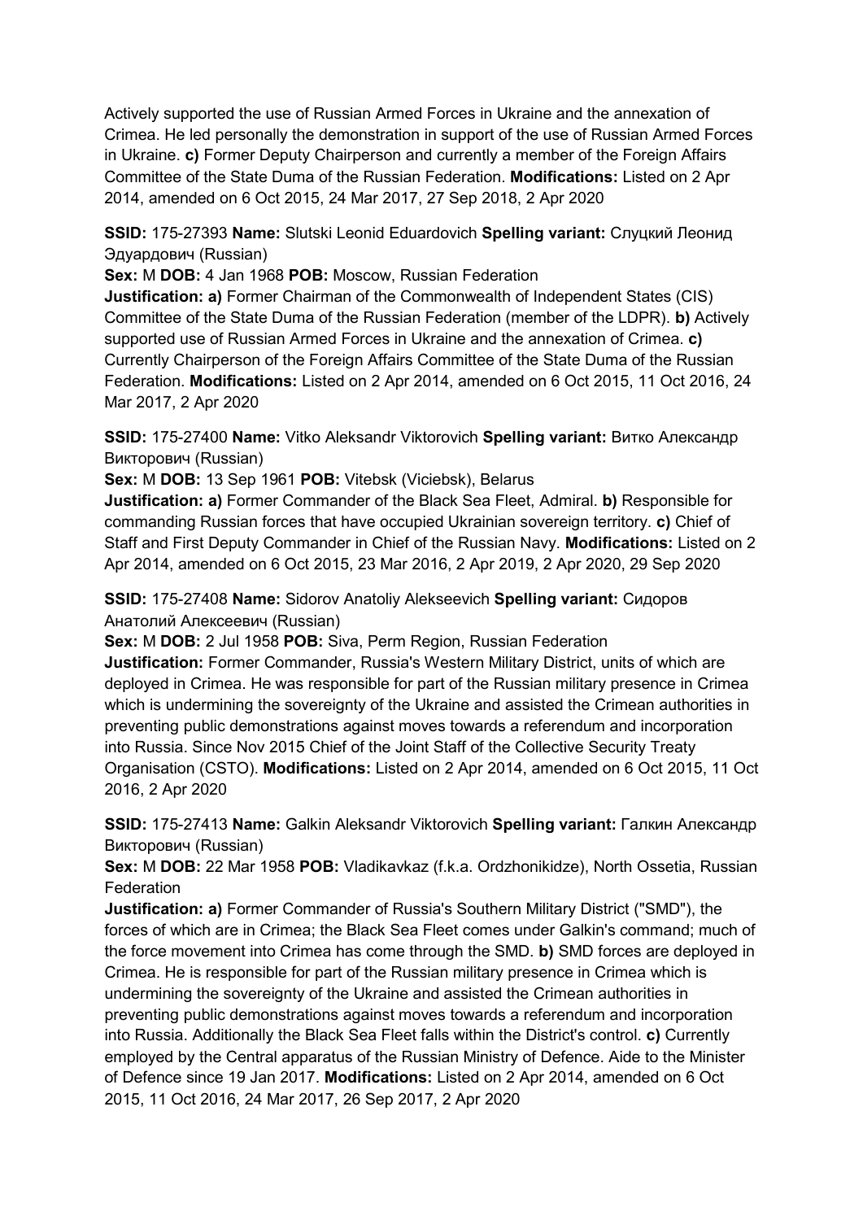Actively supported the use of Russian Armed Forces in Ukraine and the annexation of Crimea. He led personally the demonstration in support of the use of Russian Armed Forces in Ukraine. **c)** Former Deputy Chairperson and currently a member of the Foreign Affairs Committee of the State Duma of the Russian Federation. **Modifications:** Listed on 2 Apr 2014, amended on 6 Oct 2015, 24 Mar 2017, 27 Sep 2018, 2 Apr 2020

**SSID:** 175-27393 **Name:** Slutski Leonid Eduardovich **Spelling variant:** Слуцкий Леонид Эдуардович (Russian)
**Sex:** M **DOB:** 4 Jan 1968 **POB:** Moscow, Russian Federation
**Justification: a)** Former Chairman of the Commonwealth of Independent States (CIS) Committee of the State Duma of the Russian Federation (member of the LDPR). **b)** Actively supported use of Russian Armed Forces in Ukraine and the annexation of Crimea. **c)** Currently Chairperson of the Foreign Affairs Committee of the State Duma of the Russian Federation. **Modifications:** Listed on 2 Apr 2014, amended on 6 Oct 2015, 11 Oct 2016, 24 Mar 2017, 2 Apr 2020

**SSID:** 175-27400 **Name:** Vitko Aleksandr Viktorovich **Spelling variant:** Витко Александр Викторович (Russian)
**Sex:** M **DOB:** 13 Sep 1961 **POB:** Vitebsk (Viciebsk), Belarus
**Justification: a)** Former Commander of the Black Sea Fleet, Admiral. **b)** Responsible for commanding Russian forces that have occupied Ukrainian sovereign territory. **c)** Chief of Staff and First Deputy Commander in Chief of the Russian Navy. **Modifications:** Listed on 2 Apr 2014, amended on 6 Oct 2015, 23 Mar 2016, 2 Apr 2019, 2 Apr 2020, 29 Sep 2020

**SSID:** 175-27408 **Name:** Sidorov Anatoliy Alekseevich **Spelling variant:** Сидоров Анатолий Алексеевич (Russian)
**Sex:** M **DOB:** 2 Jul 1958 **POB:** Siva, Perm Region, Russian Federation
**Justification:** Former Commander, Russia's Western Military District, units of which are deployed in Crimea. He was responsible for part of the Russian military presence in Crimea which is undermining the sovereignty of the Ukraine and assisted the Crimean authorities in preventing public demonstrations against moves towards a referendum and incorporation into Russia. Since Nov 2015 Chief of the Joint Staff of the Collective Security Treaty Organisation (CSTO). **Modifications:** Listed on 2 Apr 2014, amended on 6 Oct 2015, 11 Oct 2016, 2 Apr 2020

**SSID:** 175-27413 **Name:** Galkin Aleksandr Viktorovich **Spelling variant:** Галкин Александр Викторович (Russian)
**Sex:** M **DOB:** 22 Mar 1958 **POB:** Vladikavkaz (f.k.a. Ordzhonikidze), North Ossetia, Russian Federation
**Justification: a)** Former Commander of Russia's Southern Military District ("SMD"), the forces of which are in Crimea; the Black Sea Fleet comes under Galkin's command; much of the force movement into Crimea has come through the SMD. **b)** SMD forces are deployed in Crimea. He is responsible for part of the Russian military presence in Crimea which is undermining the sovereignty of the Ukraine and assisted the Crimean authorities in preventing public demonstrations against moves towards a referendum and incorporation into Russia. Additionally the Black Sea Fleet falls within the District's control. **c)** Currently employed by the Central apparatus of the Russian Ministry of Defence. Aide to the Minister of Defence since 19 Jan 2017. **Modifications:** Listed on 2 Apr 2014, amended on 6 Oct 2015, 11 Oct 2016, 24 Mar 2017, 26 Sep 2017, 2 Apr 2020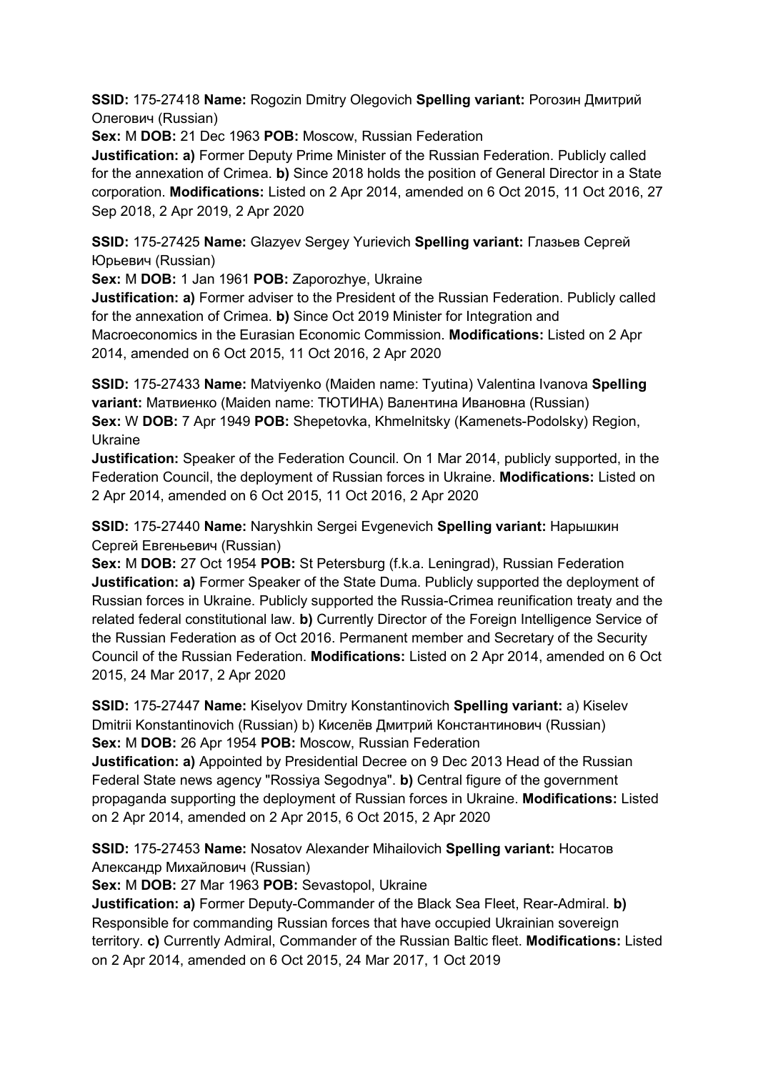**SSID:** 175-27418 **Name:** Rogozin Dmitry Olegovich **Spelling variant:** Рогозин Дмитрий Олегович (Russian)

**Sex:** M **DOB:** 21 Dec 1963 **POB:** Moscow, Russian Federation

**Justification: a)** Former Deputy Prime Minister of the Russian Federation. Publicly called for the annexation of Crimea. **b)** Since 2018 holds the position of General Director in a State corporation. **Modifications:** Listed on 2 Apr 2014, amended on 6 Oct 2015, 11 Oct 2016, 27 Sep 2018, 2 Apr 2019, 2 Apr 2020

**SSID:** 175-27425 **Name:** Glazyev Sergey Yurievich **Spelling variant:** Глазьев Сергей Юрьевич (Russian)

**Sex:** M **DOB:** 1 Jan 1961 **POB:** Zaporozhye, Ukraine

**Justification: a)** Former adviser to the President of the Russian Federation. Publicly called for the annexation of Crimea. **b)** Since Oct 2019 Minister for Integration and Macroeconomics in the Eurasian Economic Commission. **Modifications:** Listed on 2 Apr 2014, amended on 6 Oct 2015, 11 Oct 2016, 2 Apr 2020

**SSID:** 175-27433 **Name:** Matviyenko (Maiden name: Tyutina) Valentina Ivanova **Spelling variant:** Матвиенко (Maiden name: ТЮТИНА) Валентина Ивановна (Russian)

**Sex:** W **DOB:** 7 Apr 1949 **POB:** Shepetovka, Khmelnitsky (Kamenets-Podolsky) Region, Ukraine

**Justification:** Speaker of the Federation Council. On 1 Mar 2014, publicly supported, in the Federation Council, the deployment of Russian forces in Ukraine. **Modifications:** Listed on 2 Apr 2014, amended on 6 Oct 2015, 11 Oct 2016, 2 Apr 2020

**SSID:** 175-27440 **Name:** Naryshkin Sergei Evgenevich **Spelling variant:** Нарышкин Сергей Евгеньевич (Russian)

**Sex:** M **DOB:** 27 Oct 1954 **POB:** St Petersburg (f.k.a. Leningrad), Russian Federation

**Justification: a)** Former Speaker of the State Duma. Publicly supported the deployment of Russian forces in Ukraine. Publicly supported the Russia-Crimea reunification treaty and the related federal constitutional law. **b)** Currently Director of the Foreign Intelligence Service of the Russian Federation as of Oct 2016. Permanent member and Secretary of the Security Council of the Russian Federation. **Modifications:** Listed on 2 Apr 2014, amended on 6 Oct 2015, 24 Mar 2017, 2 Apr 2020

**SSID:** 175-27447 **Name:** Kiselyov Dmitry Konstantinovich **Spelling variant:** a) Kiselev Dmitrii Konstantinovich (Russian) b) Киселёв Дмитрий Константинович (Russian)

**Sex:** M **DOB:** 26 Apr 1954 **POB:** Moscow, Russian Federation

**Justification: a)** Appointed by Presidential Decree on 9 Dec 2013 Head of the Russian Federal State news agency "Rossiya Segodnya". **b)** Central figure of the government propaganda supporting the deployment of Russian forces in Ukraine. **Modifications:** Listed on 2 Apr 2014, amended on 2 Apr 2015, 6 Oct 2015, 2 Apr 2020

**SSID:** 175-27453 **Name:** Nosatov Alexander Mihailovich **Spelling variant:** Носатов Александр Михайлович (Russian)

**Sex:** M **DOB:** 27 Mar 1963 **POB:** Sevastopol, Ukraine

**Justification: a)** Former Deputy-Commander of the Black Sea Fleet, Rear-Admiral. **b)** Responsible for commanding Russian forces that have occupied Ukrainian sovereign territory. **c)** Currently Admiral, Commander of the Russian Baltic fleet. **Modifications:** Listed on 2 Apr 2014, amended on 6 Oct 2015, 24 Mar 2017, 1 Oct 2019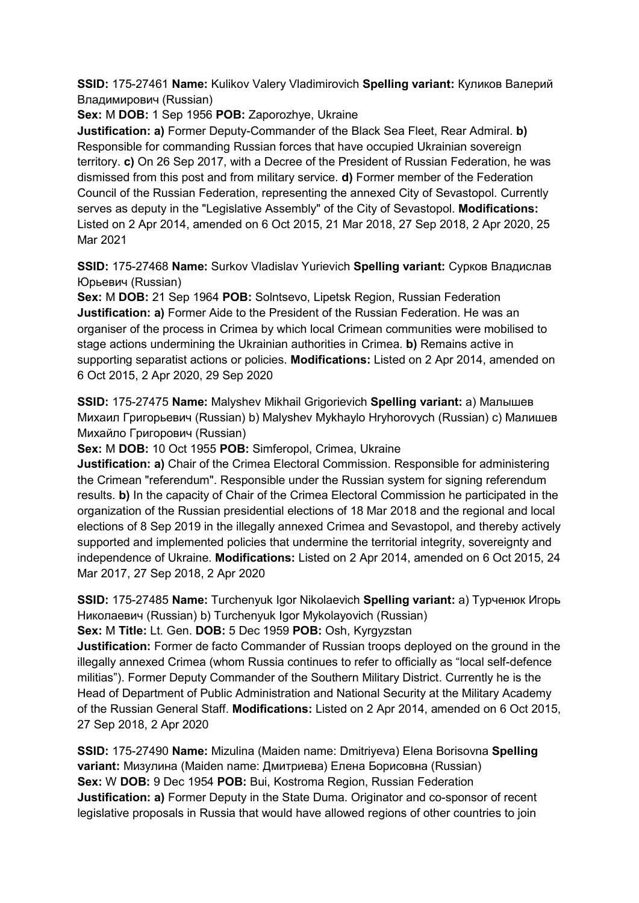**SSID:** 175-27461 **Name:** Kulikov Valery Vladimirovich **Spelling variant:** Куликов Валерий Владимирович (Russian)

**Sex:** M **DOB:** 1 Sep 1956 **POB:** Zaporozhye, Ukraine

**Justification: a)** Former Deputy-Commander of the Black Sea Fleet, Rear Admiral. **b)** Responsible for commanding Russian forces that have occupied Ukrainian sovereign territory. **c)** On 26 Sep 2017, with a Decree of the President of Russian Federation, he was dismissed from this post and from military service. **d)** Former member of the Federation Council of the Russian Federation, representing the annexed City of Sevastopol. Currently serves as deputy in the "Legislative Assembly" of the City of Sevastopol. **Modifications:** Listed on 2 Apr 2014, amended on 6 Oct 2015, 21 Mar 2018, 27 Sep 2018, 2 Apr 2020, 25 Mar 2021

**SSID:** 175-27468 **Name:** Surkov Vladislav Yurievich **Spelling variant:** Сурков Владислав Юрьевич (Russian)

**Sex:** M **DOB:** 21 Sep 1964 **POB:** Solntsevo, Lipetsk Region, Russian Federation

**Justification: a)** Former Aide to the President of the Russian Federation. He was an organiser of the process in Crimea by which local Crimean communities were mobilised to stage actions undermining the Ukrainian authorities in Crimea. **b)** Remains active in supporting separatist actions or policies. **Modifications:** Listed on 2 Apr 2014, amended on 6 Oct 2015, 2 Apr 2020, 29 Sep 2020

**SSID:** 175-27475 **Name:** Malyshev Mikhail Grigorievich **Spelling variant:** a) Малышев Михаил Григорьевич (Russian) b) Malyshev Mykhaylo Hryhorovych (Russian) c) Малишев Михайло Григорович (Russian)

**Sex:** M **DOB:** 10 Oct 1955 **POB:** Simferopol, Crimea, Ukraine

**Justification: a)** Chair of the Crimea Electoral Commission. Responsible for administering the Crimean "referendum". Responsible under the Russian system for signing referendum results. **b)** In the capacity of Chair of the Crimea Electoral Commission he participated in the organization of the Russian presidential elections of 18 Mar 2018 and the regional and local elections of 8 Sep 2019 in the illegally annexed Crimea and Sevastopol, and thereby actively supported and implemented policies that undermine the territorial integrity, sovereignty and independence of Ukraine. **Modifications:** Listed on 2 Apr 2014, amended on 6 Oct 2015, 24 Mar 2017, 27 Sep 2018, 2 Apr 2020

**SSID:** 175-27485 **Name:** Turchenyuk Igor Nikolaevich **Spelling variant:** a) Турченюк Игорь Николаевич (Russian) b) Turchenyuk Igor Mykolayovich (Russian)

**Sex:** M **Title:** Lt. Gen. **DOB:** 5 Dec 1959 **POB:** Osh, Kyrgyzstan

**Justification:** Former de facto Commander of Russian troops deployed on the ground in the illegally annexed Crimea (whom Russia continues to refer to officially as "local self-defence militias"). Former Deputy Commander of the Southern Military District. Currently he is the Head of Department of Public Administration and National Security at the Military Academy of the Russian General Staff. **Modifications:** Listed on 2 Apr 2014, amended on 6 Oct 2015, 27 Sep 2018, 2 Apr 2020

**SSID:** 175-27490 **Name:** Mizulina (Maiden name: Dmitriyeva) Elena Borisovna **Spelling variant:** Мизулина (Maiden name: Дмитриева) Елена Борисовна (Russian)

**Sex:** W **DOB:** 9 Dec 1954 **POB:** Bui, Kostroma Region, Russian Federation

**Justification: a)** Former Deputy in the State Duma. Originator and co-sponsor of recent legislative proposals in Russia that would have allowed regions of other countries to join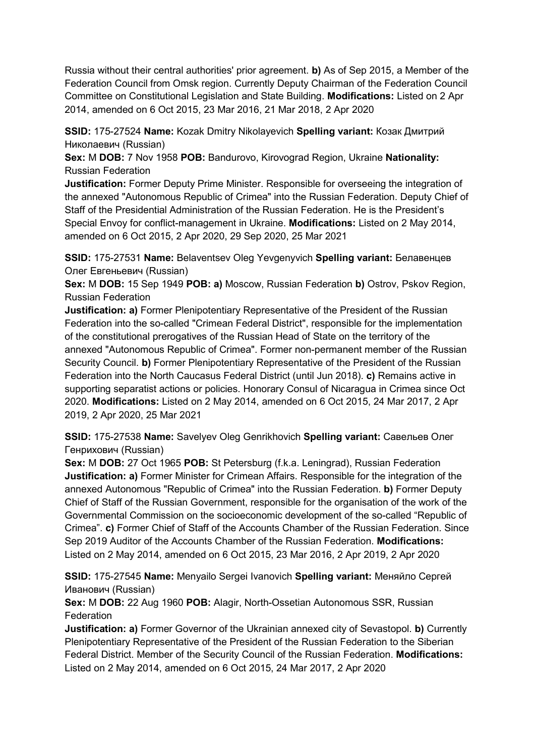Russia without their central authorities' prior agreement. **b)** As of Sep 2015, a Member of the Federation Council from Omsk region. Currently Deputy Chairman of the Federation Council Committee on Constitutional Legislation and State Building. **Modifications:** Listed on 2 Apr 2014, amended on 6 Oct 2015, 23 Mar 2016, 21 Mar 2018, 2 Apr 2020

**SSID:** 175-27524 **Name:** Kozak Dmitry Nikolayevich **Spelling variant:** Козак Дмитрий Николаевич (Russian)
**Sex:** M **DOB:** 7 Nov 1958 **POB:** Bandurovo, Kirovograd Region, Ukraine **Nationality:** Russian Federation
**Justification:** Former Deputy Prime Minister. Responsible for overseeing the integration of the annexed "Autonomous Republic of Crimea" into the Russian Federation. Deputy Chief of Staff of the Presidential Administration of the Russian Federation. He is the President's Special Envoy for conflict-management in Ukraine. **Modifications:** Listed on 2 May 2014, amended on 6 Oct 2015, 2 Apr 2020, 29 Sep 2020, 25 Mar 2021

**SSID:** 175-27531 **Name:** Belaventsev Oleg Yevgenyvich **Spelling variant:** Белавенцев Олег Евгеньевич (Russian)
**Sex:** M **DOB:** 15 Sep 1949 **POB: a)** Moscow, Russian Federation **b)** Ostrov, Pskov Region, Russian Federation
**Justification: a)** Former Plenipotentiary Representative of the President of the Russian Federation into the so-called "Crimean Federal District", responsible for the implementation of the constitutional prerogatives of the Russian Head of State on the territory of the annexed "Autonomous Republic of Crimea". Former non-permanent member of the Russian Security Council. **b)** Former Plenipotentiary Representative of the President of the Russian Federation into the North Caucasus Federal District (until Jun 2018). **c)** Remains active in supporting separatist actions or policies. Honorary Consul of Nicaragua in Crimea since Oct 2020. **Modifications:** Listed on 2 May 2014, amended on 6 Oct 2015, 24 Mar 2017, 2 Apr 2019, 2 Apr 2020, 25 Mar 2021

**SSID:** 175-27538 **Name:** Savelyev Oleg Genrikhovich **Spelling variant:** Савельев Олег Генрихович (Russian)
**Sex:** M **DOB:** 27 Oct 1965 **POB:** St Petersburg (f.k.a. Leningrad), Russian Federation
**Justification: a)** Former Minister for Crimean Affairs. Responsible for the integration of the annexed Autonomous "Republic of Crimea" into the Russian Federation. **b)** Former Deputy Chief of Staff of the Russian Government, responsible for the organisation of the work of the Governmental Commission on the socioeconomic development of the so-called "Republic of Crimea". **c)** Former Chief of Staff of the Accounts Chamber of the Russian Federation. Since Sep 2019 Auditor of the Accounts Chamber of the Russian Federation. **Modifications:** Listed on 2 May 2014, amended on 6 Oct 2015, 23 Mar 2016, 2 Apr 2019, 2 Apr 2020

**SSID:** 175-27545 **Name:** Menyailo Sergei Ivanovich **Spelling variant:** Меняйло Сергей Иванович (Russian)
**Sex:** M **DOB:** 22 Aug 1960 **POB:** Alagir, North-Ossetian Autonomous SSR, Russian Federation
**Justification: a)** Former Governor of the Ukrainian annexed city of Sevastopol. **b)** Currently Plenipotentiary Representative of the President of the Russian Federation to the Siberian Federal District. Member of the Security Council of the Russian Federation. **Modifications:** Listed on 2 May 2014, amended on 6 Oct 2015, 24 Mar 2017, 2 Apr 2020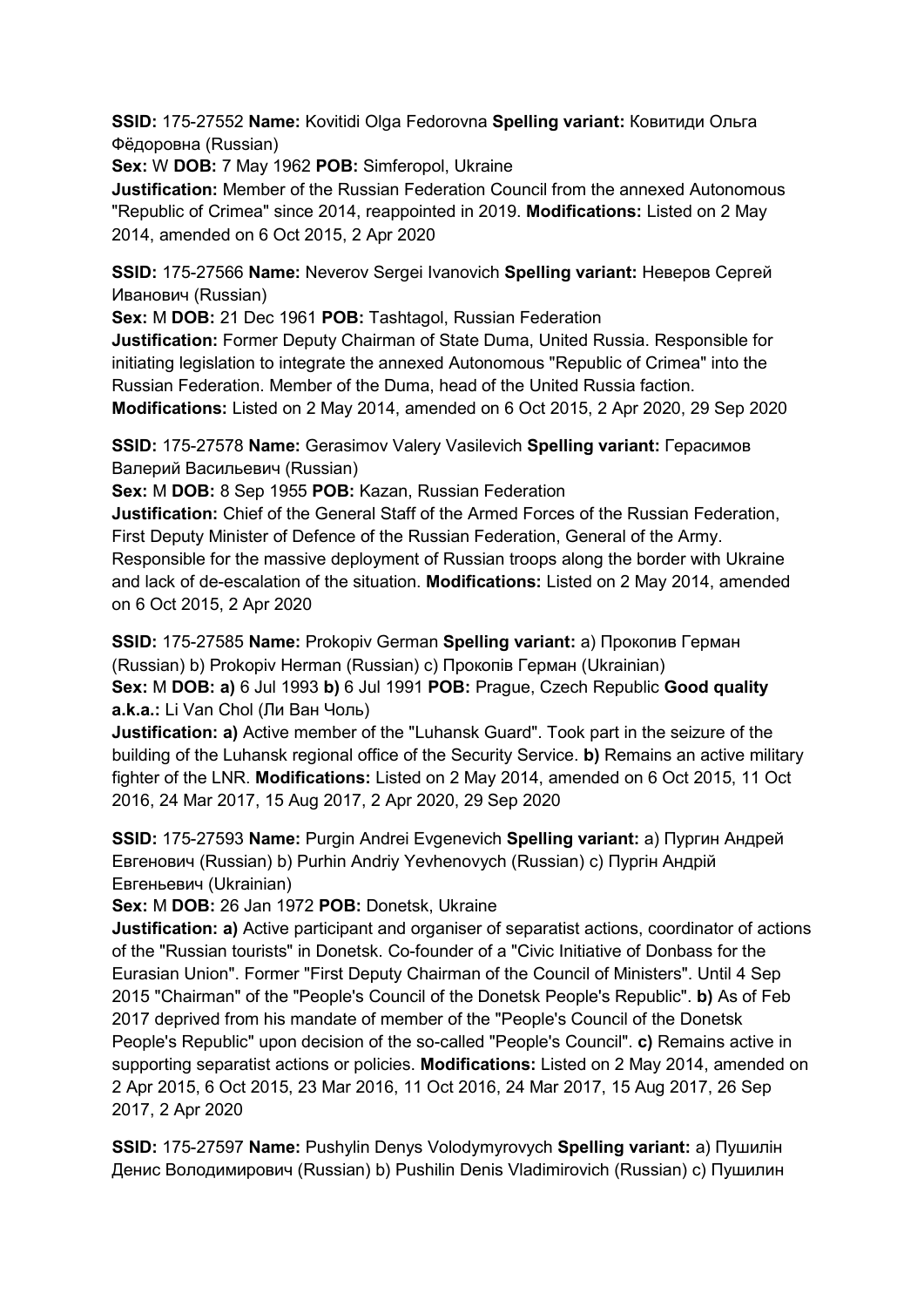**SSID:** 175-27552 **Name:** Kovitidi Olga Fedorovna **Spelling variant:** Ковитиди Ольга Фёдоровна (Russian)

**Sex:** W **DOB:** 7 May 1962 **POB:** Simferopol, Ukraine

**Justification:** Member of the Russian Federation Council from the annexed Autonomous "Republic of Crimea" since 2014, reappointed in 2019. **Modifications:** Listed on 2 May 2014, amended on 6 Oct 2015, 2 Apr 2020

**SSID:** 175-27566 **Name:** Neverov Sergei Ivanovich **Spelling variant:** Неверов Сергей Иванович (Russian)

**Sex:** M **DOB:** 21 Dec 1961 **POB:** Tashtagol, Russian Federation

**Justification:** Former Deputy Chairman of State Duma, United Russia. Responsible for initiating legislation to integrate the annexed Autonomous "Republic of Crimea" into the Russian Federation. Member of the Duma, head of the United Russia faction. **Modifications:** Listed on 2 May 2014, amended on 6 Oct 2015, 2 Apr 2020, 29 Sep 2020

**SSID:** 175-27578 **Name:** Gerasimov Valery Vasilevich **Spelling variant:** Герасимов Валерий Васильевич (Russian)

**Sex:** M **DOB:** 8 Sep 1955 **POB:** Kazan, Russian Federation

**Justification:** Chief of the General Staff of the Armed Forces of the Russian Federation, First Deputy Minister of Defence of the Russian Federation, General of the Army. Responsible for the massive deployment of Russian troops along the border with Ukraine and lack of de-escalation of the situation. **Modifications:** Listed on 2 May 2014, amended on 6 Oct 2015, 2 Apr 2020

**SSID:** 175-27585 **Name:** Prokopiv German **Spelling variant:** a) Прокопив Герман (Russian) b) Prokopiv Herman (Russian) c) Прокопів Герман (Ukrainian)

**Sex:** M **DOB:** **a)** 6 Jul 1993 **b)** 6 Jul 1991 **POB:** Prague, Czech Republic **Good quality a.k.a.:** Li Van Chol (Ли Ван Чоль)

**Justification:** **a)** Active member of the "Luhansk Guard". Took part in the seizure of the building of the Luhansk regional office of the Security Service. **b)** Remains an active military fighter of the LNR. **Modifications:** Listed on 2 May 2014, amended on 6 Oct 2015, 11 Oct 2016, 24 Mar 2017, 15 Aug 2017, 2 Apr 2020, 29 Sep 2020

**SSID:** 175-27593 **Name:** Purgin Andrei Evgenevich **Spelling variant:** a) Пургин Андрей Евгенович (Russian) b) Purhin Andriy Yevhenovych (Russian) c) Пургін Андрій Евгеньевич (Ukrainian)

**Sex:** M **DOB:** 26 Jan 1972 **POB:** Donetsk, Ukraine

**Justification:** **a)** Active participant and organiser of separatist actions, coordinator of actions of the "Russian tourists" in Donetsk. Co-founder of a "Civic Initiative of Donbass for the Eurasian Union". Former "First Deputy Chairman of the Council of Ministers". Until 4 Sep 2015 "Chairman" of the "People's Council of the Donetsk People's Republic". **b)** As of Feb 2017 deprived from his mandate of member of the "People's Council of the Donetsk People's Republic" upon decision of the so-called "People's Council". **c)** Remains active in supporting separatist actions or policies. **Modifications:** Listed on 2 May 2014, amended on 2 Apr 2015, 6 Oct 2015, 23 Mar 2016, 11 Oct 2016, 24 Mar 2017, 15 Aug 2017, 26 Sep 2017, 2 Apr 2020

**SSID:** 175-27597 **Name:** Pushylin Denys Volodymyrovych **Spelling variant:** a) Пушилін Денис Володимирович (Russian) b) Pushilin Denis Vladimirovich (Russian) c) Пушилин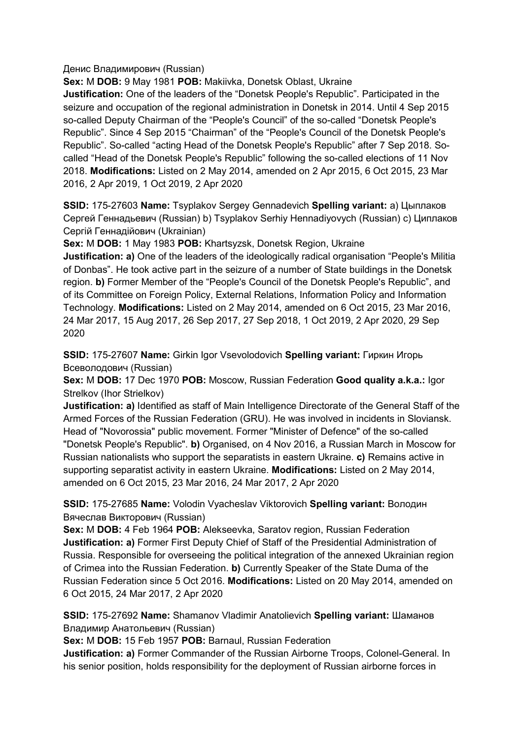Денис Владимирович (Russian)

**Sex:** M **DOB:** 9 May 1981 **POB:** Makiivka, Donetsk Oblast, Ukraine

**Justification:** One of the leaders of the "Donetsk People's Republic". Participated in the seizure and occupation of the regional administration in Donetsk in 2014. Until 4 Sep 2015 so-called Deputy Chairman of the "People's Council" of the so-called "Donetsk People's Republic". Since 4 Sep 2015 "Chairman" of the "People's Council of the Donetsk People's Republic". So-called "acting Head of the Donetsk People's Republic" after 7 Sep 2018. So-called "Head of the Donetsk People's Republic" following the so-called elections of 11 Nov 2018. **Modifications:** Listed on 2 May 2014, amended on 2 Apr 2015, 6 Oct 2015, 23 Mar 2016, 2 Apr 2019, 1 Oct 2019, 2 Apr 2020

**SSID:** 175-27603 **Name:** Tsyplakov Sergey Gennadevich **Spelling variant:** a) Цыплаков Сергей Геннадьевич (Russian) b) Tsyplakov Serhiy Hennadiyovych (Russian) c) Циплаков Сергій Геннадійович (Ukrainian)

**Sex:** M **DOB:** 1 May 1983 **POB:** Khartsyzsk, Donetsk Region, Ukraine

**Justification: a)** One of the leaders of the ideologically radical organisation "People's Militia of Donbas". He took active part in the seizure of a number of State buildings in the Donetsk region. **b)** Former Member of the "People's Council of the Donetsk People's Republic", and of its Committee on Foreign Policy, External Relations, Information Policy and Information Technology. **Modifications:** Listed on 2 May 2014, amended on 6 Oct 2015, 23 Mar 2016, 24 Mar 2017, 15 Aug 2017, 26 Sep 2017, 27 Sep 2018, 1 Oct 2019, 2 Apr 2020, 29 Sep 2020

**SSID:** 175-27607 **Name:** Girkin Igor Vsevolodovich **Spelling variant:** Гиркин Игорь Всеволодович (Russian)

**Sex:** M **DOB:** 17 Dec 1970 **POB:** Moscow, Russian Federation **Good quality a.k.a.:** Igor Strelkov (Ihor Strielkov)

**Justification: a)** Identified as staff of Main Intelligence Directorate of the General Staff of the Armed Forces of the Russian Federation (GRU). He was involved in incidents in Sloviansk. Head of "Novorossia" public movement. Former "Minister of Defence" of the so-called "Donetsk People's Republic". **b)** Organised, on 4 Nov 2016, a Russian March in Moscow for Russian nationalists who support the separatists in eastern Ukraine. **c)** Remains active in supporting separatist activity in eastern Ukraine. **Modifications:** Listed on 2 May 2014, amended on 6 Oct 2015, 23 Mar 2016, 24 Mar 2017, 2 Apr 2020

**SSID:** 175-27685 **Name:** Volodin Vyacheslav Viktorovich **Spelling variant:** Володин Вячеслав Викторович (Russian)

**Sex:** M **DOB:** 4 Feb 1964 **POB:** Alekseevka, Saratov region, Russian Federation

**Justification: a)** Former First Deputy Chief of Staff of the Presidential Administration of Russia. Responsible for overseeing the political integration of the annexed Ukrainian region of Crimea into the Russian Federation. **b)** Currently Speaker of the State Duma of the Russian Federation since 5 Oct 2016. **Modifications:** Listed on 20 May 2014, amended on 6 Oct 2015, 24 Mar 2017, 2 Apr 2020

**SSID:** 175-27692 **Name:** Shamanov Vladimir Anatolievich **Spelling variant:** Шаманов Владимир Анатольевич (Russian)

**Sex:** M **DOB:** 15 Feb 1957 **POB:** Barnaul, Russian Federation

**Justification: a)** Former Commander of the Russian Airborne Troops, Colonel-General. In his senior position, holds responsibility for the deployment of Russian airborne forces in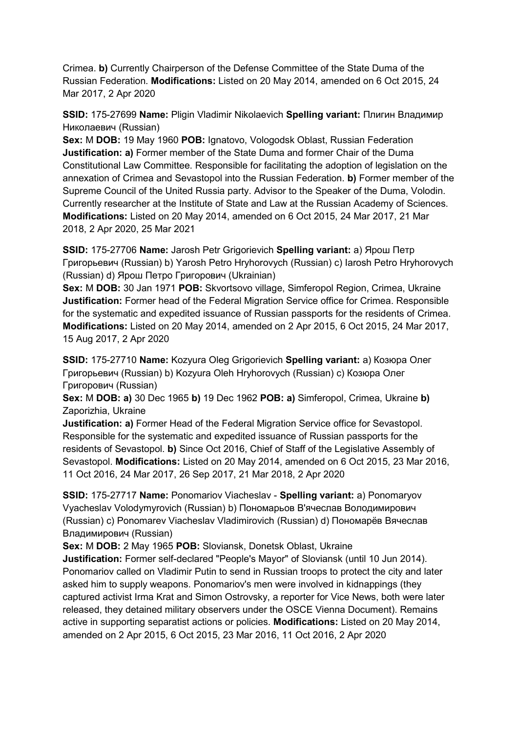Crimea. **b)** Currently Chairperson of the Defense Committee of the State Duma of the Russian Federation. **Modifications:** Listed on 20 May 2014, amended on 6 Oct 2015, 24 Mar 2017, 2 Apr 2020

**SSID:** 175-27699 **Name:** Pligin Vladimir Nikolaevich **Spelling variant:** Плигин Владимир Николаевич (Russian)
**Sex:** M **DOB:** 19 May 1960 **POB:** Ignatovo, Vologodsk Oblast, Russian Federation
**Justification: a)** Former member of the State Duma and former Chair of the Duma Constitutional Law Committee. Responsible for facilitating the adoption of legislation on the annexation of Crimea and Sevastopol into the Russian Federation. **b)** Former member of the Supreme Council of the United Russia party. Advisor to the Speaker of the Duma, Volodin. Currently researcher at the Institute of State and Law at the Russian Academy of Sciences. **Modifications:** Listed on 20 May 2014, amended on 6 Oct 2015, 24 Mar 2017, 21 Mar 2018, 2 Apr 2020, 25 Mar 2021

**SSID:** 175-27706 **Name:** Jarosh Petr Grigorievich **Spelling variant:** a) Ярош Петр Григорьевич (Russian) b) Yarosh Petro Hryhorovych (Russian) c) Iarosh Petro Hryhorovych (Russian) d) Ярош Петро Григорович (Ukrainian)
**Sex:** M **DOB:** 30 Jan 1971 **POB:** Skvortsovo village, Simferopol Region, Crimea, Ukraine
**Justification:** Former head of the Federal Migration Service office for Crimea. Responsible for the systematic and expedited issuance of Russian passports for the residents of Crimea. **Modifications:** Listed on 20 May 2014, amended on 2 Apr 2015, 6 Oct 2015, 24 Mar 2017, 15 Aug 2017, 2 Apr 2020

**SSID:** 175-27710 **Name:** Kozyura Oleg Grigorievich **Spelling variant:** a) Козюра Олег Григорьевич (Russian) b) Kozyura Oleh Hryhorovych (Russian) c) Козюра Олег Григорович (Russian)
**Sex:** M **DOB: a)** 30 Dec 1965 **b)** 19 Dec 1962 **POB: a)** Simferopol, Crimea, Ukraine **b)** Zaporizhia, Ukraine
**Justification: a)** Former Head of the Federal Migration Service office for Sevastopol. Responsible for the systematic and expedited issuance of Russian passports for the residents of Sevastopol. **b)** Since Oct 2016, Chief of Staff of the Legislative Assembly of Sevastopol. **Modifications:** Listed on 20 May 2014, amended on 6 Oct 2015, 23 Mar 2016, 11 Oct 2016, 24 Mar 2017, 26 Sep 2017, 21 Mar 2018, 2 Apr 2020

**SSID:** 175-27717 **Name:** Ponomariov Viacheslav - **Spelling variant:** a) Ponomaryov Vyacheslav Volodymyrovich (Russian) b) Пономарьов В'ячеслав Володимирович (Russian) c) Ponomarev Viacheslav Vladimirovich (Russian) d) Пономарёв Вячеслав Владимирович (Russian)
**Sex:** M **DOB:** 2 May 1965 **POB:** Sloviansk, Donetsk Oblast, Ukraine
**Justification:** Former self-declared "People's Mayor" of Sloviansk (until 10 Jun 2014). Ponomariov called on Vladimir Putin to send in Russian troops to protect the city and later asked him to supply weapons. Ponomariov's men were involved in kidnappings (they captured activist Irma Krat and Simon Ostrovsky, a reporter for Vice News, both were later released, they detained military observers under the OSCE Vienna Document). Remains active in supporting separatist actions or policies. **Modifications:** Listed on 20 May 2014, amended on 2 Apr 2015, 6 Oct 2015, 23 Mar 2016, 11 Oct 2016, 2 Apr 2020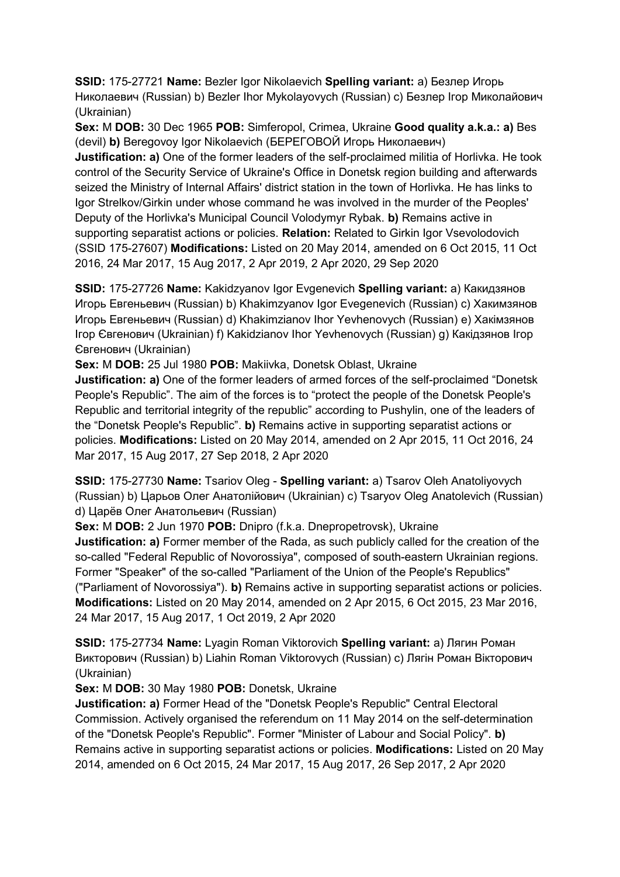**SSID:** 175-27721 **Name:** Bezler Igor Nikolaevich **Spelling variant:** a) Безлер Игорь Николаевич (Russian) b) Bezler Ihor Mykolayovych (Russian) c) Безлер Ігор Миколайович (Ukrainian)

**Sex:** M **DOB:** 30 Dec 1965 **POB:** Simferopol, Crimea, Ukraine **Good quality a.k.a.: a)** Bes (devil) **b)** Beregovoy Igor Nikolaevich (БЕРЕГОВОЙ Игорь Николаевич)

**Justification: a)** One of the former leaders of the self-proclaimed militia of Horlivka. He took control of the Security Service of Ukraine's Office in Donetsk region building and afterwards seized the Ministry of Internal Affairs' district station in the town of Horlivka. He has links to Igor Strelkov/Girkin under whose command he was involved in the murder of the Peoples' Deputy of the Horlivka's Municipal Council Volodymyr Rybak. **b)** Remains active in supporting separatist actions or policies. **Relation:** Related to Girkin Igor Vsevolodovich (SSID 175-27607) **Modifications:** Listed on 20 May 2014, amended on 6 Oct 2015, 11 Oct 2016, 24 Mar 2017, 15 Aug 2017, 2 Apr 2019, 2 Apr 2020, 29 Sep 2020

**SSID:** 175-27726 **Name:** Kakidzyanov Igor Evgenevich **Spelling variant:** a) Какидзянов Игорь Евгеньевич (Russian) b) Khakimzyanov Igor Evegenevich (Russian) c) Хакимзянов Игорь Евгеньевич (Russian) d) Khakimzianov Ihor Yevhenovych (Russian) e) Хакімзянов Ігор Євгенович (Ukrainian) f) Kakidzianov Ihor Yevhenovych (Russian) g) Какідзянов Ігор Євгенович (Ukrainian)

**Sex:** M **DOB:** 25 Jul 1980 **POB:** Makiivka, Donetsk Oblast, Ukraine

**Justification: a)** One of the former leaders of armed forces of the self-proclaimed "Donetsk People's Republic". The aim of the forces is to "protect the people of the Donetsk People's Republic and territorial integrity of the republic" according to Pushylin, one of the leaders of the "Donetsk People's Republic". **b)** Remains active in supporting separatist actions or policies. **Modifications:** Listed on 20 May 2014, amended on 2 Apr 2015, 11 Oct 2016, 24 Mar 2017, 15 Aug 2017, 27 Sep 2018, 2 Apr 2020

**SSID:** 175-27730 **Name:** Tsariov Oleg - **Spelling variant:** a) Tsarov Oleh Anatoliyovych (Russian) b) Царьов Олег Анатолійович (Ukrainian) c) Tsaryov Oleg Anatolevich (Russian) d) Царёв Олег Анатольевич (Russian)

**Sex:** M **DOB:** 2 Jun 1970 **POB:** Dnipro (f.k.a. Dnepropetrovsk), Ukraine

**Justification: a)** Former member of the Rada, as such publicly called for the creation of the so-called "Federal Republic of Novorossiya", composed of south-eastern Ukrainian regions. Former "Speaker" of the so-called "Parliament of the Union of the People's Republics" ("Parliament of Novorossiya"). **b)** Remains active in supporting separatist actions or policies. **Modifications:** Listed on 20 May 2014, amended on 2 Apr 2015, 6 Oct 2015, 23 Mar 2016, 24 Mar 2017, 15 Aug 2017, 1 Oct 2019, 2 Apr 2020

**SSID:** 175-27734 **Name:** Lyagin Roman Viktorovich **Spelling variant:** a) Лягин Роман Викторович (Russian) b) Liahin Roman Viktorovych (Russian) c) Лягін Роман Вікторович (Ukrainian)

**Sex:** M **DOB:** 30 May 1980 **POB:** Donetsk, Ukraine

**Justification: a)** Former Head of the "Donetsk People's Republic" Central Electoral Commission. Actively organised the referendum on 11 May 2014 on the self-determination of the "Donetsk People's Republic". Former "Minister of Labour and Social Policy". **b)** Remains active in supporting separatist actions or policies. **Modifications:** Listed on 20 May 2014, amended on 6 Oct 2015, 24 Mar 2017, 15 Aug 2017, 26 Sep 2017, 2 Apr 2020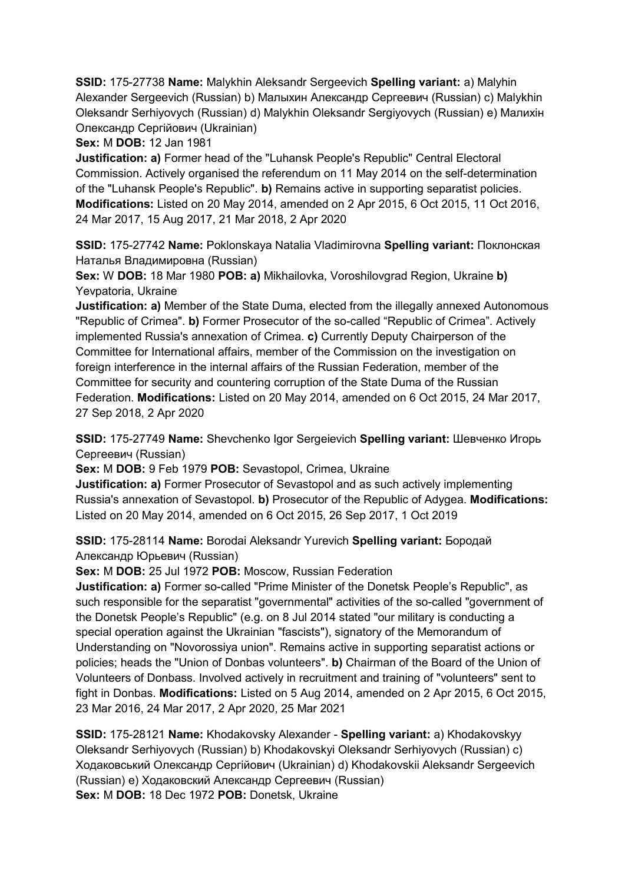**SSID:** 175-27738 **Name:** Malykhin Aleksandr Sergeevich **Spelling variant:** a) Malyhin Alexander Sergeevich (Russian) b) Малыхин Александр Сергеевич (Russian) c) Malykhin Oleksandr Serhiyovych (Russian) d) Malykhin Oleksandr Sergiyovych (Russian) e) Малихін Олександр Сергійович (Ukrainian)

**Sex:** M **DOB:** 12 Jan 1981

**Justification: a)** Former head of the "Luhansk People's Republic" Central Electoral Commission. Actively organised the referendum on 11 May 2014 on the self-determination of the "Luhansk People's Republic". **b)** Remains active in supporting separatist policies. **Modifications:** Listed on 20 May 2014, amended on 2 Apr 2015, 6 Oct 2015, 11 Oct 2016, 24 Mar 2017, 15 Aug 2017, 21 Mar 2018, 2 Apr 2020

**SSID:** 175-27742 **Name:** Poklonskaya Natalia Vladimirovna **Spelling variant:** Поклонская Наталья Владимировна (Russian)

**Sex:** W **DOB:** 18 Mar 1980 **POB: a)** Mikhailovka, Voroshilovgrad Region, Ukraine **b)** Yevpatoria, Ukraine

**Justification: a)** Member of the State Duma, elected from the illegally annexed Autonomous "Republic of Crimea". **b)** Former Prosecutor of the so-called "Republic of Crimea". Actively implemented Russia's annexation of Crimea. **c)** Currently Deputy Chairperson of the Committee for International affairs, member of the Commission on the investigation on foreign interference in the internal affairs of the Russian Federation, member of the Committee for security and countering corruption of the State Duma of the Russian Federation. **Modifications:** Listed on 20 May 2014, amended on 6 Oct 2015, 24 Mar 2017, 27 Sep 2018, 2 Apr 2020

**SSID:** 175-27749 **Name:** Shevchenko Igor Sergeievich **Spelling variant:** Шевченко Игорь Сергеевич (Russian)

**Sex:** M **DOB:** 9 Feb 1979 **POB:** Sevastopol, Crimea, Ukraine

**Justification: a)** Former Prosecutor of Sevastopol and as such actively implementing Russia's annexation of Sevastopol. **b)** Prosecutor of the Republic of Adygea. **Modifications:** Listed on 20 May 2014, amended on 6 Oct 2015, 26 Sep 2017, 1 Oct 2019

**SSID:** 175-28114 **Name:** Borodai Aleksandr Yurevich **Spelling variant:** Бородай Александр Юрьевич (Russian)

**Sex:** M **DOB:** 25 Jul 1972 **POB:** Moscow, Russian Federation

**Justification: a)** Former so-called "Prime Minister of the Donetsk People's Republic", as such responsible for the separatist "governmental" activities of the so-called "government of the Donetsk People's Republic" (e.g. on 8 Jul 2014 stated "our military is conducting a special operation against the Ukrainian "fascists"), signatory of the Memorandum of Understanding on "Novorossiya union". Remains active in supporting separatist actions or policies; heads the "Union of Donbas volunteers". **b)** Chairman of the Board of the Union of Volunteers of Donbass. Involved actively in recruitment and training of "volunteers" sent to fight in Donbas. **Modifications:** Listed on 5 Aug 2014, amended on 2 Apr 2015, 6 Oct 2015, 23 Mar 2016, 24 Mar 2017, 2 Apr 2020, 25 Mar 2021

**SSID:** 175-28121 **Name:** Khodakovsky Alexander - **Spelling variant:** a) Khodakovskyy Oleksandr Serhiyovych (Russian) b) Khodakovskyi Oleksandr Serhiyovych (Russian) c) Ходаковський Олександр Сергійович (Ukrainian) d) Khodakovskii Aleksandr Sergeevich (Russian) e) Ходаковский Александр Сергеевич (Russian)

**Sex:** M **DOB:** 18 Dec 1972 **POB:** Donetsk, Ukraine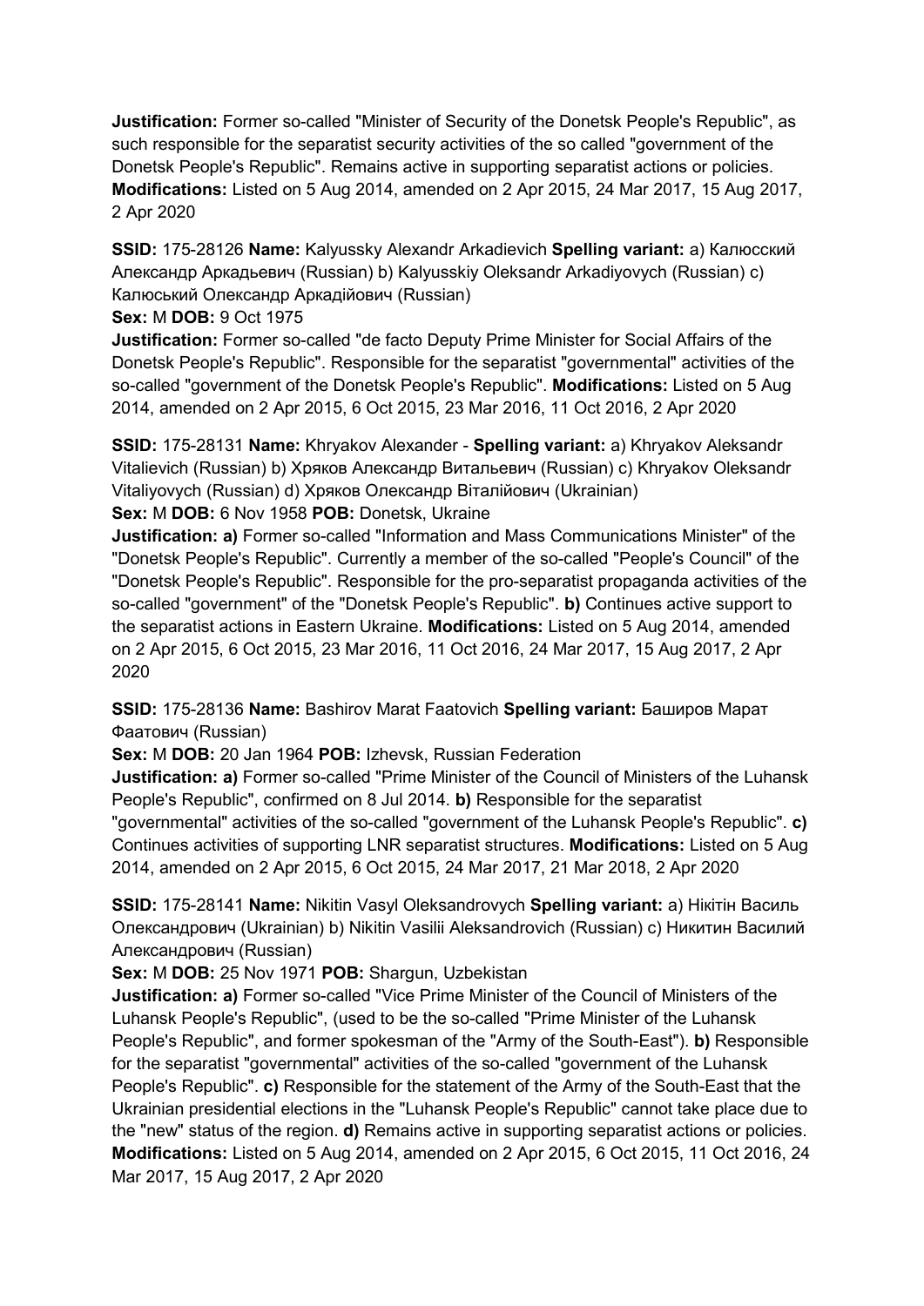**Justification:** Former so-called "Minister of Security of the Donetsk People's Republic", as such responsible for the separatist security activities of the so called "government of the Donetsk People's Republic". Remains active in supporting separatist actions or policies. **Modifications:** Listed on 5 Aug 2014, amended on 2 Apr 2015, 24 Mar 2017, 15 Aug 2017, 2 Apr 2020

**SSID:** 175-28126 **Name:** Kalyussky Alexandr Arkadievich **Spelling variant:** a) Калюсский Александр Аркадьевич (Russian) b) Kalyusskiy Oleksandr Arkadiyovych (Russian) c) Калюський Олександр Аркадійович (Russian)

**Sex:** M **DOB:** 9 Oct 1975

**Justification:** Former so-called "de facto Deputy Prime Minister for Social Affairs of the Donetsk People's Republic". Responsible for the separatist "governmental" activities of the so-called "government of the Donetsk People's Republic". **Modifications:** Listed on 5 Aug 2014, amended on 2 Apr 2015, 6 Oct 2015, 23 Mar 2016, 11 Oct 2016, 2 Apr 2020

**SSID:** 175-28131 **Name:** Khryakov Alexander - **Spelling variant:** a) Khryakov Aleksandr Vitalievich (Russian) b) Хряков Александр Витальевич (Russian) c) Khryakov Oleksandr Vitaliyovych (Russian) d) Хряков Олександр Віталійович (Ukrainian)

**Sex:** M **DOB:** 6 Nov 1958 **POB:** Donetsk, Ukraine

**Justification: a)** Former so-called "Information and Mass Communications Minister" of the "Donetsk People's Republic". Currently a member of the so-called "People's Council" of the "Donetsk People's Republic". Responsible for the pro-separatist propaganda activities of the so-called "government" of the "Donetsk People's Republic". **b)** Continues active support to the separatist actions in Eastern Ukraine. **Modifications:** Listed on 5 Aug 2014, amended on 2 Apr 2015, 6 Oct 2015, 23 Mar 2016, 11 Oct 2016, 24 Mar 2017, 15 Aug 2017, 2 Apr 2020

**SSID:** 175-28136 **Name:** Bashirov Marat Faatovich **Spelling variant:** Баширов Марат Фаатович (Russian)

**Sex:** M **DOB:** 20 Jan 1964 **POB:** Izhevsk, Russian Federation

**Justification: a)** Former so-called "Prime Minister of the Council of Ministers of the Luhansk People's Republic", confirmed on 8 Jul 2014. **b)** Responsible for the separatist "governmental" activities of the so-called "government of the Luhansk People's Republic". **c)** Continues activities of supporting LNR separatist structures. **Modifications:** Listed on 5 Aug 2014, amended on 2 Apr 2015, 6 Oct 2015, 24 Mar 2017, 21 Mar 2018, 2 Apr 2020

**SSID:** 175-28141 **Name:** Nikitin Vasyl Oleksandrovych **Spelling variant:** a) Нікітін Василь Олександрович (Ukrainian) b) Nikitin Vasilii Aleksandrovich (Russian) c) Никитин Василий Александрович (Russian)

**Sex:** M **DOB:** 25 Nov 1971 **POB:** Shargun, Uzbekistan

**Justification: a)** Former so-called "Vice Prime Minister of the Council of Ministers of the Luhansk People's Republic", (used to be the so-called "Prime Minister of the Luhansk People's Republic", and former spokesman of the "Army of the South-East"). **b)** Responsible for the separatist "governmental" activities of the so-called "government of the Luhansk People's Republic". **c)** Responsible for the statement of the Army of the South-East that the Ukrainian presidential elections in the "Luhansk People's Republic" cannot take place due to the "new" status of the region. **d)** Remains active in supporting separatist actions or policies. **Modifications:** Listed on 5 Aug 2014, amended on 2 Apr 2015, 6 Oct 2015, 11 Oct 2016, 24 Mar 2017, 15 Aug 2017, 2 Apr 2020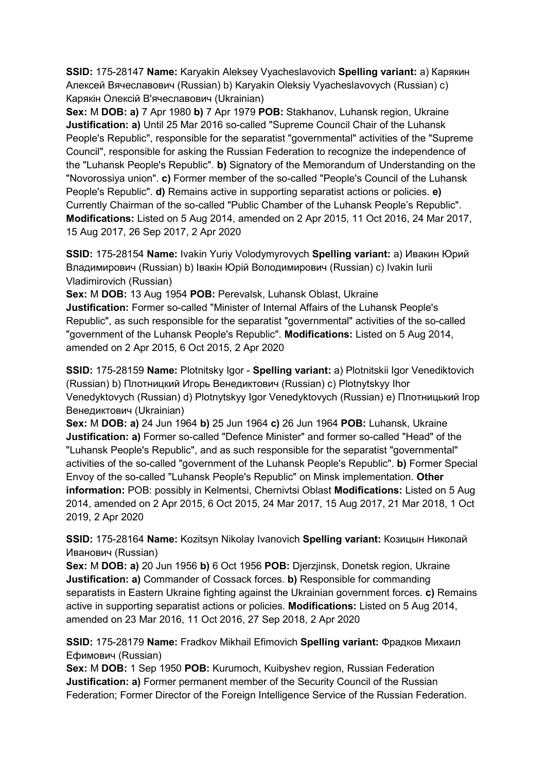**SSID:** 175-28147 **Name:** Karyakin Aleksey Vyacheslavovich **Spelling variant:** a) Карякин Алексей Вячеславович (Russian) b) Karyakin Oleksiy Vyacheslavovych (Russian) c) Карякін Олексій В'ячеславович (Ukrainian)
**Sex:** M **DOB:** **a)** 7 Apr 1980 **b)** 7 Apr 1979 **POB:** Stakhanov, Luhansk region, Ukraine
**Justification:** **a)** Until 25 Mar 2016 so-called "Supreme Council Chair of the Luhansk People's Republic", responsible for the separatist "governmental" activities of the "Supreme Council", responsible for asking the Russian Federation to recognize the independence of the "Luhansk People's Republic". **b)** Signatory of the Memorandum of Understanding on the "Novorossiya union". **c)** Former member of the so-called "People's Council of the Luhansk People's Republic". **d)** Remains active in supporting separatist actions or policies. **e)** Currently Chairman of the so-called "Public Chamber of the Luhansk People's Republic". **Modifications:** Listed on 5 Aug 2014, amended on 2 Apr 2015, 11 Oct 2016, 24 Mar 2017, 15 Aug 2017, 26 Sep 2017, 2 Apr 2020

**SSID:** 175-28154 **Name:** Ivakin Yuriy Volodymyrovych **Spelling variant:** a) Ивакин Юрий Владимирович (Russian) b) Івакін Юрій Володимирович (Russian) c) Ivakin Iurii Vladimirovich (Russian)
**Sex:** M **DOB:** 13 Aug 1954 **POB:** Perevalsk, Luhansk Oblast, Ukraine
**Justification:** Former so-called "Minister of Internal Affairs of the Luhansk People's Republic", as such responsible for the separatist "governmental" activities of the so-called "government of the Luhansk People's Republic". **Modifications:** Listed on 5 Aug 2014, amended on 2 Apr 2015, 6 Oct 2015, 2 Apr 2020

**SSID:** 175-28159 **Name:** Plotnitsky Igor - **Spelling variant:** a) Plotnitskii Igor Venediktovich (Russian) b) Плотницкий Игорь Венедиктович (Russian) c) Plotnytskyy Ihor Venedyktovych (Russian) d) Plotnytskyy Igor Venedyktovych (Russian) e) Плотницький Ігор Венедиктович (Ukrainian)
**Sex:** M **DOB:** **a)** 24 Jun 1964 **b)** 25 Jun 1964 **c)** 26 Jun 1964 **POB:** Luhansk, Ukraine
**Justification:** **a)** Former so-called "Defence Minister" and former so-called "Head" of the "Luhansk People's Republic", and as such responsible for the separatist "governmental" activities of the so-called "government of the Luhansk People's Republic". **b)** Former Special Envoy of the so-called "Luhansk People's Republic" on Minsk implementation. **Other information:** POB: possibly in Kelmentsi, Chernivtsi Oblast **Modifications:** Listed on 5 Aug 2014, amended on 2 Apr 2015, 6 Oct 2015, 24 Mar 2017, 15 Aug 2017, 21 Mar 2018, 1 Oct 2019, 2 Apr 2020

**SSID:** 175-28164 **Name:** Kozitsyn Nikolay Ivanovich **Spelling variant:** Козицын Николай Иванович (Russian)
**Sex:** M **DOB:** **a)** 20 Jun 1956 **b)** 6 Oct 1956 **POB:** Djerzjinsk, Donetsk region, Ukraine
**Justification:** **a)** Commander of Cossack forces. **b)** Responsible for commanding separatists in Eastern Ukraine fighting against the Ukrainian government forces. **c)** Remains active in supporting separatist actions or policies. **Modifications:** Listed on 5 Aug 2014, amended on 23 Mar 2016, 11 Oct 2016, 27 Sep 2018, 2 Apr 2020

**SSID:** 175-28179 **Name:** Fradkov Mikhail Efimovich **Spelling variant:** Фрадков Михаил Ефимович (Russian)
**Sex:** M **DOB:** 1 Sep 1950 **POB:** Kurumoch, Kuibyshev region, Russian Federation
**Justification:** **a)** Former permanent member of the Security Council of the Russian Federation; Former Director of the Foreign Intelligence Service of the Russian Federation.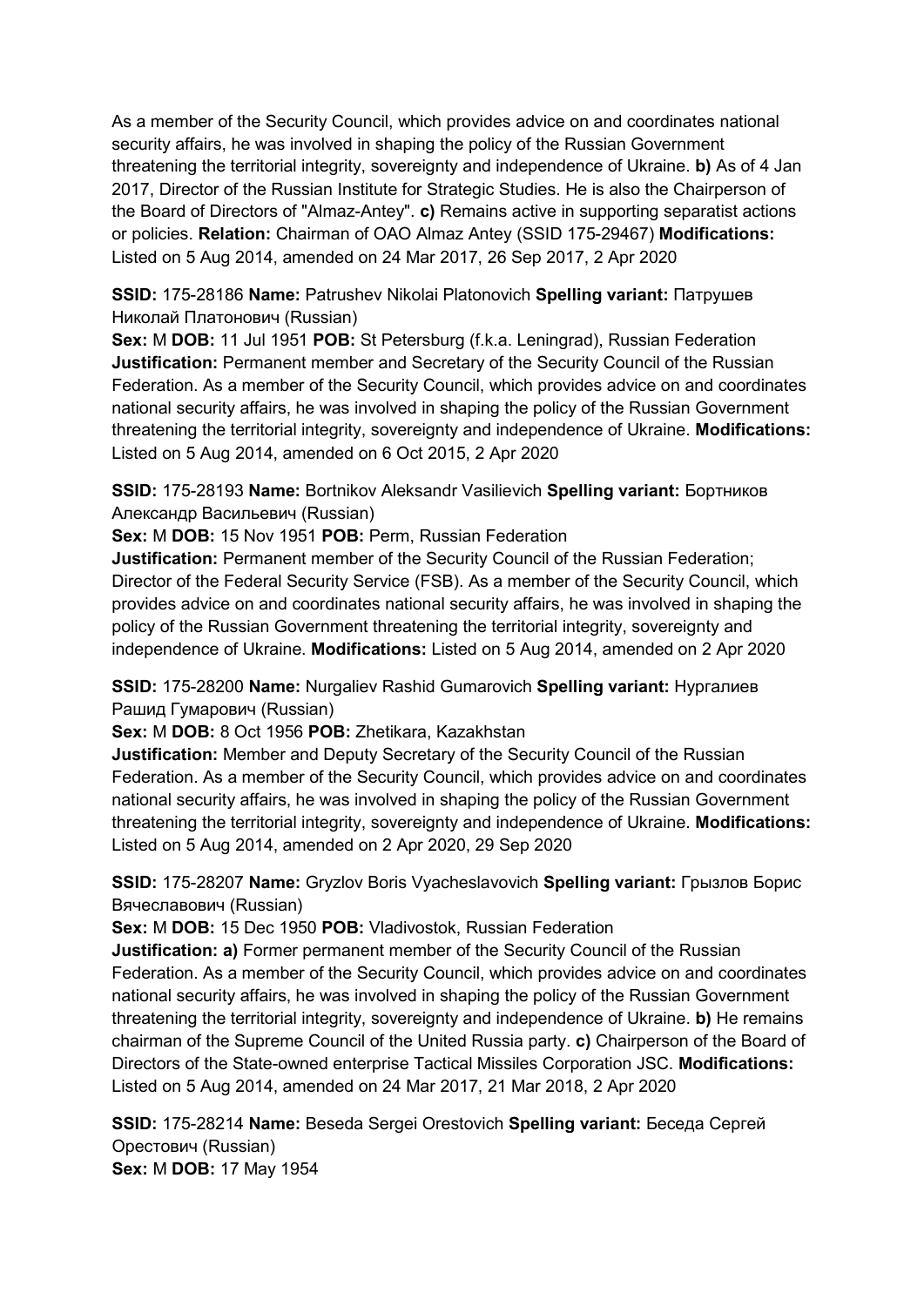As a member of the Security Council, which provides advice on and coordinates national security affairs, he was involved in shaping the policy of the Russian Government threatening the territorial integrity, sovereignty and independence of Ukraine. **b)** As of 4 Jan 2017, Director of the Russian Institute for Strategic Studies. He is also the Chairperson of the Board of Directors of "Almaz-Antey". **c)** Remains active in supporting separatist actions or policies. **Relation:** Chairman of OAO Almaz Antey (SSID 175-29467) **Modifications:** Listed on 5 Aug 2014, amended on 24 Mar 2017, 26 Sep 2017, 2 Apr 2020

**SSID:** 175-28186 **Name:** Patrushev Nikolai Platonovich **Spelling variant:** Патрушев Николай Платонович (Russian)
**Sex:** M **DOB:** 11 Jul 1951 **POB:** St Petersburg (f.k.a. Leningrad), Russian Federation
**Justification:** Permanent member and Secretary of the Security Council of the Russian Federation. As a member of the Security Council, which provides advice on and coordinates national security affairs, he was involved in shaping the policy of the Russian Government threatening the territorial integrity, sovereignty and independence of Ukraine. **Modifications:** Listed on 5 Aug 2014, amended on 6 Oct 2015, 2 Apr 2020

**SSID:** 175-28193 **Name:** Bortnikov Aleksandr Vasilievich **Spelling variant:** Бортников Александр Васильевич (Russian)
**Sex:** M **DOB:** 15 Nov 1951 **POB:** Perm, Russian Federation
**Justification:** Permanent member of the Security Council of the Russian Federation; Director of the Federal Security Service (FSB). As a member of the Security Council, which provides advice on and coordinates national security affairs, he was involved in shaping the policy of the Russian Government threatening the territorial integrity, sovereignty and independence of Ukraine. **Modifications:** Listed on 5 Aug 2014, amended on 2 Apr 2020

**SSID:** 175-28200 **Name:** Nurgaliev Rashid Gumarovich **Spelling variant:** Нургалиев Рашид Гумарович (Russian)
**Sex:** M **DOB:** 8 Oct 1956 **POB:** Zhetikara, Kazakhstan
**Justification:** Member and Deputy Secretary of the Security Council of the Russian Federation. As a member of the Security Council, which provides advice on and coordinates national security affairs, he was involved in shaping the policy of the Russian Government threatening the territorial integrity, sovereignty and independence of Ukraine. **Modifications:** Listed on 5 Aug 2014, amended on 2 Apr 2020, 29 Sep 2020

**SSID:** 175-28207 **Name:** Gryzlov Boris Vyacheslavovich **Spelling variant:** Грызлов Борис Вячеславович (Russian)
**Sex:** M **DOB:** 15 Dec 1950 **POB:** Vladivostok, Russian Federation
**Justification: a)** Former permanent member of the Security Council of the Russian Federation. As a member of the Security Council, which provides advice on and coordinates national security affairs, he was involved in shaping the policy of the Russian Government threatening the territorial integrity, sovereignty and independence of Ukraine. **b)** He remains chairman of the Supreme Council of the United Russia party. **c)** Chairperson of the Board of Directors of the State-owned enterprise Tactical Missiles Corporation JSC. **Modifications:** Listed on 5 Aug 2014, amended on 24 Mar 2017, 21 Mar 2018, 2 Apr 2020

**SSID:** 175-28214 **Name:** Beseda Sergei Orestovich **Spelling variant:** Беседа Сергей Орестович (Russian)
**Sex:** M **DOB:** 17 May 1954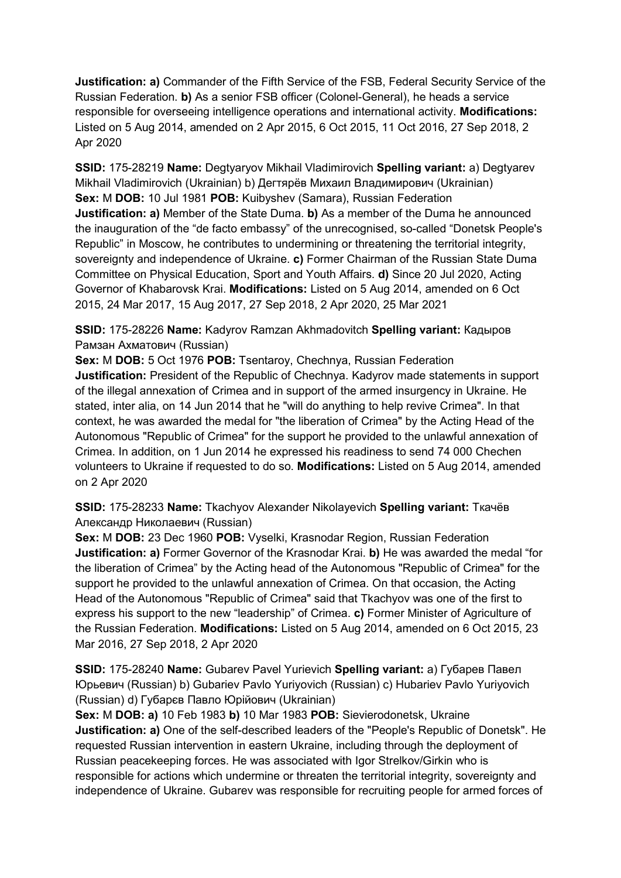**Justification: a)** Commander of the Fifth Service of the FSB, Federal Security Service of the Russian Federation. **b)** As a senior FSB officer (Colonel-General), he heads a service responsible for overseeing intelligence operations and international activity. **Modifications:** Listed on 5 Aug 2014, amended on 2 Apr 2015, 6 Oct 2015, 11 Oct 2016, 27 Sep 2018, 2 Apr 2020

**SSID:** 175-28219 **Name:** Degtyaryov Mikhail Vladimirovich **Spelling variant:** a) Degtyarev Mikhail Vladimirovich (Ukrainian) b) Дегтярёв Михаил Владимирович (Ukrainian) **Sex:** M **DOB:** 10 Jul 1981 **POB:** Kuibyshev (Samara), Russian Federation **Justification: a)** Member of the State Duma. **b)** As a member of the Duma he announced the inauguration of the "de facto embassy" of the unrecognised, so-called "Donetsk People's Republic" in Moscow, he contributes to undermining or threatening the territorial integrity, sovereignty and independence of Ukraine. **c)** Former Chairman of the Russian State Duma Committee on Physical Education, Sport and Youth Affairs. **d)** Since 20 Jul 2020, Acting Governor of Khabarovsk Krai. **Modifications:** Listed on 5 Aug 2014, amended on 6 Oct 2015, 24 Mar 2017, 15 Aug 2017, 27 Sep 2018, 2 Apr 2020, 25 Mar 2021

**SSID:** 175-28226 **Name:** Kadyrov Ramzan Akhmadovitch **Spelling variant:** Кадыров Рамзан Ахматович (Russian)
**Sex:** M **DOB:** 5 Oct 1976 **POB:** Tsentaroy, Chechnya, Russian Federation **Justification:** President of the Republic of Chechnya. Kadyrov made statements in support of the illegal annexation of Crimea and in support of the armed insurgency in Ukraine. He stated, inter alia, on 14 Jun 2014 that he "will do anything to help revive Crimea". In that context, he was awarded the medal for "the liberation of Crimea" by the Acting Head of the Autonomous "Republic of Crimea" for the support he provided to the unlawful annexation of Crimea. In addition, on 1 Jun 2014 he expressed his readiness to send 74 000 Chechen volunteers to Ukraine if requested to do so. **Modifications:** Listed on 5 Aug 2014, amended on 2 Apr 2020

**SSID:** 175-28233 **Name:** Tkachyov Alexander Nikolayevich **Spelling variant:** Ткачёв Александр Николаевич (Russian)
**Sex:** M **DOB:** 23 Dec 1960 **POB:** Vyselki, Krasnodar Region, Russian Federation **Justification: a)** Former Governor of the Krasnodar Krai. **b)** He was awarded the medal "for the liberation of Crimea" by the Acting head of the Autonomous "Republic of Crimea" for the support he provided to the unlawful annexation of Crimea. On that occasion, the Acting Head of the Autonomous "Republic of Crimea" said that Tkachyov was one of the first to express his support to the new "leadership" of Crimea. **c)** Former Minister of Agriculture of the Russian Federation. **Modifications:** Listed on 5 Aug 2014, amended on 6 Oct 2015, 23 Mar 2016, 27 Sep 2018, 2 Apr 2020

**SSID:** 175-28240 **Name:** Gubarev Pavel Yurievich **Spelling variant:** a) Губарев Павел Юрьевич (Russian) b) Gubariev Pavlo Yuriyovich (Russian) c) Hubariev Pavlo Yuriyovich (Russian) d) Губарєв Павло Юрійович (Ukrainian)
**Sex:** M **DOB: a)** 10 Feb 1983 **b)** 10 Mar 1983 **POB:** Sievierodonetsk, Ukraine **Justification: a)** One of the self-described leaders of the "People's Republic of Donetsk". He requested Russian intervention in eastern Ukraine, including through the deployment of Russian peacekeeping forces. He was associated with Igor Strelkov/Girkin who is responsible for actions which undermine or threaten the territorial integrity, sovereignty and independence of Ukraine. Gubarev was responsible for recruiting people for armed forces of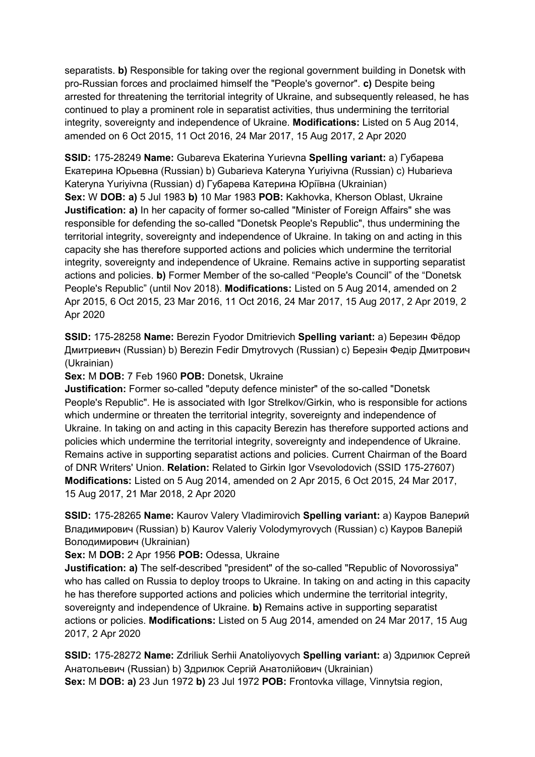separatists. **b)** Responsible for taking over the regional government building in Donetsk with pro-Russian forces and proclaimed himself the "People's governor". **c)** Despite being arrested for threatening the territorial integrity of Ukraine, and subsequently released, he has continued to play a prominent role in separatist activities, thus undermining the territorial integrity, sovereignty and independence of Ukraine. **Modifications:** Listed on 5 Aug 2014, amended on 6 Oct 2015, 11 Oct 2016, 24 Mar 2017, 15 Aug 2017, 2 Apr 2020

**SSID:** 175-28249 **Name:** Gubareva Ekaterina Yurievna **Spelling variant:** a) Губарева Екатерина Юрьевна (Russian) b) Gubarieva Kateryna Yuriyivna (Russian) c) Hubarieva Kateryna Yuriyivna (Russian) d) Губарева Катерина Юріївна (Ukrainian)
**Sex:** W **DOB: a)** 5 Jul 1983 **b)** 10 Mar 1983 **POB:** Kakhovka, Kherson Oblast, Ukraine
**Justification: a)** In her capacity of former so-called "Minister of Foreign Affairs" she was responsible for defending the so-called "Donetsk People's Republic", thus undermining the territorial integrity, sovereignty and independence of Ukraine. In taking on and acting in this capacity she has therefore supported actions and policies which undermine the territorial integrity, sovereignty and independence of Ukraine. Remains active in supporting separatist actions and policies. **b)** Former Member of the so-called "People's Council" of the "Donetsk People's Republic" (until Nov 2018). **Modifications:** Listed on 5 Aug 2014, amended on 2 Apr 2015, 6 Oct 2015, 23 Mar 2016, 11 Oct 2016, 24 Mar 2017, 15 Aug 2017, 2 Apr 2019, 2 Apr 2020

**SSID:** 175-28258 **Name:** Berezin Fyodor Dmitrievich **Spelling variant:** a) Березин Фёдор Дмитриевич (Russian) b) Berezin Fedir Dmytrovych (Russian) c) Березін Федір Дмитрович (Ukrainian)
**Sex:** M **DOB:** 7 Feb 1960 **POB:** Donetsk, Ukraine
**Justification:** Former so-called "deputy defence minister" of the so-called "Donetsk People's Republic". He is associated with Igor Strelkov/Girkin, who is responsible for actions which undermine or threaten the territorial integrity, sovereignty and independence of Ukraine. In taking on and acting in this capacity Berezin has therefore supported actions and policies which undermine the territorial integrity, sovereignty and independence of Ukraine. Remains active in supporting separatist actions and policies. Current Chairman of the Board of DNR Writers' Union. **Relation:** Related to Girkin Igor Vsevolodovich (SSID 175-27607) **Modifications:** Listed on 5 Aug 2014, amended on 2 Apr 2015, 6 Oct 2015, 24 Mar 2017, 15 Aug 2017, 21 Mar 2018, 2 Apr 2020

**SSID:** 175-28265 **Name:** Kaurov Valery Vladimirovich **Spelling variant:** a) Кауров Валерий Владимирович (Russian) b) Kaurov Valeriy Volodymyrovych (Russian) c) Кауров Валерій Володимирович (Ukrainian)
**Sex:** M **DOB:** 2 Apr 1956 **POB:** Odessa, Ukraine
**Justification: a)** The self-described "president" of the so-called "Republic of Novorossiya" who has called on Russia to deploy troops to Ukraine. In taking on and acting in this capacity he has therefore supported actions and policies which undermine the territorial integrity, sovereignty and independence of Ukraine. **b)** Remains active in supporting separatist actions or policies. **Modifications:** Listed on 5 Aug 2014, amended on 24 Mar 2017, 15 Aug 2017, 2 Apr 2020

**SSID:** 175-28272 **Name:** Zdriliuk Serhii Anatoliyovych **Spelling variant:** a) Здрилюк Сергей Анатольевич (Russian) b) Здрилюк Сергій Анатолійович (Ukrainian)
**Sex:** M **DOB: a)** 23 Jun 1972 **b)** 23 Jul 1972 **POB:** Frontovka village, Vinnytsia region,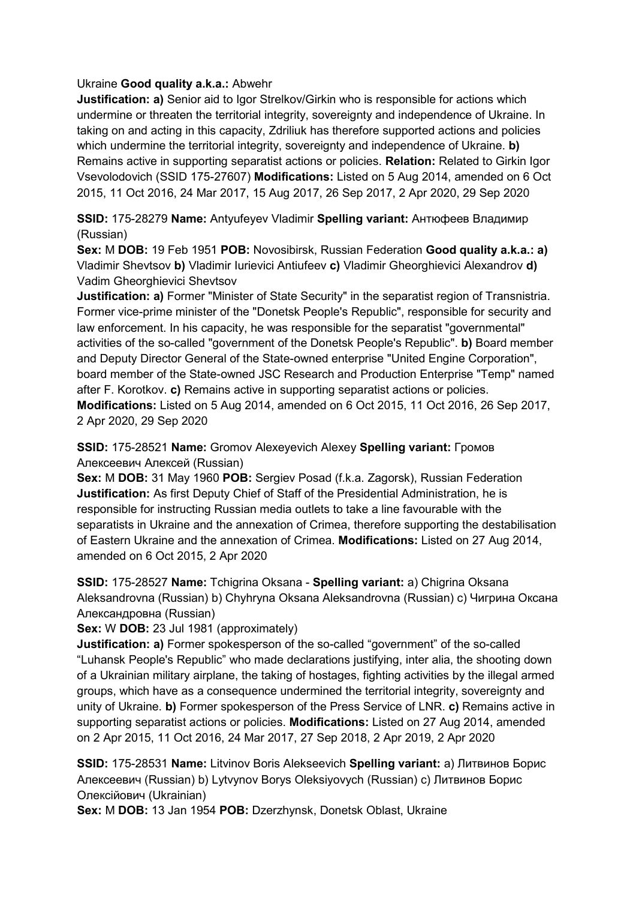Ukraine **Good quality a.k.a.:** Abwehr

**Justification: a)** Senior aid to Igor Strelkov/Girkin who is responsible for actions which undermine or threaten the territorial integrity, sovereignty and independence of Ukraine. In taking on and acting in this capacity, Zdriliuk has therefore supported actions and policies which undermine the territorial integrity, sovereignty and independence of Ukraine. **b)** Remains active in supporting separatist actions or policies. **Relation:** Related to Girkin Igor Vsevolodovich (SSID 175-27607) **Modifications:** Listed on 5 Aug 2014, amended on 6 Oct 2015, 11 Oct 2016, 24 Mar 2017, 15 Aug 2017, 26 Sep 2017, 2 Apr 2020, 29 Sep 2020

**SSID:** 175-28279 **Name:** Antyufeyev Vladimir **Spelling variant:** Антюфеев Владимир (Russian)

**Sex:** M **DOB:** 19 Feb 1951 **POB:** Novosibirsk, Russian Federation **Good quality a.k.a.: a)** Vladimir Shevtsov **b)** Vladimir Iurievici Antiufeev **c)** Vladimir Gheorghievici Alexandrov **d)** Vadim Gheorghievici Shevtsov

**Justification: a)** Former "Minister of State Security" in the separatist region of Transnistria. Former vice-prime minister of the "Donetsk People's Republic", responsible for security and law enforcement. In his capacity, he was responsible for the separatist "governmental" activities of the so-called "government of the Donetsk People's Republic". **b)** Board member and Deputy Director General of the State-owned enterprise "United Engine Corporation", board member of the State-owned JSC Research and Production Enterprise "Temp" named after F. Korotkov. **c)** Remains active in supporting separatist actions or policies. **Modifications:** Listed on 5 Aug 2014, amended on 6 Oct 2015, 11 Oct 2016, 26 Sep 2017, 2 Apr 2020, 29 Sep 2020

**SSID:** 175-28521 **Name:** Gromov Alexeyevich Alexey **Spelling variant:** Громов Алексеевич Алексей (Russian)

**Sex:** M **DOB:** 31 May 1960 **POB:** Sergiev Posad (f.k.a. Zagorsk), Russian Federation **Justification:** As first Deputy Chief of Staff of the Presidential Administration, he is responsible for instructing Russian media outlets to take a line favourable with the separatists in Ukraine and the annexation of Crimea, therefore supporting the destabilisation of Eastern Ukraine and the annexation of Crimea. **Modifications:** Listed on 27 Aug 2014, amended on 6 Oct 2015, 2 Apr 2020

**SSID:** 175-28527 **Name:** Tchigrina Oksana - **Spelling variant:** a) Chigrina Oksana Aleksandrovna (Russian) b) Chyhryna Oksana Aleksandrovna (Russian) c) Чигрина Оксана Александровна (Russian)

**Sex:** W **DOB:** 23 Jul 1981 (approximately)

**Justification: a)** Former spokesperson of the so-called "government" of the so-called "Luhansk People's Republic" who made declarations justifying, inter alia, the shooting down of a Ukrainian military airplane, the taking of hostages, fighting activities by the illegal armed groups, which have as a consequence undermined the territorial integrity, sovereignty and unity of Ukraine. **b)** Former spokesperson of the Press Service of LNR. **c)** Remains active in supporting separatist actions or policies. **Modifications:** Listed on 27 Aug 2014, amended on 2 Apr 2015, 11 Oct 2016, 24 Mar 2017, 27 Sep 2018, 2 Apr 2019, 2 Apr 2020

**SSID:** 175-28531 **Name:** Litvinov Boris Alekseevich **Spelling variant:** a) Литвинов Борис Алексеевич (Russian) b) Lytvynov Borys Oleksiyovych (Russian) c) Литвинов Борис Олексійович (Ukrainian)

**Sex:** M **DOB:** 13 Jan 1954 **POB:** Dzerzhynsk, Donetsk Oblast, Ukraine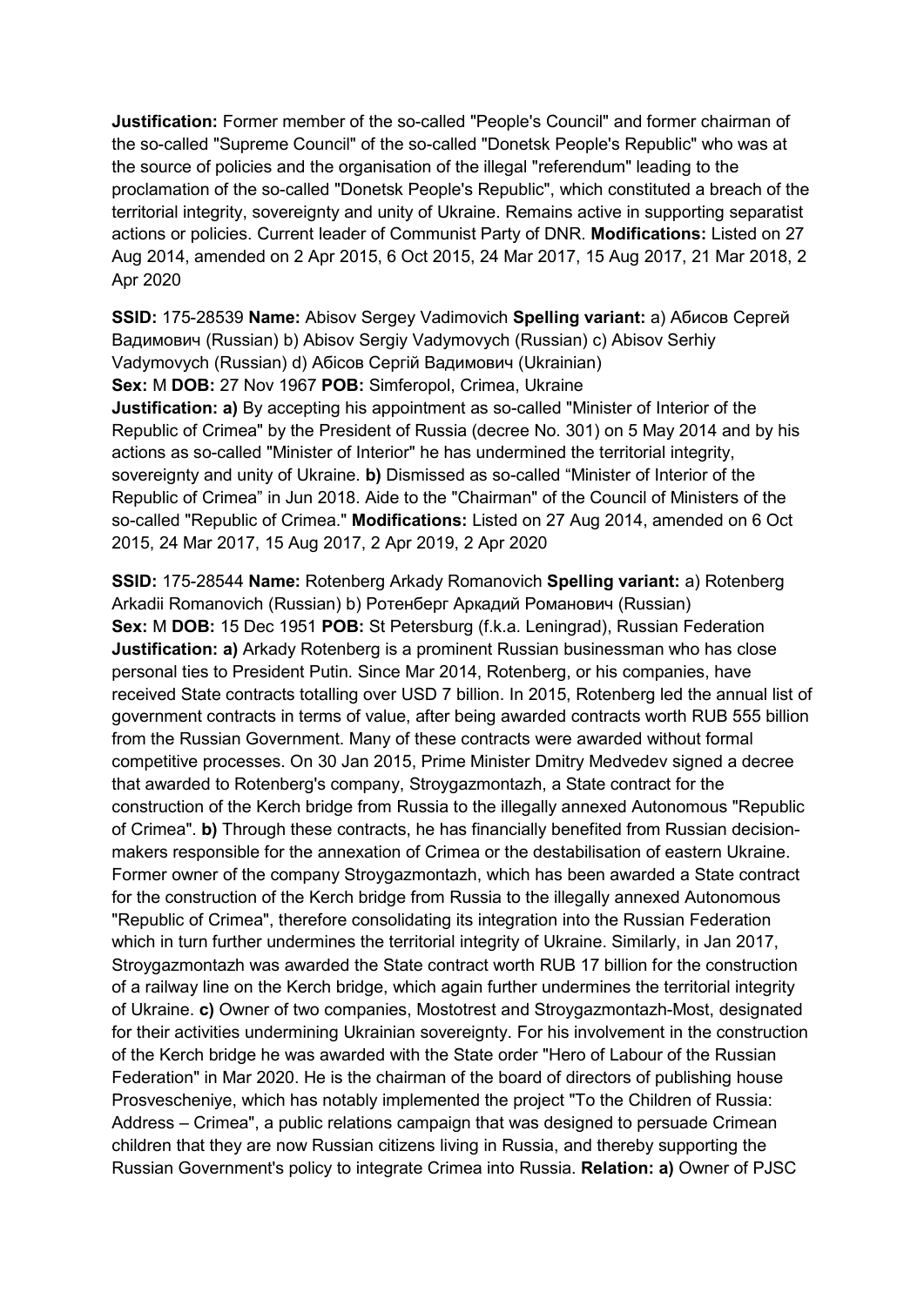**Justification:** Former member of the so-called "People's Council" and former chairman of the so-called "Supreme Council" of the so-called "Donetsk People's Republic" who was at the source of policies and the organisation of the illegal "referendum" leading to the proclamation of the so-called "Donetsk People's Republic", which constituted a breach of the territorial integrity, sovereignty and unity of Ukraine. Remains active in supporting separatist actions or policies. Current leader of Communist Party of DNR. **Modifications:** Listed on 27 Aug 2014, amended on 2 Apr 2015, 6 Oct 2015, 24 Mar 2017, 15 Aug 2017, 21 Mar 2018, 2 Apr 2020

**SSID:** 175-28539 **Name:** Abisov Sergey Vadimovich **Spelling variant:** a) Абисов Сергей Вадимович (Russian) b) Abisov Sergiy Vadymovych (Russian) c) Abisov Serhiy Vadymovych (Russian) d) Абісов Сергій Вадимович (Ukrainian)
**Sex:** M **DOB:** 27 Nov 1967 **POB:** Simferopol, Crimea, Ukraine
**Justification: a)** By accepting his appointment as so-called "Minister of Interior of the Republic of Crimea" by the President of Russia (decree No. 301) on 5 May 2014 and by his actions as so-called "Minister of Interior" he has undermined the territorial integrity, sovereignty and unity of Ukraine. **b)** Dismissed as so-called "Minister of Interior of the Republic of Crimea" in Jun 2018. Aide to the "Chairman" of the Council of Ministers of the so-called "Republic of Crimea." **Modifications:** Listed on 27 Aug 2014, amended on 6 Oct 2015, 24 Mar 2017, 15 Aug 2017, 2 Apr 2019, 2 Apr 2020

**SSID:** 175-28544 **Name:** Rotenberg Arkady Romanovich **Spelling variant:** a) Rotenberg Arkadii Romanovich (Russian) b) Ротенберг Аркадий Романович (Russian)
**Sex:** M **DOB:** 15 Dec 1951 **POB:** St Petersburg (f.k.a. Leningrad), Russian Federation
**Justification: a)** Arkady Rotenberg is a prominent Russian businessman who has close personal ties to President Putin. Since Mar 2014, Rotenberg, or his companies, have received State contracts totalling over USD 7 billion. In 2015, Rotenberg led the annual list of government contracts in terms of value, after being awarded contracts worth RUB 555 billion from the Russian Government. Many of these contracts were awarded without formal competitive processes. On 30 Jan 2015, Prime Minister Dmitry Medvedev signed a decree that awarded to Rotenberg's company, Stroygazmontazh, a State contract for the construction of the Kerch bridge from Russia to the illegally annexed Autonomous "Republic of Crimea". **b)** Through these contracts, he has financially benefited from Russian decision-makers responsible for the annexation of Crimea or the destabilisation of eastern Ukraine. Former owner of the company Stroygazmontazh, which has been awarded a State contract for the construction of the Kerch bridge from Russia to the illegally annexed Autonomous "Republic of Crimea", therefore consolidating its integration into the Russian Federation which in turn further undermines the territorial integrity of Ukraine. Similarly, in Jan 2017, Stroygazmontazh was awarded the State contract worth RUB 17 billion for the construction of a railway line on the Kerch bridge, which again further undermines the territorial integrity of Ukraine. **c)** Owner of two companies, Mostotrest and Stroygazmontazh-Most, designated for their activities undermining Ukrainian sovereignty. For his involvement in the construction of the Kerch bridge he was awarded with the State order "Hero of Labour of the Russian Federation" in Mar 2020. He is the chairman of the board of directors of publishing house Prosvescheniye, which has notably implemented the project "To the Children of Russia: Address – Crimea", a public relations campaign that was designed to persuade Crimean children that they are now Russian citizens living in Russia, and thereby supporting the Russian Government's policy to integrate Crimea into Russia. **Relation: a)** Owner of PJSC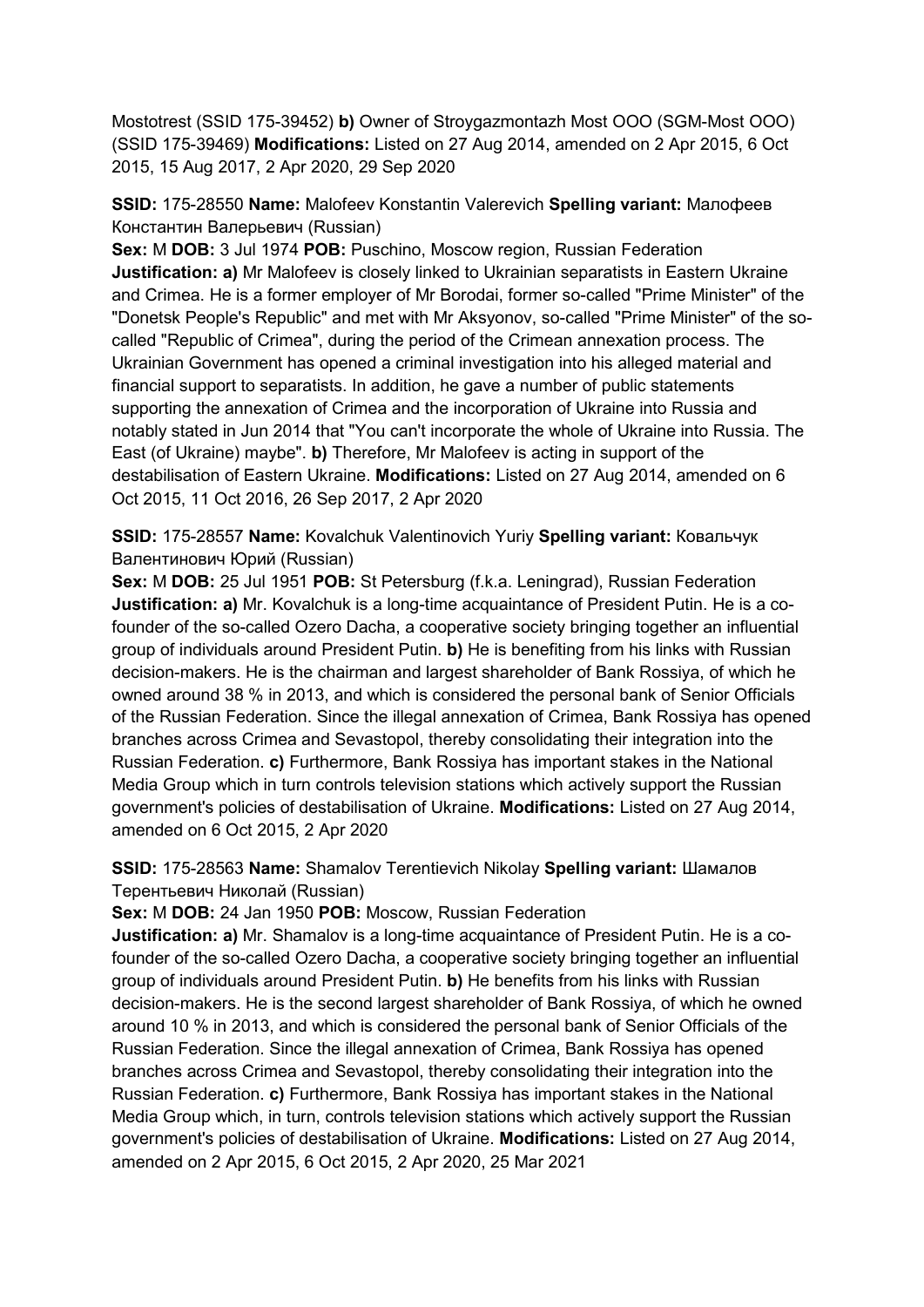Mostotrest (SSID 175-39452) **b)** Owner of Stroygazmontazh Most OOO (SGM-Most OOO) (SSID 175-39469) **Modifications:** Listed on 27 Aug 2014, amended on 2 Apr 2015, 6 Oct 2015, 15 Aug 2017, 2 Apr 2020, 29 Sep 2020

**SSID:** 175-28550 **Name:** Malofeev Konstantin Valerevich **Spelling variant:** Малофеев Константин Валерьевич (Russian)
**Sex:** M **DOB:** 3 Jul 1974 **POB:** Puschino, Moscow region, Russian Federation
**Justification: a)** Mr Malofeev is closely linked to Ukrainian separatists in Eastern Ukraine and Crimea. He is a former employer of Mr Borodai, former so-called "Prime Minister" of the "Donetsk People's Republic" and met with Mr Aksyonov, so-called "Prime Minister" of the so-called "Republic of Crimea", during the period of the Crimean annexation process. The Ukrainian Government has opened a criminal investigation into his alleged material and financial support to separatists. In addition, he gave a number of public statements supporting the annexation of Crimea and the incorporation of Ukraine into Russia and notably stated in Jun 2014 that "You can't incorporate the whole of Ukraine into Russia. The East (of Ukraine) maybe". **b)** Therefore, Mr Malofeev is acting in support of the destabilisation of Eastern Ukraine. **Modifications:** Listed on 27 Aug 2014, amended on 6 Oct 2015, 11 Oct 2016, 26 Sep 2017, 2 Apr 2020

**SSID:** 175-28557 **Name:** Kovalchuk Valentinovich Yuriy **Spelling variant:** Ковальчук Валентинович Юрий (Russian)
**Sex:** M **DOB:** 25 Jul 1951 **POB:** St Petersburg (f.k.a. Leningrad), Russian Federation
**Justification: a)** Mr. Kovalchuk is a long-time acquaintance of President Putin. He is a co-founder of the so-called Ozero Dacha, a cooperative society bringing together an influential group of individuals around President Putin. **b)** He is benefiting from his links with Russian decision-makers. He is the chairman and largest shareholder of Bank Rossiya, of which he owned around 38 % in 2013, and which is considered the personal bank of Senior Officials of the Russian Federation. Since the illegal annexation of Crimea, Bank Rossiya has opened branches across Crimea and Sevastopol, thereby consolidating their integration into the Russian Federation. **c)** Furthermore, Bank Rossiya has important stakes in the National Media Group which in turn controls television stations which actively support the Russian government's policies of destabilisation of Ukraine. **Modifications:** Listed on 27 Aug 2014, amended on 6 Oct 2015, 2 Apr 2020

**SSID:** 175-28563 **Name:** Shamalov Terentievich Nikolay **Spelling variant:** Шамалов Терентьевич Николай (Russian)
**Sex:** M **DOB:** 24 Jan 1950 **POB:** Moscow, Russian Federation
**Justification: a)** Mr. Shamalov is a long-time acquaintance of President Putin. He is a co-founder of the so-called Ozero Dacha, a cooperative society bringing together an influential group of individuals around President Putin. **b)** He benefits from his links with Russian decision-makers. He is the second largest shareholder of Bank Rossiya, of which he owned around 10 % in 2013, and which is considered the personal bank of Senior Officials of the Russian Federation. Since the illegal annexation of Crimea, Bank Rossiya has opened branches across Crimea and Sevastopol, thereby consolidating their integration into the Russian Federation. **c)** Furthermore, Bank Rossiya has important stakes in the National Media Group which, in turn, controls television stations which actively support the Russian government's policies of destabilisation of Ukraine. **Modifications:** Listed on 27 Aug 2014, amended on 2 Apr 2015, 6 Oct 2015, 2 Apr 2020, 25 Mar 2021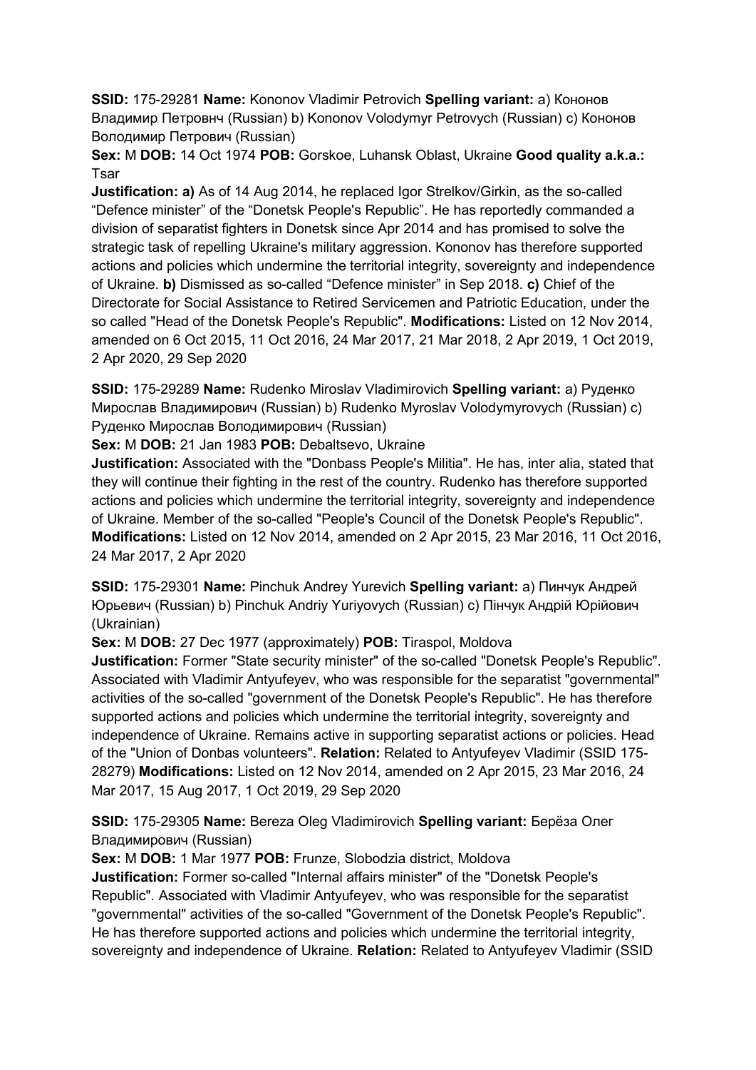**SSID:** 175-29281 **Name:** Kononov Vladimir Petrovich **Spelling variant:** a) Кононов Владимир Петровнч (Russian) b) Kononov Volodymyr Petrovych (Russian) c) Кононов Володимир Петрович (Russian)

**Sex:** M **DOB:** 14 Oct 1974 **POB:** Gorskoe, Luhansk Oblast, Ukraine **Good quality a.k.a.:** Tsar

**Justification: a)** As of 14 Aug 2014, he replaced Igor Strelkov/Girkin, as the so-called "Defence minister" of the "Donetsk People's Republic". He has reportedly commanded a division of separatist fighters in Donetsk since Apr 2014 and has promised to solve the strategic task of repelling Ukraine's military aggression. Kononov has therefore supported actions and policies which undermine the territorial integrity, sovereignty and independence of Ukraine. **b)** Dismissed as so-called "Defence minister" in Sep 2018. **c)** Chief of the Directorate for Social Assistance to Retired Servicemen and Patriotic Education, under the so called "Head of the Donetsk People's Republic". **Modifications:** Listed on 12 Nov 2014, amended on 6 Oct 2015, 11 Oct 2016, 24 Mar 2017, 21 Mar 2018, 2 Apr 2019, 1 Oct 2019, 2 Apr 2020, 29 Sep 2020

**SSID:** 175-29289 **Name:** Rudenko Miroslav Vladimirovich **Spelling variant:** a) Руденко Мирослав Владимирович (Russian) b) Rudenko Myroslav Volodymyrovych (Russian) c) Руденко Мирослав Володимирович (Russian)

**Sex:** M **DOB:** 21 Jan 1983 **POB:** Debaltsevo, Ukraine

**Justification:** Associated with the "Donbass People's Militia". He has, inter alia, stated that they will continue their fighting in the rest of the country. Rudenko has therefore supported actions and policies which undermine the territorial integrity, sovereignty and independence of Ukraine. Member of the so-called "People's Council of the Donetsk People's Republic". **Modifications:** Listed on 12 Nov 2014, amended on 2 Apr 2015, 23 Mar 2016, 11 Oct 2016, 24 Mar 2017, 2 Apr 2020

**SSID:** 175-29301 **Name:** Pinchuk Andrey Yurevich **Spelling variant:** a) Пинчук Андрей Юрьевич (Russian) b) Pinchuk Andriy Yuriyovych (Russian) c) Пінчук Андрій Юрійович (Ukrainian)

**Sex:** M **DOB:** 27 Dec 1977 (approximately) **POB:** Tiraspol, Moldova

**Justification:** Former "State security minister" of the so-called "Donetsk People's Republic". Associated with Vladimir Antyufeyev, who was responsible for the separatist "governmental" activities of the so-called "government of the Donetsk People's Republic". He has therefore supported actions and policies which undermine the territorial integrity, sovereignty and independence of Ukraine. Remains active in supporting separatist actions or policies. Head of the "Union of Donbas volunteers". **Relation:** Related to Antyufeyev Vladimir (SSID 175-28279) **Modifications:** Listed on 12 Nov 2014, amended on 2 Apr 2015, 23 Mar 2016, 24 Mar 2017, 15 Aug 2017, 1 Oct 2019, 29 Sep 2020

**SSID:** 175-29305 **Name:** Bereza Oleg Vladimirovich **Spelling variant:** Берёза Олег Владимирович (Russian)

**Sex:** M **DOB:** 1 Mar 1977 **POB:** Frunze, Slobodzia district, Moldova

**Justification:** Former so-called "Internal affairs minister" of the "Donetsk People's Republic". Associated with Vladimir Antyufeyev, who was responsible for the separatist "governmental" activities of the so-called "Government of the Donetsk People's Republic". He has therefore supported actions and policies which undermine the territorial integrity, sovereignty and independence of Ukraine. **Relation:** Related to Antyufeyev Vladimir (SSID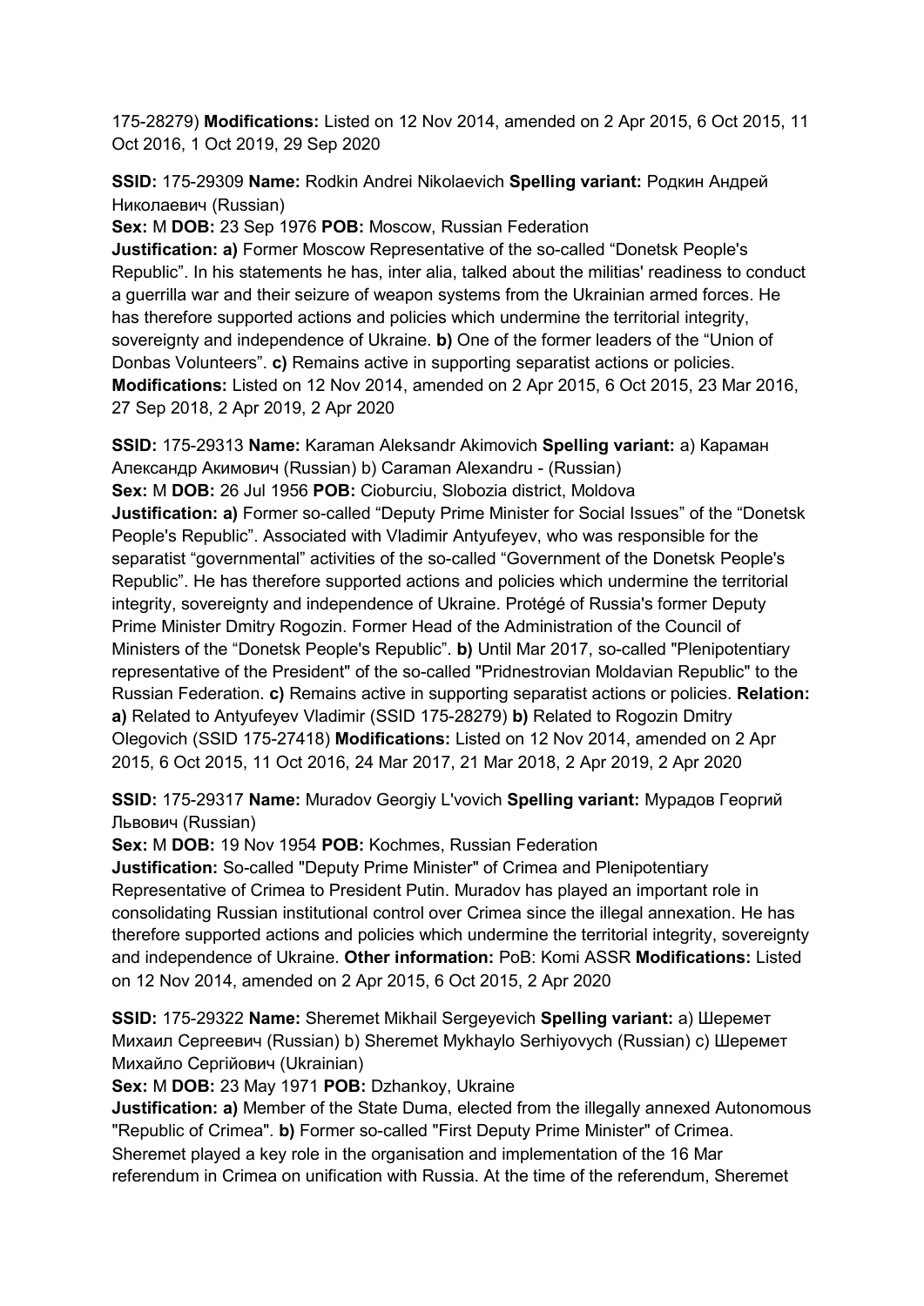175-28279) **Modifications:** Listed on 12 Nov 2014, amended on 2 Apr 2015, 6 Oct 2015, 11 Oct 2016, 1 Oct 2019, 29 Sep 2020

**SSID:** 175-29309 **Name:** Rodkin Andrei Nikolaevich **Spelling variant:** Родкин Андрей Николаевич (Russian)
**Sex:** M **DOB:** 23 Sep 1976 **POB:** Moscow, Russian Federation
**Justification: a)** Former Moscow Representative of the so-called "Donetsk People's Republic". In his statements he has, inter alia, talked about the militias' readiness to conduct a guerrilla war and their seizure of weapon systems from the Ukrainian armed forces. He has therefore supported actions and policies which undermine the territorial integrity, sovereignty and independence of Ukraine. **b)** One of the former leaders of the "Union of Donbas Volunteers". **c)** Remains active in supporting separatist actions or policies. **Modifications:** Listed on 12 Nov 2014, amended on 2 Apr 2015, 6 Oct 2015, 23 Mar 2016, 27 Sep 2018, 2 Apr 2019, 2 Apr 2020

**SSID:** 175-29313 **Name:** Karaman Aleksandr Akimovich **Spelling variant:** a) Караман Александр Акимович (Russian) b) Caraman Alexandru - (Russian)
**Sex:** M **DOB:** 26 Jul 1956 **POB:** Cioburciu, Slobozia district, Moldova
**Justification: a)** Former so-called "Deputy Prime Minister for Social Issues" of the "Donetsk People's Republic". Associated with Vladimir Antyufeyev, who was responsible for the separatist "governmental" activities of the so-called "Government of the Donetsk People's Republic". He has therefore supported actions and policies which undermine the territorial integrity, sovereignty and independence of Ukraine. Protégé of Russia's former Deputy Prime Minister Dmitry Rogozin. Former Head of the Administration of the Council of Ministers of the "Donetsk People's Republic". **b)** Until Mar 2017, so-called "Plenipotentiary representative of the President" of the so-called "Pridnestrovian Moldavian Republic" to the Russian Federation. **c)** Remains active in supporting separatist actions or policies. **Relation: a)** Related to Antyufeyev Vladimir (SSID 175-28279) **b)** Related to Rogozin Dmitry Olegovich (SSID 175-27418) **Modifications:** Listed on 12 Nov 2014, amended on 2 Apr 2015, 6 Oct 2015, 11 Oct 2016, 24 Mar 2017, 21 Mar 2018, 2 Apr 2019, 2 Apr 2020

**SSID:** 175-29317 **Name:** Muradov Georgiy L'vovich **Spelling variant:** Мурадов Георгий Львович (Russian)
**Sex:** M **DOB:** 19 Nov 1954 **POB:** Kochmes, Russian Federation
**Justification:** So-called "Deputy Prime Minister" of Crimea and Plenipotentiary Representative of Crimea to President Putin. Muradov has played an important role in consolidating Russian institutional control over Crimea since the illegal annexation. He has therefore supported actions and policies which undermine the territorial integrity, sovereignty and independence of Ukraine. **Other information:** PoB: Komi ASSR **Modifications:** Listed on 12 Nov 2014, amended on 2 Apr 2015, 6 Oct 2015, 2 Apr 2020

**SSID:** 175-29322 **Name:** Sheremet Mikhail Sergeyevich **Spelling variant:** a) Шеремет Михаил Сергеевич (Russian) b) Sheremet Mykhaylo Serhiyovych (Russian) c) Шеремет Михайло Сергійович (Ukrainian)
**Sex:** M **DOB:** 23 May 1971 **POB:** Dzhankoy, Ukraine
**Justification: a)** Member of the State Duma, elected from the illegally annexed Autonomous "Republic of Crimea". **b)** Former so-called "First Deputy Prime Minister" of Crimea. Sheremet played a key role in the organisation and implementation of the 16 Mar referendum in Crimea on unification with Russia. At the time of the referendum, Sheremet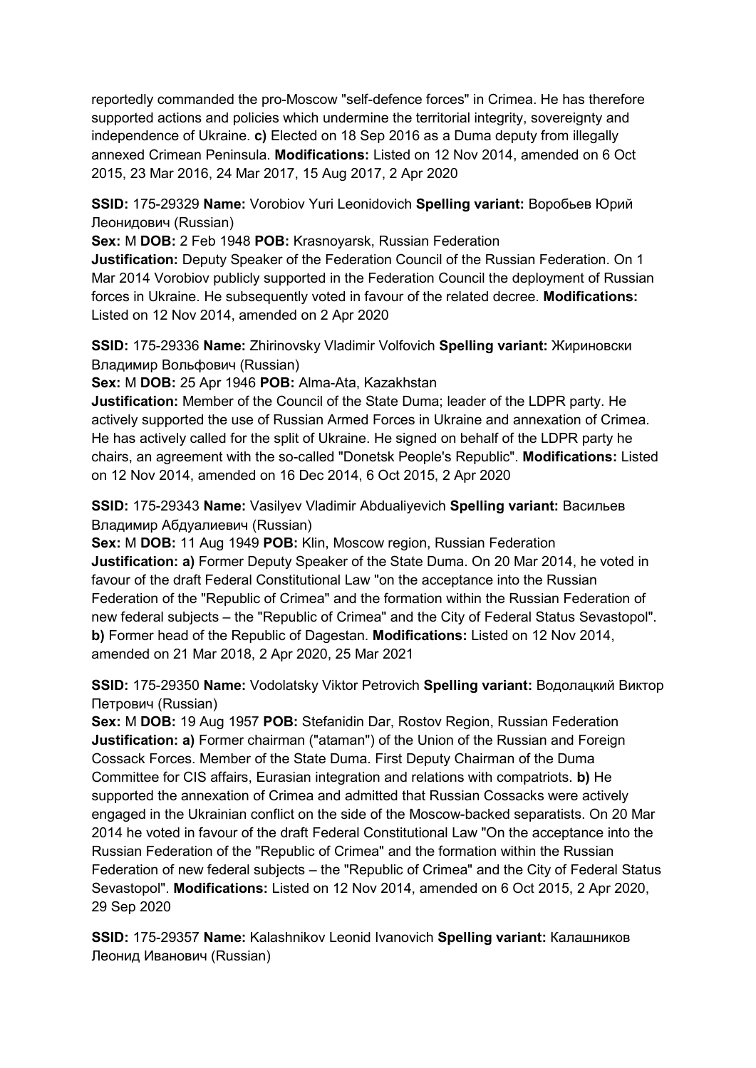reportedly commanded the pro-Moscow "self-defence forces" in Crimea. He has therefore supported actions and policies which undermine the territorial integrity, sovereignty and independence of Ukraine. **c)** Elected on 18 Sep 2016 as a Duma deputy from illegally annexed Crimean Peninsula. **Modifications:** Listed on 12 Nov 2014, amended on 6 Oct 2015, 23 Mar 2016, 24 Mar 2017, 15 Aug 2017, 2 Apr 2020

**SSID:** 175-29329 **Name:** Vorobiov Yuri Leonidovich **Spelling variant:** Воробьев Юрий Леонидович (Russian)
**Sex:** M **DOB:** 2 Feb 1948 **POB:** Krasnoyarsk, Russian Federation
**Justification:** Deputy Speaker of the Federation Council of the Russian Federation. On 1 Mar 2014 Vorobiov publicly supported in the Federation Council the deployment of Russian forces in Ukraine. He subsequently voted in favour of the related decree. **Modifications:** Listed on 12 Nov 2014, amended on 2 Apr 2020

**SSID:** 175-29336 **Name:** Zhirinovsky Vladimir Volfovich **Spelling variant:** Жириновски Владимир Вольфович (Russian)
**Sex:** M **DOB:** 25 Apr 1946 **POB:** Alma-Ata, Kazakhstan
**Justification:** Member of the Council of the State Duma; leader of the LDPR party. He actively supported the use of Russian Armed Forces in Ukraine and annexation of Crimea. He has actively called for the split of Ukraine. He signed on behalf of the LDPR party he chairs, an agreement with the so-called "Donetsk People's Republic". **Modifications:** Listed on 12 Nov 2014, amended on 16 Dec 2014, 6 Oct 2015, 2 Apr 2020

**SSID:** 175-29343 **Name:** Vasilyev Vladimir Abdualiyevich **Spelling variant:** Васильев Владимир Абдуалиевич (Russian)
**Sex:** M **DOB:** 11 Aug 1949 **POB:** Klin, Moscow region, Russian Federation
**Justification: a)** Former Deputy Speaker of the State Duma. On 20 Mar 2014, he voted in favour of the draft Federal Constitutional Law "on the acceptance into the Russian Federation of the "Republic of Crimea" and the formation within the Russian Federation of new federal subjects – the "Republic of Crimea" and the City of Federal Status Sevastopol". **b)** Former head of the Republic of Dagestan. **Modifications:** Listed on 12 Nov 2014, amended on 21 Mar 2018, 2 Apr 2020, 25 Mar 2021

**SSID:** 175-29350 **Name:** Vodolatsky Viktor Petrovich **Spelling variant:** Водолацкий Виктор Петрович (Russian)
**Sex:** M **DOB:** 19 Aug 1957 **POB:** Stefanidin Dar, Rostov Region, Russian Federation
**Justification: a)** Former chairman ("ataman") of the Union of the Russian and Foreign Cossack Forces. Member of the State Duma. First Deputy Chairman of the Duma Committee for CIS affairs, Eurasian integration and relations with compatriots. **b)** He supported the annexation of Crimea and admitted that Russian Cossacks were actively engaged in the Ukrainian conflict on the side of the Moscow-backed separatists. On 20 Mar 2014 he voted in favour of the draft Federal Constitutional Law "On the acceptance into the Russian Federation of the "Republic of Crimea" and the formation within the Russian Federation of new federal subjects – the "Republic of Crimea" and the City of Federal Status Sevastopol". **Modifications:** Listed on 12 Nov 2014, amended on 6 Oct 2015, 2 Apr 2020, 29 Sep 2020

**SSID:** 175-29357 **Name:** Kalashnikov Leonid Ivanovich **Spelling variant:** Калашников Леонид Иванович (Russian)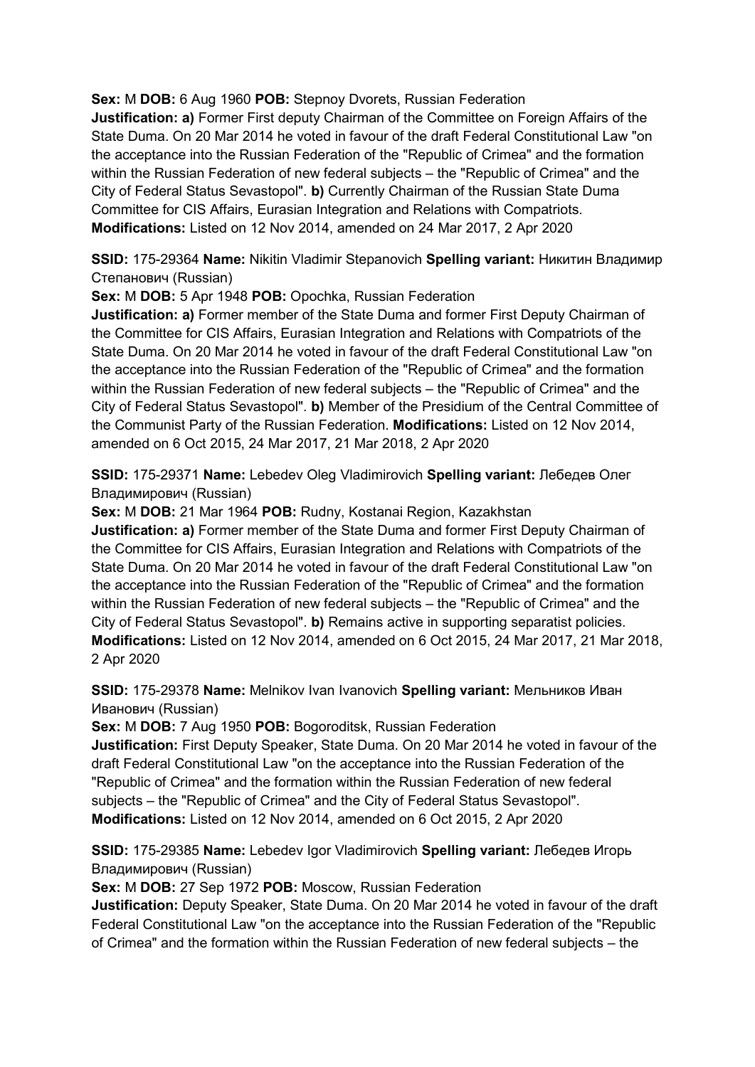**Sex:** M **DOB:** 6 Aug 1960 **POB:** Stepnoy Dvorets, Russian Federation
**Justification: a)** Former First deputy Chairman of the Committee on Foreign Affairs of the State Duma. On 20 Mar 2014 he voted in favour of the draft Federal Constitutional Law "on the acceptance into the Russian Federation of the "Republic of Crimea" and the formation within the Russian Federation of new federal subjects – the "Republic of Crimea" and the City of Federal Status Sevastopol". **b)** Currently Chairman of the Russian State Duma Committee for CIS Affairs, Eurasian Integration and Relations with Compatriots.
**Modifications:** Listed on 12 Nov 2014, amended on 24 Mar 2017, 2 Apr 2020

**SSID:** 175-29364 **Name:** Nikitin Vladimir Stepanovich **Spelling variant:** Никитин Владимир Степанович (Russian)
**Sex:** M **DOB:** 5 Apr 1948 **POB:** Opochka, Russian Federation
**Justification: a)** Former member of the State Duma and former First Deputy Chairman of the Committee for CIS Affairs, Eurasian Integration and Relations with Compatriots of the State Duma. On 20 Mar 2014 he voted in favour of the draft Federal Constitutional Law "on the acceptance into the Russian Federation of the "Republic of Crimea" and the formation within the Russian Federation of new federal subjects – the "Republic of Crimea" and the City of Federal Status Sevastopol". **b)** Member of the Presidium of the Central Committee of the Communist Party of the Russian Federation. **Modifications:** Listed on 12 Nov 2014, amended on 6 Oct 2015, 24 Mar 2017, 21 Mar 2018, 2 Apr 2020

**SSID:** 175-29371 **Name:** Lebedev Oleg Vladimirovich **Spelling variant:** Лебедев Олег Владимирович (Russian)
**Sex:** M **DOB:** 21 Mar 1964 **POB:** Rudny, Kostanai Region, Kazakhstan
**Justification: a)** Former member of the State Duma and former First Deputy Chairman of the Committee for CIS Affairs, Eurasian Integration and Relations with Compatriots of the State Duma. On 20 Mar 2014 he voted in favour of the draft Federal Constitutional Law "on the acceptance into the Russian Federation of the "Republic of Crimea" and the formation within the Russian Federation of new federal subjects – the "Republic of Crimea" and the City of Federal Status Sevastopol". **b)** Remains active in supporting separatist policies.
**Modifications:** Listed on 12 Nov 2014, amended on 6 Oct 2015, 24 Mar 2017, 21 Mar 2018, 2 Apr 2020

**SSID:** 175-29378 **Name:** Melnikov Ivan Ivanovich **Spelling variant:** Мельников Иван Иванович (Russian)
**Sex:** M **DOB:** 7 Aug 1950 **POB:** Bogoroditsk, Russian Federation
**Justification:** First Deputy Speaker, State Duma. On 20 Mar 2014 he voted in favour of the draft Federal Constitutional Law "on the acceptance into the Russian Federation of the "Republic of Crimea" and the formation within the Russian Federation of new federal subjects – the "Republic of Crimea" and the City of Federal Status Sevastopol".
**Modifications:** Listed on 12 Nov 2014, amended on 6 Oct 2015, 2 Apr 2020

**SSID:** 175-29385 **Name:** Lebedev Igor Vladimirovich **Spelling variant:** Лебедев Игорь Владимирович (Russian)
**Sex:** M **DOB:** 27 Sep 1972 **POB:** Moscow, Russian Federation
**Justification:** Deputy Speaker, State Duma. On 20 Mar 2014 he voted in favour of the draft Federal Constitutional Law "on the acceptance into the Russian Federation of the "Republic of Crimea" and the formation within the Russian Federation of new federal subjects – the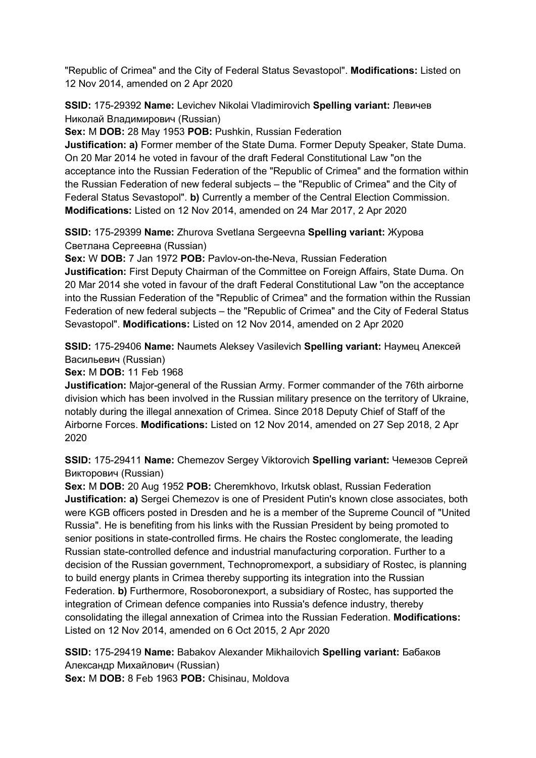"Republic of Crimea" and the City of Federal Status Sevastopol". **Modifications:** Listed on 12 Nov 2014, amended on 2 Apr 2020

**SSID:** 175-29392 **Name:** Levichev Nikolai Vladimirovich **Spelling variant:** Левичев Николай Владимирович (Russian)

**Sex:** M **DOB:** 28 May 1953 **POB:** Pushkin, Russian Federation

**Justification: a)** Former member of the State Duma. Former Deputy Speaker, State Duma. On 20 Mar 2014 he voted in favour of the draft Federal Constitutional Law "on the acceptance into the Russian Federation of the "Republic of Crimea" and the formation within the Russian Federation of new federal subjects – the "Republic of Crimea" and the City of Federal Status Sevastopol". **b)** Currently a member of the Central Election Commission. **Modifications:** Listed on 12 Nov 2014, amended on 24 Mar 2017, 2 Apr 2020

**SSID:** 175-29399 **Name:** Zhurova Svetlana Sergeevna **Spelling variant:** Журова Светлана Сергеевна (Russian)

**Sex:** W **DOB:** 7 Jan 1972 **POB:** Pavlov-on-the-Neva, Russian Federation

**Justification:** First Deputy Chairman of the Committee on Foreign Affairs, State Duma. On 20 Mar 2014 she voted in favour of the draft Federal Constitutional Law "on the acceptance into the Russian Federation of the "Republic of Crimea" and the formation within the Russian Federation of new federal subjects – the "Republic of Crimea" and the City of Federal Status Sevastopol". **Modifications:** Listed on 12 Nov 2014, amended on 2 Apr 2020

**SSID:** 175-29406 **Name:** Naumets Aleksey Vasilevich **Spelling variant:** Наумец Алексей Васильевич (Russian)

**Sex:** M **DOB:** 11 Feb 1968

**Justification:** Major-general of the Russian Army. Former commander of the 76th airborne division which has been involved in the Russian military presence on the territory of Ukraine, notably during the illegal annexation of Crimea. Since 2018 Deputy Chief of Staff of the Airborne Forces. **Modifications:** Listed on 12 Nov 2014, amended on 27 Sep 2018, 2 Apr 2020

**SSID:** 175-29411 **Name:** Chemezov Sergey Viktorovich **Spelling variant:** Чемезов Сергей Викторович (Russian)

**Sex:** M **DOB:** 20 Aug 1952 **POB:** Cheremkhovo, Irkutsk oblast, Russian Federation

**Justification: a)** Sergei Chemezov is one of President Putin's known close associates, both were KGB officers posted in Dresden and he is a member of the Supreme Council of "United Russia". He is benefiting from his links with the Russian President by being promoted to senior positions in state-controlled firms. He chairs the Rostec conglomerate, the leading Russian state-controlled defence and industrial manufacturing corporation. Further to a decision of the Russian government, Technopromexport, a subsidiary of Rostec, is planning to build energy plants in Crimea thereby supporting its integration into the Russian Federation. **b)** Furthermore, Rosoboronexport, a subsidiary of Rostec, has supported the integration of Crimean defence companies into Russia's defence industry, thereby consolidating the illegal annexation of Crimea into the Russian Federation. **Modifications:** Listed on 12 Nov 2014, amended on 6 Oct 2015, 2 Apr 2020

**SSID:** 175-29419 **Name:** Babakov Alexander Mikhailovich **Spelling variant:** Бабаков Александр Михайлович (Russian)

**Sex:** M **DOB:** 8 Feb 1963 **POB:** Chisinau, Moldova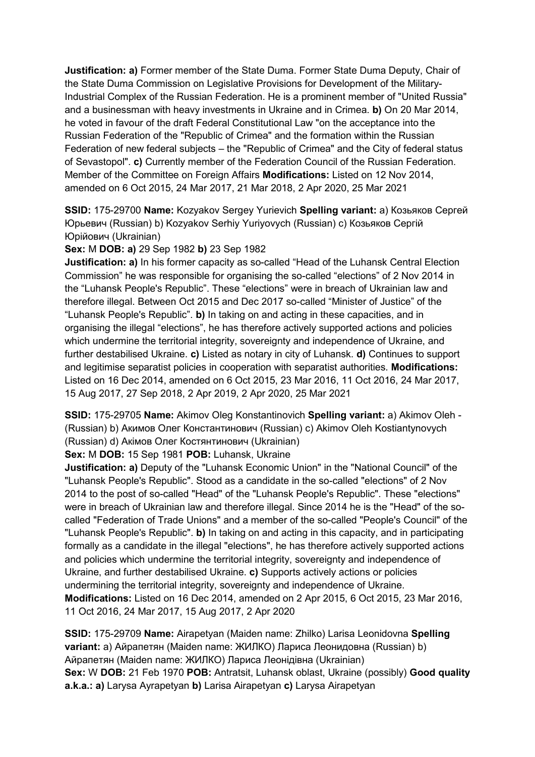**Justification: a)** Former member of the State Duma. Former State Duma Deputy, Chair of the State Duma Commission on Legislative Provisions for Development of the Military-Industrial Complex of the Russian Federation. He is a prominent member of "United Russia" and a businessman with heavy investments in Ukraine and in Crimea. **b)** On 20 Mar 2014, he voted in favour of the draft Federal Constitutional Law "on the acceptance into the Russian Federation of the "Republic of Crimea" and the formation within the Russian Federation of new federal subjects – the "Republic of Crimea" and the City of federal status of Sevastopol". **c)** Currently member of the Federation Council of the Russian Federation. Member of the Committee on Foreign Affairs **Modifications:** Listed on 12 Nov 2014, amended on 6 Oct 2015, 24 Mar 2017, 21 Mar 2018, 2 Apr 2020, 25 Mar 2021

**SSID:** 175-29700 **Name:** Kozyakov Sergey Yurievich **Spelling variant:** a) Козьяков Сергей Юрьевич (Russian) b) Kozyakov Serhiy Yuriyovych (Russian) c) Козьяков Сергій Юрійович (Ukrainian)

**Sex:** M **DOB: a)** 29 Sep 1982 **b)** 23 Sep 1982

**Justification: a)** In his former capacity as so-called "Head of the Luhansk Central Election Commission" he was responsible for organising the so-called "elections" of 2 Nov 2014 in the "Luhansk People's Republic". These "elections" were in breach of Ukrainian law and therefore illegal. Between Oct 2015 and Dec 2017 so-called "Minister of Justice" of the "Luhansk People's Republic". **b)** In taking on and acting in these capacities, and in organising the illegal "elections", he has therefore actively supported actions and policies which undermine the territorial integrity, sovereignty and independence of Ukraine, and further destabilised Ukraine. **c)** Listed as notary in city of Luhansk. **d)** Continues to support and legitimise separatist policies in cooperation with separatist authorities. **Modifications:** Listed on 16 Dec 2014, amended on 6 Oct 2015, 23 Mar 2016, 11 Oct 2016, 24 Mar 2017, 15 Aug 2017, 27 Sep 2018, 2 Apr 2019, 2 Apr 2020, 25 Mar 2021

**SSID:** 175-29705 **Name:** Akimov Oleg Konstantinovich **Spelling variant:** a) Akimov Oleh - (Russian) b) Акимов Олег Константинович (Russian) c) Akimov Oleh Kostiantynovych (Russian) d) Акімов Олег Костянтинович (Ukrainian)

**Sex:** M **DOB:** 15 Sep 1981 **POB:** Luhansk, Ukraine

**Justification: a)** Deputy of the "Luhansk Economic Union" in the "National Council" of the "Luhansk People's Republic". Stood as a candidate in the so-called "elections" of 2 Nov 2014 to the post of so-called "Head" of the "Luhansk People's Republic". These "elections" were in breach of Ukrainian law and therefore illegal. Since 2014 he is the "Head" of the so-called "Federation of Trade Unions" and a member of the so-called "People's Council" of the "Luhansk People's Republic". **b)** In taking on and acting in this capacity, and in participating formally as a candidate in the illegal "elections", he has therefore actively supported actions and policies which undermine the territorial integrity, sovereignty and independence of Ukraine, and further destabilised Ukraine. **c)** Supports actively actions or policies undermining the territorial integrity, sovereignty and independence of Ukraine. **Modifications:** Listed on 16 Dec 2014, amended on 2 Apr 2015, 6 Oct 2015, 23 Mar 2016, 11 Oct 2016, 24 Mar 2017, 15 Aug 2017, 2 Apr 2020

**SSID:** 175-29709 **Name:** Airapetyan (Maiden name: Zhilko) Larisa Leonidovna **Spelling variant:** a) Айрапетян (Maiden name: ЖИЛКО) Лариса Леонидовна (Russian) b) Айрапетян (Maiden name: ЖИЛКО) Лариса Леонідівна (Ukrainian)

**Sex:** W **DOB:** 21 Feb 1970 **POB:** Antratsit, Luhansk oblast, Ukraine (possibly) **Good quality a.k.a.: a)** Larysa Ayrapetyan **b)** Larisa Airapetyan **c)** Larysa Airapetyan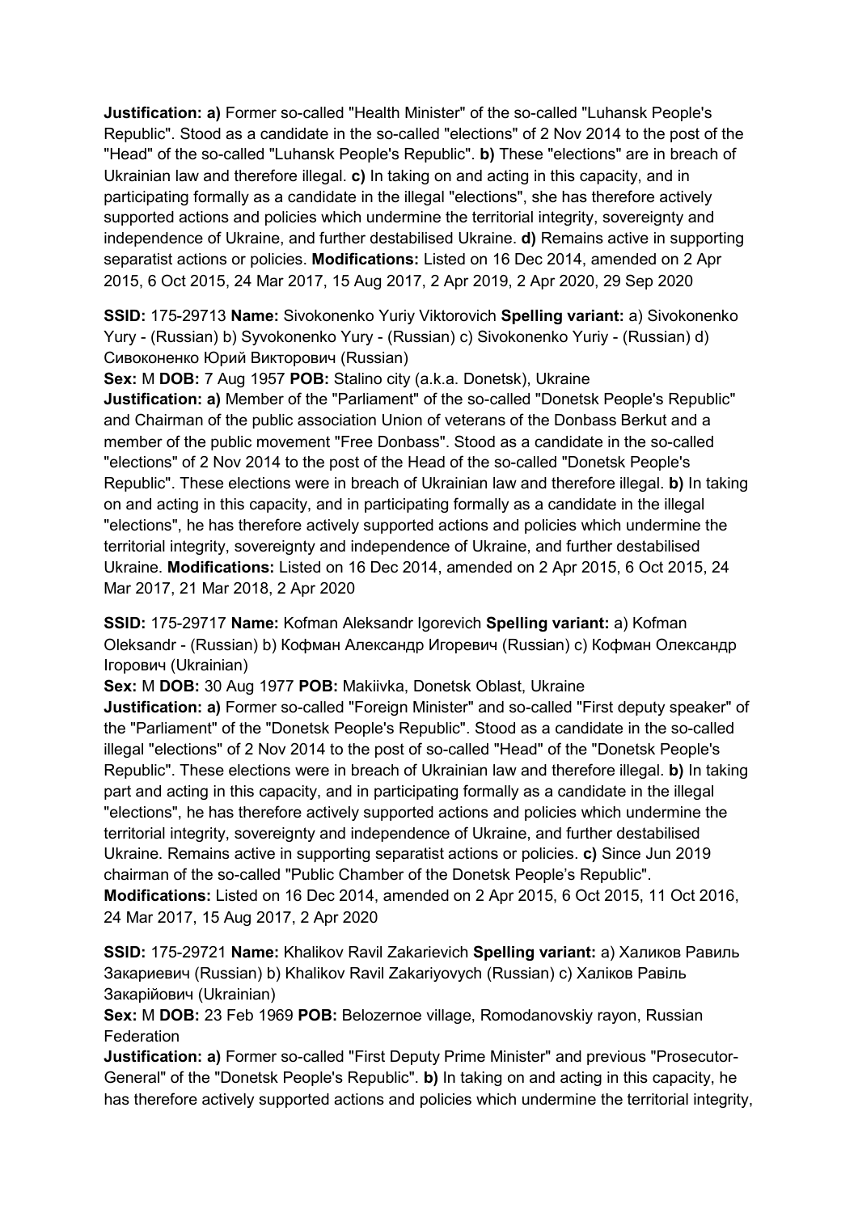**Justification: a)** Former so-called "Health Minister" of the so-called "Luhansk People's Republic". Stood as a candidate in the so-called "elections" of 2 Nov 2014 to the post of the "Head" of the so-called "Luhansk People's Republic". **b)** These "elections" are in breach of Ukrainian law and therefore illegal. **c)** In taking on and acting in this capacity, and in participating formally as a candidate in the illegal "elections", she has therefore actively supported actions and policies which undermine the territorial integrity, sovereignty and independence of Ukraine, and further destabilised Ukraine. **d)** Remains active in supporting separatist actions or policies. **Modifications:** Listed on 16 Dec 2014, amended on 2 Apr 2015, 6 Oct 2015, 24 Mar 2017, 15 Aug 2017, 2 Apr 2019, 2 Apr 2020, 29 Sep 2020

**SSID:** 175-29713 **Name:** Sivokonenko Yuriy Viktorovich **Spelling variant:** a) Sivokonenko Yury - (Russian) b) Syvokonenko Yury - (Russian) c) Sivokonenko Yuriy - (Russian) d) Сивоконенко Юрий Викторович (Russian)
**Sex:** M **DOB:** 7 Aug 1957 **POB:** Stalino city (a.k.a. Donetsk), Ukraine
**Justification: a)** Member of the "Parliament" of the so-called "Donetsk People's Republic" and Chairman of the public association Union of veterans of the Donbass Berkut and a member of the public movement "Free Donbass". Stood as a candidate in the so-called "elections" of 2 Nov 2014 to the post of the Head of the so-called "Donetsk People's Republic". These elections were in breach of Ukrainian law and therefore illegal. **b)** In taking on and acting in this capacity, and in participating formally as a candidate in the illegal "elections", he has therefore actively supported actions and policies which undermine the territorial integrity, sovereignty and independence of Ukraine, and further destabilised Ukraine. **Modifications:** Listed on 16 Dec 2014, amended on 2 Apr 2015, 6 Oct 2015, 24 Mar 2017, 21 Mar 2018, 2 Apr 2020

**SSID:** 175-29717 **Name:** Kofman Aleksandr Igorevich **Spelling variant:** a) Kofman Oleksandr - (Russian) b) Кофман Александр Игоревич (Russian) c) Кофман Олександр Ігорович (Ukrainian)
**Sex:** M **DOB:** 30 Aug 1977 **POB:** Makiivka, Donetsk Oblast, Ukraine
**Justification: a)** Former so-called "Foreign Minister" and so-called "First deputy speaker" of the "Parliament" of the "Donetsk People's Republic". Stood as a candidate in the so-called illegal "elections" of 2 Nov 2014 to the post of so-called "Head" of the "Donetsk People's Republic". These elections were in breach of Ukrainian law and therefore illegal. **b)** In taking part and acting in this capacity, and in participating formally as a candidate in the illegal "elections", he has therefore actively supported actions and policies which undermine the territorial integrity, sovereignty and independence of Ukraine, and further destabilised Ukraine. Remains active in supporting separatist actions or policies. **c)** Since Jun 2019 chairman of the so-called "Public Chamber of the Donetsk People's Republic".
**Modifications:** Listed on 16 Dec 2014, amended on 2 Apr 2015, 6 Oct 2015, 11 Oct 2016, 24 Mar 2017, 15 Aug 2017, 2 Apr 2020

**SSID:** 175-29721 **Name:** Khalikov Ravil Zakarievich **Spelling variant:** a) Халиков Равиль Закариевич (Russian) b) Khalikov Ravil Zakariyovych (Russian) c) Халіков Равіль Закарійович (Ukrainian)
**Sex:** M **DOB:** 23 Feb 1969 **POB:** Belozernoe village, Romodanovskiy rayon, Russian Federation
**Justification: a)** Former so-called "First Deputy Prime Minister" and previous "Prosecutor-General" of the "Donetsk People's Republic". **b)** In taking on and acting in this capacity, he has therefore actively supported actions and policies which undermine the territorial integrity,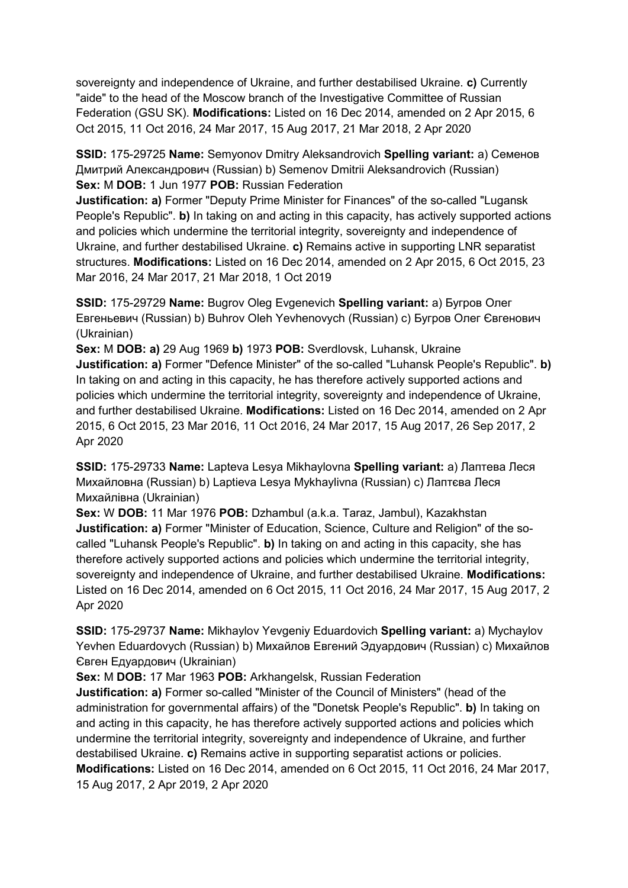sovereignty and independence of Ukraine, and further destabilised Ukraine. **c)** Currently "aide" to the head of the Moscow branch of the Investigative Committee of Russian Federation (GSU SK). **Modifications:** Listed on 16 Dec 2014, amended on 2 Apr 2015, 6 Oct 2015, 11 Oct 2016, 24 Mar 2017, 15 Aug 2017, 21 Mar 2018, 2 Apr 2020

**SSID:** 175-29725 **Name:** Semyonov Dmitry Aleksandrovich **Spelling variant:** a) Семенов Дмитрий Александрович (Russian) b) Semenov Dmitrii Aleksandrovich (Russian)
**Sex:** M **DOB:** 1 Jun 1977 **POB:** Russian Federation
**Justification: a)** Former "Deputy Prime Minister for Finances" of the so-called "Lugansk People's Republic". **b)** In taking on and acting in this capacity, has actively supported actions and policies which undermine the territorial integrity, sovereignty and independence of Ukraine, and further destabilised Ukraine. **c)** Remains active in supporting LNR separatist structures. **Modifications:** Listed on 16 Dec 2014, amended on 2 Apr 2015, 6 Oct 2015, 23 Mar 2016, 24 Mar 2017, 21 Mar 2018, 1 Oct 2019

**SSID:** 175-29729 **Name:** Bugrov Oleg Evgenevich **Spelling variant:** a) Бугров Олег Евгеньевич (Russian) b) Buhrov Oleh Yevhenovych (Russian) c) Бугров Олег Євгенович (Ukrainian)
**Sex:** M **DOB: a)** 29 Aug 1969 **b)** 1973 **POB:** Sverdlovsk, Luhansk, Ukraine
**Justification: a)** Former "Defence Minister" of the so-called "Luhansk People's Republic". **b)** In taking on and acting in this capacity, he has therefore actively supported actions and policies which undermine the territorial integrity, sovereignty and independence of Ukraine, and further destabilised Ukraine. **Modifications:** Listed on 16 Dec 2014, amended on 2 Apr 2015, 6 Oct 2015, 23 Mar 2016, 11 Oct 2016, 24 Mar 2017, 15 Aug 2017, 26 Sep 2017, 2 Apr 2020

**SSID:** 175-29733 **Name:** Lapteva Lesya Mikhaylovna **Spelling variant:** a) Лаптева Леся Михайловна (Russian) b) Laptieva Lesya Mykhaylivna (Russian) c) Лаптєва Леся Михайлівна (Ukrainian)
**Sex:** W **DOB:** 11 Mar 1976 **POB:** Dzhambul (a.k.a. Taraz, Jambul), Kazakhstan
**Justification: a)** Former "Minister of Education, Science, Culture and Religion" of the so-called "Luhansk People's Republic". **b)** In taking on and acting in this capacity, she has therefore actively supported actions and policies which undermine the territorial integrity, sovereignty and independence of Ukraine, and further destabilised Ukraine. **Modifications:** Listed on 16 Dec 2014, amended on 6 Oct 2015, 11 Oct 2016, 24 Mar 2017, 15 Aug 2017, 2 Apr 2020

**SSID:** 175-29737 **Name:** Mikhaylov Yevgeniy Eduardovich **Spelling variant:** a) Mychaylov Yevhen Eduardovych (Russian) b) Михайлов Евгений Эдуардович (Russian) c) Михайлов Євген Едуардович (Ukrainian)
**Sex:** M **DOB:** 17 Mar 1963 **POB:** Arkhangelsk, Russian Federation
**Justification: a)** Former so-called "Minister of the Council of Ministers" (head of the administration for governmental affairs) of the "Donetsk People's Republic". **b)** In taking on and acting in this capacity, he has therefore actively supported actions and policies which undermine the territorial integrity, sovereignty and independence of Ukraine, and further destabilised Ukraine. **c)** Remains active in supporting separatist actions or policies.
**Modifications:** Listed on 16 Dec 2014, amended on 6 Oct 2015, 11 Oct 2016, 24 Mar 2017, 15 Aug 2017, 2 Apr 2019, 2 Apr 2020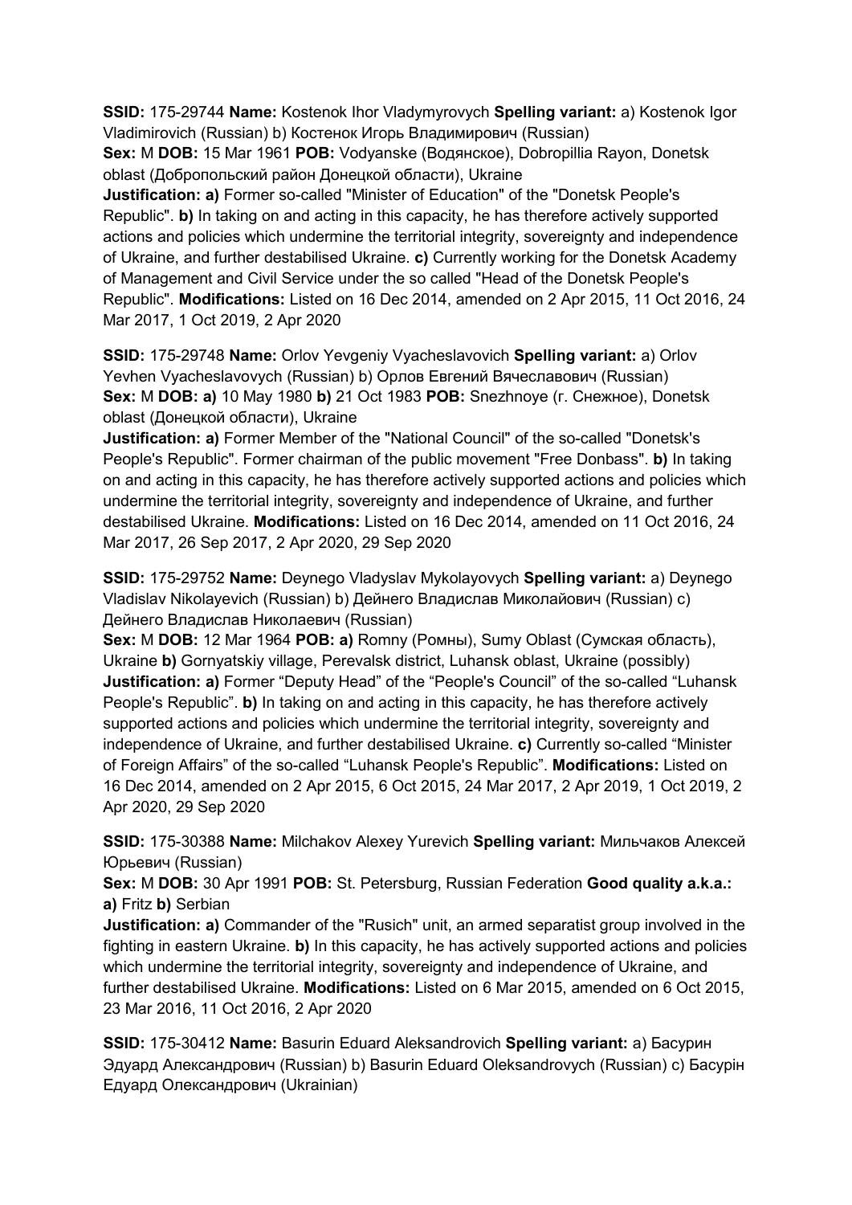**SSID:** 175-29744 **Name:** Kostenok Ihor Vladymyrovych **Spelling variant:** a) Kostenok Igor Vladimirovich (Russian) b) Костенок Игорь Владимирович (Russian)
**Sex:** M **DOB:** 15 Mar 1961 **POB:** Vodyanske (Водянское), Dobropillia Rayon, Donetsk oblast (Добропольский район Донецкой области), Ukraine
**Justification: a)** Former so-called "Minister of Education" of the "Donetsk People's Republic". **b)** In taking on and acting in this capacity, he has therefore actively supported actions and policies which undermine the territorial integrity, sovereignty and independence of Ukraine, and further destabilised Ukraine. **c)** Currently working for the Donetsk Academy of Management and Civil Service under the so called "Head of the Donetsk People's Republic". **Modifications:** Listed on 16 Dec 2014, amended on 2 Apr 2015, 11 Oct 2016, 24 Mar 2017, 1 Oct 2019, 2 Apr 2020

**SSID:** 175-29748 **Name:** Orlov Yevgeniy Vyacheslavovich **Spelling variant:** a) Orlov Yevhen Vyacheslavovych (Russian) b) Орлов Евгений Вячеславович (Russian)
**Sex:** M **DOB: a)** 10 May 1980 **b)** 21 Oct 1983 **POB:** Snezhnoye (г. Снежное), Donetsk oblast (Донецкой области), Ukraine
**Justification: a)** Former Member of the "National Council" of the so-called "Donetsk's People's Republic". Former chairman of the public movement "Free Donbass". **b)** In taking on and acting in this capacity, he has therefore actively supported actions and policies which undermine the territorial integrity, sovereignty and independence of Ukraine, and further destabilised Ukraine. **Modifications:** Listed on 16 Dec 2014, amended on 11 Oct 2016, 24 Mar 2017, 26 Sep 2017, 2 Apr 2020, 29 Sep 2020

**SSID:** 175-29752 **Name:** Deynego Vladyslav Mykolayovych **Spelling variant:** a) Deynego Vladislav Nikolayevich (Russian) b) Дейнего Владислав Миколайович (Russian) c) Дейнего Владислав Николаевич (Russian)
**Sex:** M **DOB:** 12 Mar 1964 **POB: a)** Romny (Ромны), Sumy Oblast (Сумская область), Ukraine **b)** Gornyatskiy village, Perevalsk district, Luhansk oblast, Ukraine (possibly)
**Justification: a)** Former "Deputy Head" of the "People's Council" of the so-called "Luhansk People's Republic". **b)** In taking on and acting in this capacity, he has therefore actively supported actions and policies which undermine the territorial integrity, sovereignty and independence of Ukraine, and further destabilised Ukraine. **c)** Currently so-called "Minister of Foreign Affairs" of the so-called "Luhansk People's Republic". **Modifications:** Listed on 16 Dec 2014, amended on 2 Apr 2015, 6 Oct 2015, 24 Mar 2017, 2 Apr 2019, 1 Oct 2019, 2 Apr 2020, 29 Sep 2020

**SSID:** 175-30388 **Name:** Milchakov Alexey Yurevich **Spelling variant:** Мильчаков Алексей Юрьевич (Russian)
**Sex:** M **DOB:** 30 Apr 1991 **POB:** St. Petersburg, Russian Federation **Good quality a.k.a.: a)** Fritz **b)** Serbian
**Justification: a)** Commander of the "Rusich" unit, an armed separatist group involved in the fighting in eastern Ukraine. **b)** In this capacity, he has actively supported actions and policies which undermine the territorial integrity, sovereignty and independence of Ukraine, and further destabilised Ukraine. **Modifications:** Listed on 6 Mar 2015, amended on 6 Oct 2015, 23 Mar 2016, 11 Oct 2016, 2 Apr 2020

**SSID:** 175-30412 **Name:** Basurin Eduard Aleksandrovich **Spelling variant:** a) Басурин Эдуард Александрович (Russian) b) Basurin Eduard Oleksandrovych (Russian) c) Басурін Едуард Олександрович (Ukrainian)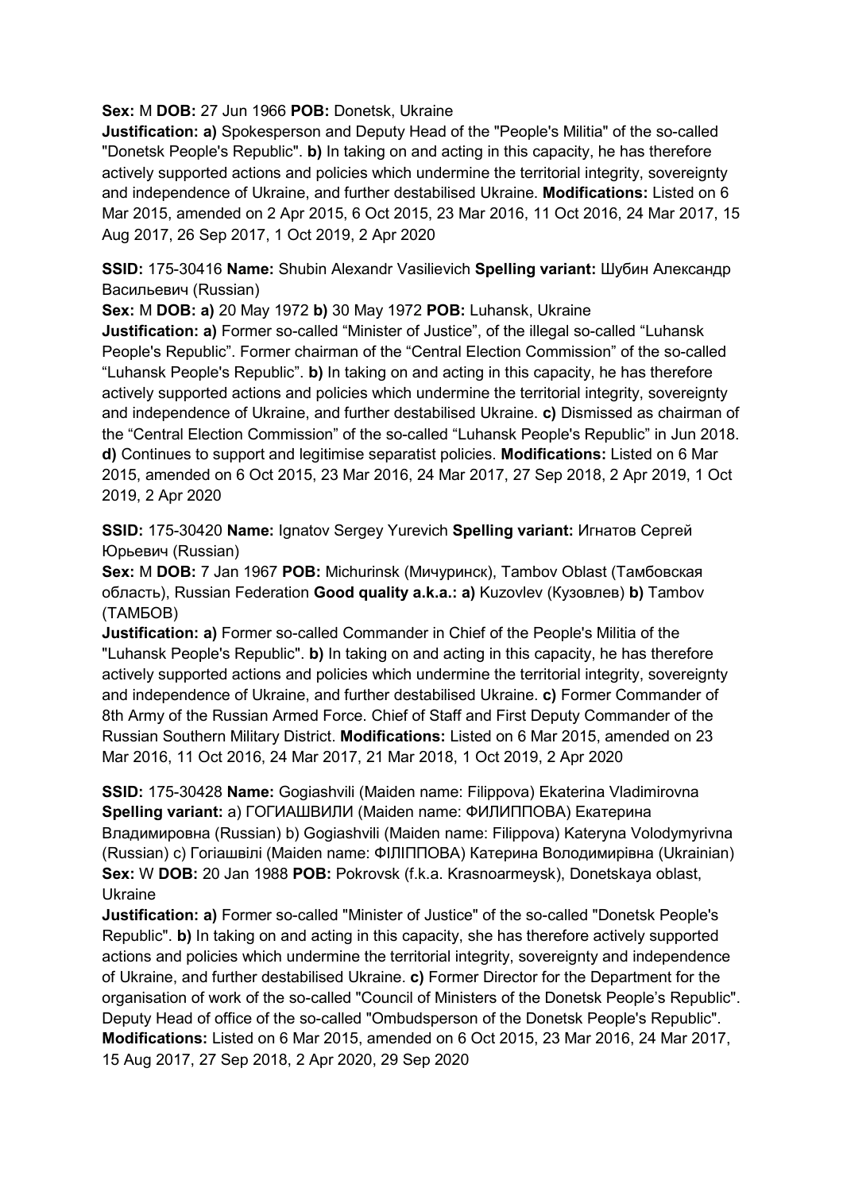**Sex:** M **DOB:** 27 Jun 1966 **POB:** Donetsk, Ukraine

**Justification: a)** Spokesperson and Deputy Head of the "People's Militia" of the so-called "Donetsk People's Republic". **b)** In taking on and acting in this capacity, he has therefore actively supported actions and policies which undermine the territorial integrity, sovereignty and independence of Ukraine, and further destabilised Ukraine. **Modifications:** Listed on 6 Mar 2015, amended on 2 Apr 2015, 6 Oct 2015, 23 Mar 2016, 11 Oct 2016, 24 Mar 2017, 15 Aug 2017, 26 Sep 2017, 1 Oct 2019, 2 Apr 2020

**SSID:** 175-30416 **Name:** Shubin Alexandr Vasilievich **Spelling variant:** Шубин Александр Васильевич (Russian)

**Sex:** M **DOB: a)** 20 May 1972 **b)** 30 May 1972 **POB:** Luhansk, Ukraine

**Justification: a)** Former so-called "Minister of Justice", of the illegal so-called "Luhansk People's Republic". Former chairman of the "Central Election Commission" of the so-called "Luhansk People's Republic". **b)** In taking on and acting in this capacity, he has therefore actively supported actions and policies which undermine the territorial integrity, sovereignty and independence of Ukraine, and further destabilised Ukraine. **c)** Dismissed as chairman of the "Central Election Commission" of the so-called "Luhansk People's Republic" in Jun 2018. **d)** Continues to support and legitimise separatist policies. **Modifications:** Listed on 6 Mar 2015, amended on 6 Oct 2015, 23 Mar 2016, 24 Mar 2017, 27 Sep 2018, 2 Apr 2019, 1 Oct 2019, 2 Apr 2020

**SSID:** 175-30420 **Name:** Ignatov Sergey Yurevich **Spelling variant:** Игнатов Сергей Юрьевич (Russian)

**Sex:** M **DOB:** 7 Jan 1967 **POB:** Michurinsk (Мичуринск), Tambov Oblast (Тамбовская область), Russian Federation **Good quality a.k.a.: a)** Kuzovlev (Кузовлев) **b)** Tambov (ТАМБОВ)

**Justification: a)** Former so-called Commander in Chief of the People's Militia of the "Luhansk People's Republic". **b)** In taking on and acting in this capacity, he has therefore actively supported actions and policies which undermine the territorial integrity, sovereignty and independence of Ukraine, and further destabilised Ukraine. **c)** Former Commander of 8th Army of the Russian Armed Force. Chief of Staff and First Deputy Commander of the Russian Southern Military District. **Modifications:** Listed on 6 Mar 2015, amended on 23 Mar 2016, 11 Oct 2016, 24 Mar 2017, 21 Mar 2018, 1 Oct 2019, 2 Apr 2020

**SSID:** 175-30428 **Name:** Gogiashvili (Maiden name: Filippova) Ekaterina Vladimirovna **Spelling variant:** a) ГОГИАШВИЛИ (Maiden name: ФИЛИППОВА) Екатерина Владимировна (Russian) b) Gogiashvili (Maiden name: Filippova) Kateryna Volodymyrivna (Russian) c) Гогіашвілі (Maiden name: ФІЛІППОВА) Катерина Володимирівна (Ukrainian)

**Sex:** W **DOB:** 20 Jan 1988 **POB:** Pokrovsk (f.k.a. Krasnoarmeysk), Donetskaya oblast, Ukraine

**Justification: a)** Former so-called "Minister of Justice" of the so-called "Donetsk People's Republic". **b)** In taking on and acting in this capacity, she has therefore actively supported actions and policies which undermine the territorial integrity, sovereignty and independence of Ukraine, and further destabilised Ukraine. **c)** Former Director for the Department for the organisation of work of the so-called "Council of Ministers of the Donetsk People's Republic". Deputy Head of office of the so-called "Ombudsperson of the Donetsk People's Republic". **Modifications:** Listed on 6 Mar 2015, amended on 6 Oct 2015, 23 Mar 2016, 24 Mar 2017, 15 Aug 2017, 27 Sep 2018, 2 Apr 2020, 29 Sep 2020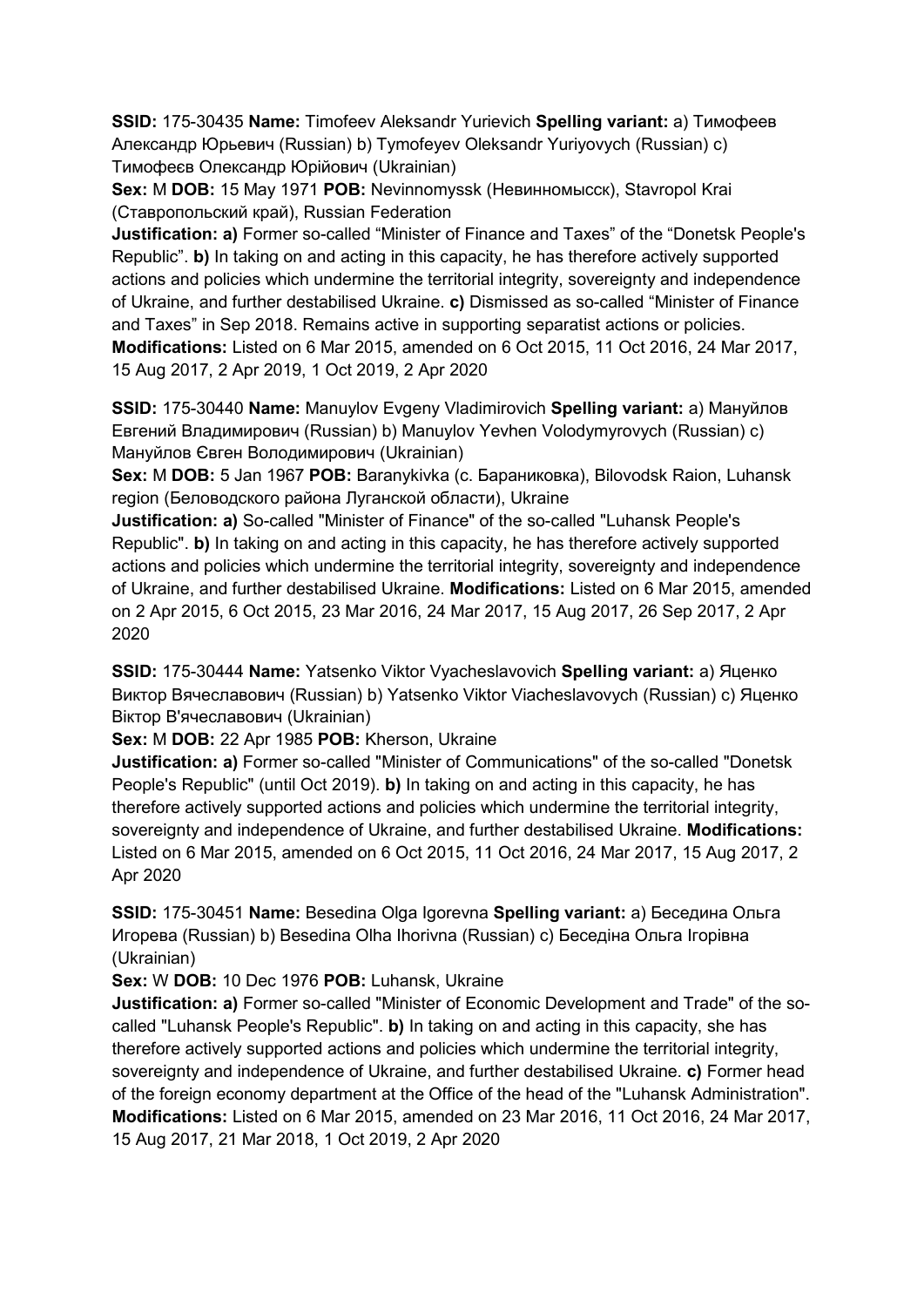**SSID:** 175-30435 **Name:** Timofeev Aleksandr Yurievich **Spelling variant:** a) Тимофеев Александр Юрьевич (Russian) b) Tymofeyev Oleksandr Yuriyovych (Russian) c) Тимофеєв Олександр Юрійович (Ukrainian)
**Sex:** M **DOB:** 15 May 1971 **POB:** Nevinnomyssk (Невинномысск), Stavropol Krai (Ставропольский край), Russian Federation
**Justification: a)** Former so-called "Minister of Finance and Taxes" of the "Donetsk People's Republic". **b)** In taking on and acting in this capacity, he has therefore actively supported actions and policies which undermine the territorial integrity, sovereignty and independence of Ukraine, and further destabilised Ukraine. **c)** Dismissed as so-called "Minister of Finance and Taxes" in Sep 2018. Remains active in supporting separatist actions or policies. **Modifications:** Listed on 6 Mar 2015, amended on 6 Oct 2015, 11 Oct 2016, 24 Mar 2017, 15 Aug 2017, 2 Apr 2019, 1 Oct 2019, 2 Apr 2020

**SSID:** 175-30440 **Name:** Manuylov Evgeny Vladimirovich **Spelling variant:** a) Мануйлов Евгений Владимирович (Russian) b) Manuylov Yevhen Volodymyrovych (Russian) c) Мануйлов Євген Володимирович (Ukrainian)
**Sex:** M **DOB:** 5 Jan 1967 **POB:** Baranykivka (с. Бараниковка), Bilovodsk Raion, Luhansk region (Беловодского района Луганской области), Ukraine
**Justification: a)** So-called "Minister of Finance" of the so-called "Luhansk People's Republic". **b)** In taking on and acting in this capacity, he has therefore actively supported actions and policies which undermine the territorial integrity, sovereignty and independence of Ukraine, and further destabilised Ukraine. **Modifications:** Listed on 6 Mar 2015, amended on 2 Apr 2015, 6 Oct 2015, 23 Mar 2016, 24 Mar 2017, 15 Aug 2017, 26 Sep 2017, 2 Apr 2020

**SSID:** 175-30444 **Name:** Yatsenko Viktor Vyacheslavovich **Spelling variant:** a) Яценко Виктор Вячеславович (Russian) b) Yatsenko Viktor Viacheslavovych (Russian) c) Яценко Віктор В'ячеславович (Ukrainian)
**Sex:** M **DOB:** 22 Apr 1985 **POB:** Kherson, Ukraine
**Justification: a)** Former so-called "Minister of Communications" of the so-called "Donetsk People's Republic" (until Oct 2019). **b)** In taking on and acting in this capacity, he has therefore actively supported actions and policies which undermine the territorial integrity, sovereignty and independence of Ukraine, and further destabilised Ukraine. **Modifications:** Listed on 6 Mar 2015, amended on 6 Oct 2015, 11 Oct 2016, 24 Mar 2017, 15 Aug 2017, 2 Apr 2020

**SSID:** 175-30451 **Name:** Besedina Olga Igorevna **Spelling variant:** a) Беседина Ольга Игорева (Russian) b) Besedina Olha Ihorivna (Russian) c) Беседіна Ольга Ігорівна (Ukrainian)
**Sex:** W **DOB:** 10 Dec 1976 **POB:** Luhansk, Ukraine
**Justification: a)** Former so-called "Minister of Economic Development and Trade" of the so-called "Luhansk People's Republic". **b)** In taking on and acting in this capacity, she has therefore actively supported actions and policies which undermine the territorial integrity, sovereignty and independence of Ukraine, and further destabilised Ukraine. **c)** Former head of the foreign economy department at the Office of the head of the "Luhansk Administration". **Modifications:** Listed on 6 Mar 2015, amended on 23 Mar 2016, 11 Oct 2016, 24 Mar 2017, 15 Aug 2017, 21 Mar 2018, 1 Oct 2019, 2 Apr 2020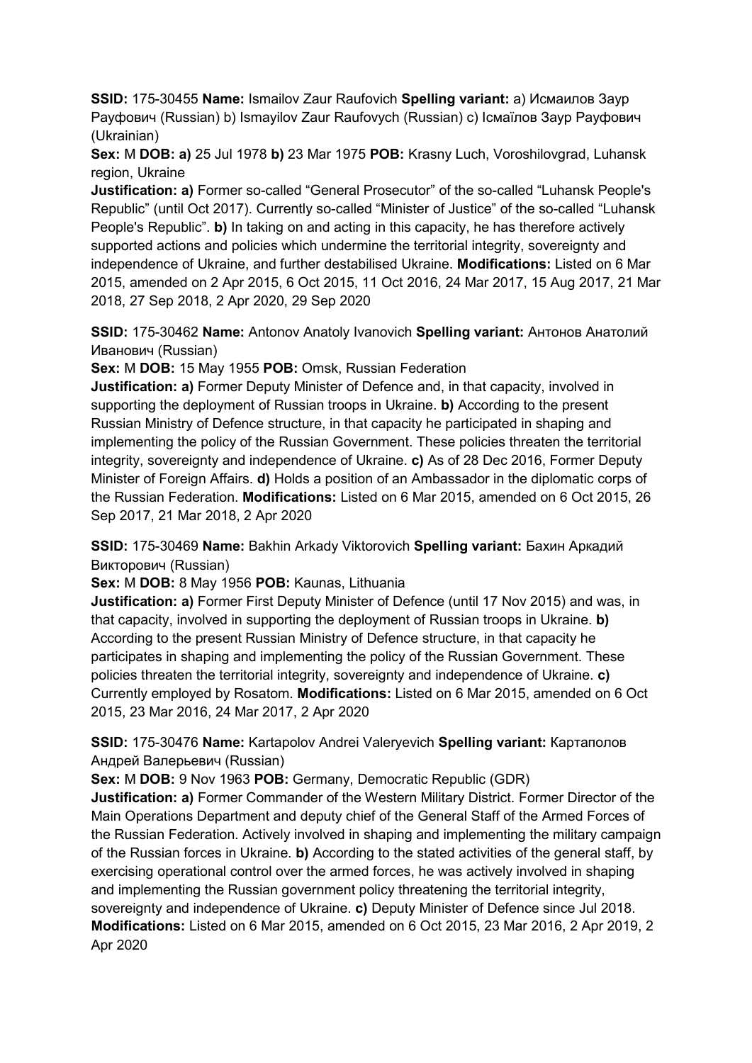**SSID:** 175-30455 **Name:** Ismailov Zaur Raufovich **Spelling variant:** a) Исмаилов Заур Рауфович (Russian) b) Ismayilov Zaur Raufovych (Russian) c) Ісмаїлов Заур Рауфович (Ukrainian)

**Sex:** M **DOB:** **a)** 25 Jul 1978 **b)** 23 Mar 1975 **POB:** Krasny Luch, Voroshilovgrad, Luhansk region, Ukraine

**Justification:** **a)** Former so-called "General Prosecutor" of the so-called "Luhansk People's Republic" (until Oct 2017). Currently so-called "Minister of Justice" of the so-called "Luhansk People's Republic". **b)** In taking on and acting in this capacity, he has therefore actively supported actions and policies which undermine the territorial integrity, sovereignty and independence of Ukraine, and further destabilised Ukraine. **Modifications:** Listed on 6 Mar 2015, amended on 2 Apr 2015, 6 Oct 2015, 11 Oct 2016, 24 Mar 2017, 15 Aug 2017, 21 Mar 2018, 27 Sep 2018, 2 Apr 2020, 29 Sep 2020

**SSID:** 175-30462 **Name:** Antonov Anatoly Ivanovich **Spelling variant:** Антонов Анатолий Иванович (Russian)

**Sex:** M **DOB:** 15 May 1955 **POB:** Omsk, Russian Federation

**Justification:** **a)** Former Deputy Minister of Defence and, in that capacity, involved in supporting the deployment of Russian troops in Ukraine. **b)** According to the present Russian Ministry of Defence structure, in that capacity he participated in shaping and implementing the policy of the Russian Government. These policies threaten the territorial integrity, sovereignty and independence of Ukraine. **c)** As of 28 Dec 2016, Former Deputy Minister of Foreign Affairs. **d)** Holds a position of an Ambassador in the diplomatic corps of the Russian Federation. **Modifications:** Listed on 6 Mar 2015, amended on 6 Oct 2015, 26 Sep 2017, 21 Mar 2018, 2 Apr 2020

**SSID:** 175-30469 **Name:** Bakhin Arkady Viktorovich **Spelling variant:** Бахин Аркадий Викторович (Russian)

**Sex:** M **DOB:** 8 May 1956 **POB:** Kaunas, Lithuania

**Justification:** **a)** Former First Deputy Minister of Defence (until 17 Nov 2015) and was, in that capacity, involved in supporting the deployment of Russian troops in Ukraine. **b)** According to the present Russian Ministry of Defence structure, in that capacity he participates in shaping and implementing the policy of the Russian Government. These policies threaten the territorial integrity, sovereignty and independence of Ukraine. **c)** Currently employed by Rosatom. **Modifications:** Listed on 6 Mar 2015, amended on 6 Oct 2015, 23 Mar 2016, 24 Mar 2017, 2 Apr 2020

**SSID:** 175-30476 **Name:** Kartapolov Andrei Valeryevich **Spelling variant:** Картаполов Андрей Валерьевич (Russian)

**Sex:** M **DOB:** 9 Nov 1963 **POB:** Germany, Democratic Republic (GDR)

**Justification:** **a)** Former Commander of the Western Military District. Former Director of the Main Operations Department and deputy chief of the General Staff of the Armed Forces of the Russian Federation. Actively involved in shaping and implementing the military campaign of the Russian forces in Ukraine. **b)** According to the stated activities of the general staff, by exercising operational control over the armed forces, he was actively involved in shaping and implementing the Russian government policy threatening the territorial integrity, sovereignty and independence of Ukraine. **c)** Deputy Minister of Defence since Jul 2018. **Modifications:** Listed on 6 Mar 2015, amended on 6 Oct 2015, 23 Mar 2016, 2 Apr 2019, 2 Apr 2020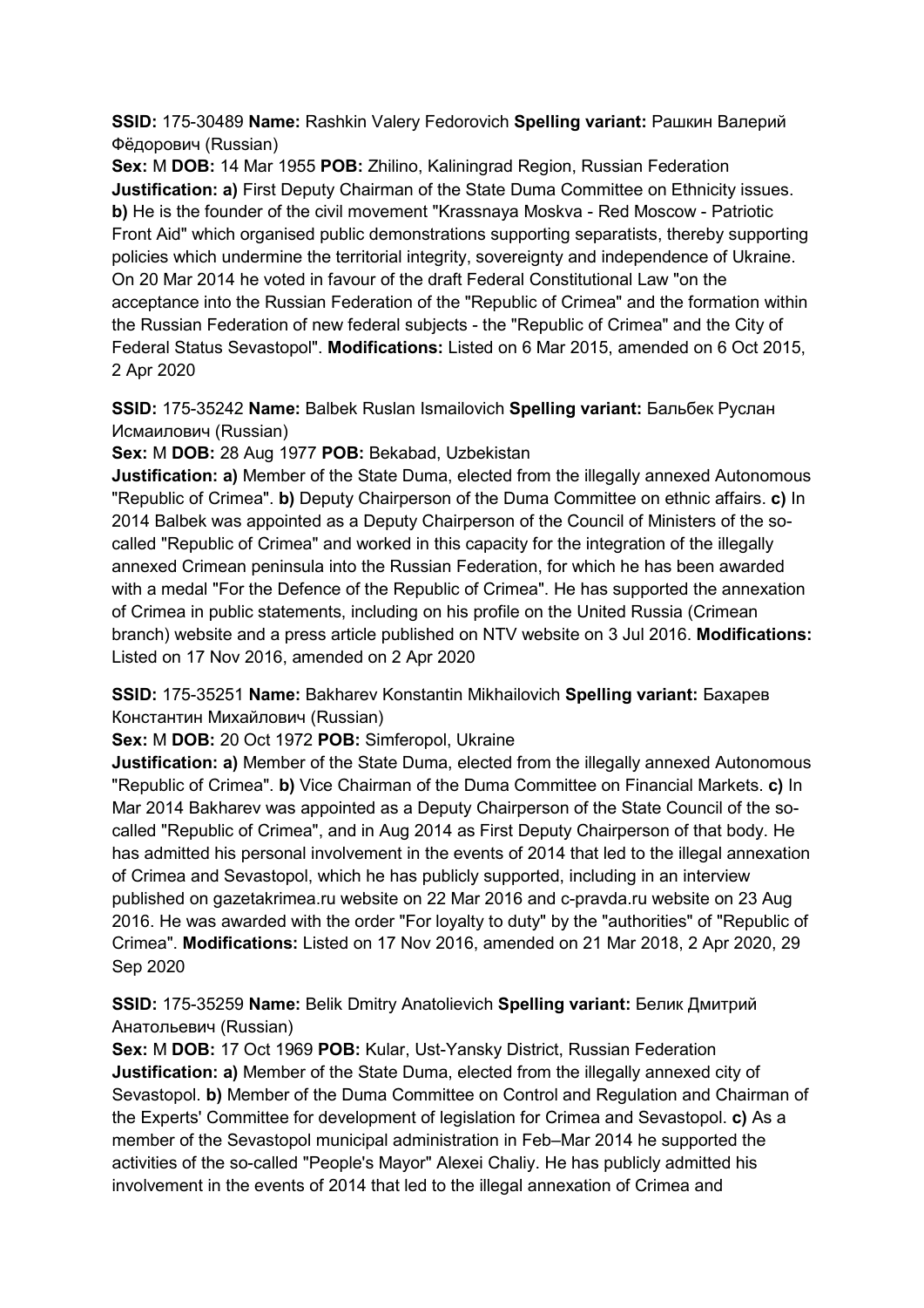**SSID:** 175-30489 **Name:** Rashkin Valery Fedorovich **Spelling variant:** Рашкин Валерий Фёдорович (Russian)
**Sex:** M **DOB:** 14 Mar 1955 **POB:** Zhilino, Kaliningrad Region, Russian Federation
**Justification: a)** First Deputy Chairman of the State Duma Committee on Ethnicity issues. **b)** He is the founder of the civil movement "Krassnaya Moskva - Red Moscow - Patriotic Front Aid" which organised public demonstrations supporting separatists, thereby supporting policies which undermine the territorial integrity, sovereignty and independence of Ukraine. On 20 Mar 2014 he voted in favour of the draft Federal Constitutional Law "on the acceptance into the Russian Federation of the "Republic of Crimea" and the formation within the Russian Federation of new federal subjects - the "Republic of Crimea" and the City of Federal Status Sevastopol". **Modifications:** Listed on 6 Mar 2015, amended on 6 Oct 2015, 2 Apr 2020

**SSID:** 175-35242 **Name:** Balbek Ruslan Ismailovich **Spelling variant:** Бальбек Руслан Исмаилович (Russian)
**Sex:** M **DOB:** 28 Aug 1977 **POB:** Bekabad, Uzbekistan
**Justification: a)** Member of the State Duma, elected from the illegally annexed Autonomous "Republic of Crimea". **b)** Deputy Chairperson of the Duma Committee on ethnic affairs. **c)** In 2014 Balbek was appointed as a Deputy Chairperson of the Council of Ministers of the so-called "Republic of Crimea" and worked in this capacity for the integration of the illegally annexed Crimean peninsula into the Russian Federation, for which he has been awarded with a medal "For the Defence of the Republic of Crimea". He has supported the annexation of Crimea in public statements, including on his profile on the United Russia (Crimean branch) website and a press article published on NTV website on 3 Jul 2016. **Modifications:** Listed on 17 Nov 2016, amended on 2 Apr 2020

**SSID:** 175-35251 **Name:** Bakharev Konstantin Mikhailovich **Spelling variant:** Бахарев Константин Михайлович (Russian)
**Sex:** M **DOB:** 20 Oct 1972 **POB:** Simferopol, Ukraine
**Justification: a)** Member of the State Duma, elected from the illegally annexed Autonomous "Republic of Crimea". **b)** Vice Chairman of the Duma Committee on Financial Markets. **c)** In Mar 2014 Bakharev was appointed as a Deputy Chairperson of the State Council of the so-called "Republic of Crimea", and in Aug 2014 as First Deputy Chairperson of that body. He has admitted his personal involvement in the events of 2014 that led to the illegal annexation of Crimea and Sevastopol, which he has publicly supported, including in an interview published on gazetakrimea.ru website on 22 Mar 2016 and c-pravda.ru website on 23 Aug 2016. He was awarded with the order "For loyalty to duty" by the "authorities" of "Republic of Crimea". **Modifications:** Listed on 17 Nov 2016, amended on 21 Mar 2018, 2 Apr 2020, 29 Sep 2020

**SSID:** 175-35259 **Name:** Belik Dmitry Anatolievich **Spelling variant:** Белик Дмитрий Анатольевич (Russian)
**Sex:** M **DOB:** 17 Oct 1969 **POB:** Kular, Ust-Yansky District, Russian Federation
**Justification: a)** Member of the State Duma, elected from the illegally annexed city of Sevastopol. **b)** Member of the Duma Committee on Control and Regulation and Chairman of the Experts' Committee for development of legislation for Crimea and Sevastopol. **c)** As a member of the Sevastopol municipal administration in Feb–Mar 2014 he supported the activities of the so-called "People's Mayor" Alexei Chaliy. He has publicly admitted his involvement in the events of 2014 that led to the illegal annexation of Crimea and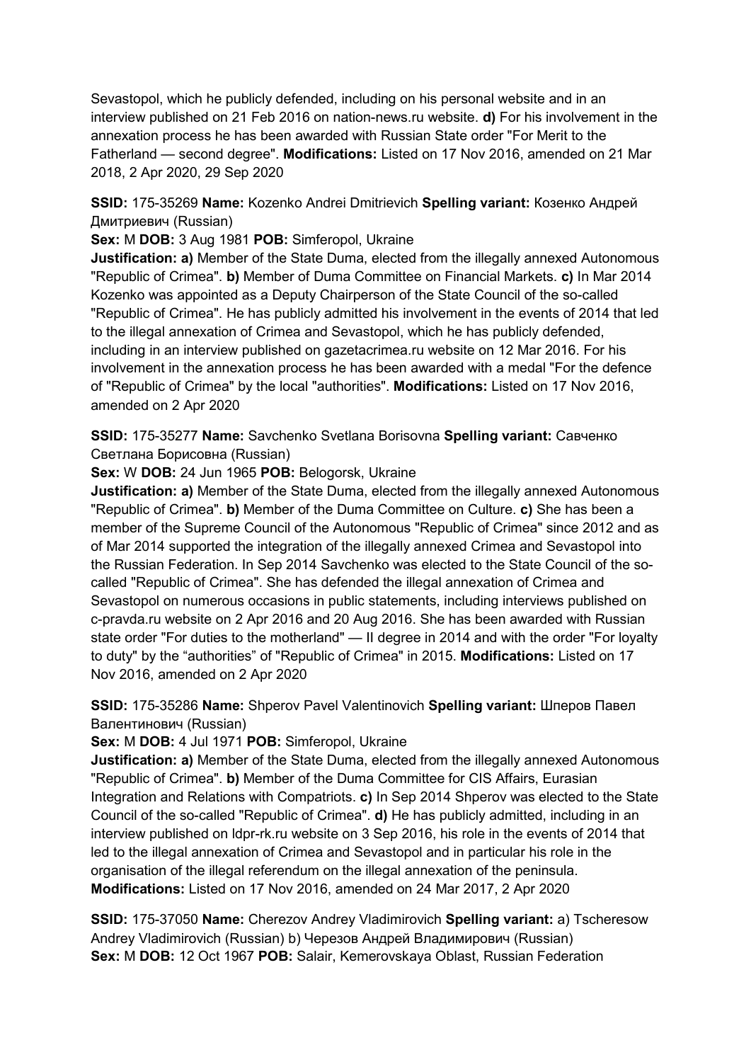Sevastopol, which he publicly defended, including on his personal website and in an interview published on 21 Feb 2016 on nation-news.ru website. **d)** For his involvement in the annexation process he has been awarded with Russian State order "For Merit to the Fatherland — second degree". **Modifications:** Listed on 17 Nov 2016, amended on 21 Mar 2018, 2 Apr 2020, 29 Sep 2020

**SSID:** 175-35269 **Name:** Kozenko Andrei Dmitrievich **Spelling variant:** Козенко Андрей Дмитриевич (Russian)
**Sex:** M **DOB:** 3 Aug 1981 **POB:** Simferopol, Ukraine
**Justification: a)** Member of the State Duma, elected from the illegally annexed Autonomous "Republic of Crimea". **b)** Member of Duma Committee on Financial Markets. **c)** In Mar 2014 Kozenko was appointed as a Deputy Chairperson of the State Council of the so-called "Republic of Crimea". He has publicly admitted his involvement in the events of 2014 that led to the illegal annexation of Crimea and Sevastopol, which he has publicly defended, including in an interview published on gazetacrimea.ru website on 12 Mar 2016. For his involvement in the annexation process he has been awarded with a medal "For the defence of "Republic of Crimea" by the local "authorities". **Modifications:** Listed on 17 Nov 2016, amended on 2 Apr 2020

**SSID:** 175-35277 **Name:** Savchenko Svetlana Borisovna **Spelling variant:** Савченко Светлана Борисовна (Russian)
**Sex:** W **DOB:** 24 Jun 1965 **POB:** Belogorsk, Ukraine
**Justification: a)** Member of the State Duma, elected from the illegally annexed Autonomous "Republic of Crimea". **b)** Member of the Duma Committee on Culture. **c)** She has been a member of the Supreme Council of the Autonomous "Republic of Crimea" since 2012 and as of Mar 2014 supported the integration of the illegally annexed Crimea and Sevastopol into the Russian Federation. In Sep 2014 Savchenko was elected to the State Council of the so-called "Republic of Crimea". She has defended the illegal annexation of Crimea and Sevastopol on numerous occasions in public statements, including interviews published on c-pravda.ru website on 2 Apr 2016 and 20 Aug 2016. She has been awarded with Russian state order "For duties to the motherland" — II degree in 2014 and with the order "For loyalty to duty" by the “authorities” of "Republic of Crimea" in 2015. **Modifications:** Listed on 17 Nov 2016, amended on 2 Apr 2020

**SSID:** 175-35286 **Name:** Shperov Pavel Valentinovich **Spelling variant:** Шперов Павел Валентинович (Russian)
**Sex:** M **DOB:** 4 Jul 1971 **POB:** Simferopol, Ukraine
**Justification: a)** Member of the State Duma, elected from the illegally annexed Autonomous "Republic of Crimea". **b)** Member of the Duma Committee for CIS Affairs, Eurasian Integration and Relations with Compatriots. **c)** In Sep 2014 Shperov was elected to the State Council of the so-called "Republic of Crimea". **d)** He has publicly admitted, including in an interview published on ldpr-rk.ru website on 3 Sep 2016, his role in the events of 2014 that led to the illegal annexation of Crimea and Sevastopol and in particular his role in the organisation of the illegal referendum on the illegal annexation of the peninsula. **Modifications:** Listed on 17 Nov 2016, amended on 24 Mar 2017, 2 Apr 2020

**SSID:** 175-37050 **Name:** Cherezov Andrey Vladimirovich **Spelling variant:** a) Tscheresow Andrey Vladimirovich (Russian) b) Черезов Андрей Владимирович (Russian)
**Sex:** M **DOB:** 12 Oct 1967 **POB:** Salair, Kemerovskaya Oblast, Russian Federation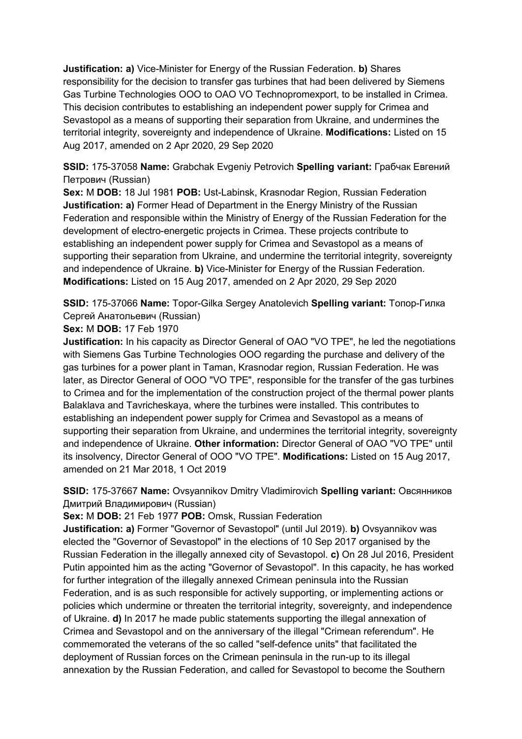**Justification: a)** Vice-Minister for Energy of the Russian Federation. **b)** Shares responsibility for the decision to transfer gas turbines that had been delivered by Siemens Gas Turbine Technologies OOO to OAO VO Technopromexport, to be installed in Crimea. This decision contributes to establishing an independent power supply for Crimea and Sevastopol as a means of supporting their separation from Ukraine, and undermines the territorial integrity, sovereignty and independence of Ukraine. **Modifications:** Listed on 15 Aug 2017, amended on 2 Apr 2020, 29 Sep 2020

**SSID:** 175-37058 **Name:** Grabchak Evgeniy Petrovich **Spelling variant:** Грабчак Евгений Петрович (Russian)
**Sex:** M **DOB:** 18 Jul 1981 **POB:** Ust-Labinsk, Krasnodar Region, Russian Federation
**Justification: a)** Former Head of Department in the Energy Ministry of the Russian Federation and responsible within the Ministry of Energy of the Russian Federation for the development of electro-energetic projects in Crimea. These projects contribute to establishing an independent power supply for Crimea and Sevastopol as a means of supporting their separation from Ukraine, and undermine the territorial integrity, sovereignty and independence of Ukraine. **b)** Vice-Minister for Energy of the Russian Federation. **Modifications:** Listed on 15 Aug 2017, amended on 2 Apr 2020, 29 Sep 2020

**SSID:** 175-37066 **Name:** Topor-Gilka Sergey Anatolevich **Spelling variant:** Топор-Гилка Сергей Анатольевич (Russian)
**Sex:** M **DOB:** 17 Feb 1970
**Justification:** In his capacity as Director General of OAO "VO TPE", he led the negotiations with Siemens Gas Turbine Technologies OOO regarding the purchase and delivery of the gas turbines for a power plant in Taman, Krasnodar region, Russian Federation. He was later, as Director General of OOO "VO TPE", responsible for the transfer of the gas turbines to Crimea and for the implementation of the construction project of the thermal power plants Balaklava and Tavricheskaya, where the turbines were installed. This contributes to establishing an independent power supply for Crimea and Sevastopol as a means of supporting their separation from Ukraine, and undermines the territorial integrity, sovereignty and independence of Ukraine. **Other information:** Director General of OAO "VO TPE" until its insolvency, Director General of OOO "VO TPE". **Modifications:** Listed on 15 Aug 2017, amended on 21 Mar 2018, 1 Oct 2019

**SSID:** 175-37667 **Name:** Ovsyannikov Dmitry Vladimirovich **Spelling variant:** Овсянников Дмитрий Владимирович (Russian)
**Sex:** M **DOB:** 21 Feb 1977 **POB:** Omsk, Russian Federation
**Justification: a)** Former "Governor of Sevastopol" (until Jul 2019). **b)** Ovsyannikov was elected the "Governor of Sevastopol" in the elections of 10 Sep 2017 organised by the Russian Federation in the illegally annexed city of Sevastopol. **c)** On 28 Jul 2016, President Putin appointed him as the acting "Governor of Sevastopol". In this capacity, he has worked for further integration of the illegally annexed Crimean peninsula into the Russian Federation, and is as such responsible for actively supporting, or implementing actions or policies which undermine or threaten the territorial integrity, sovereignty, and independence of Ukraine. **d)** In 2017 he made public statements supporting the illegal annexation of Crimea and Sevastopol and on the anniversary of the illegal "Crimean referendum". He commemorated the veterans of the so called "self-defence units" that facilitated the deployment of Russian forces on the Crimean peninsula in the run-up to its illegal annexation by the Russian Federation, and called for Sevastopol to become the Southern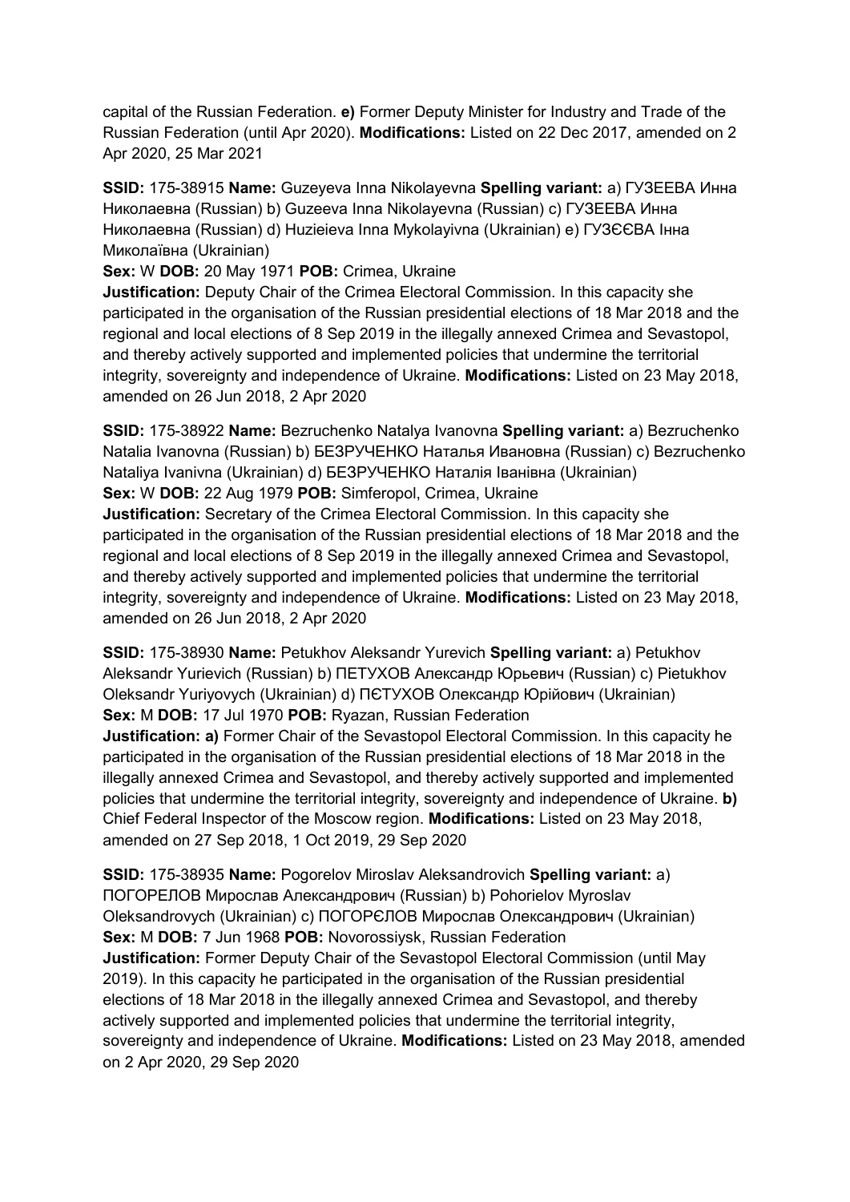capital of the Russian Federation. **e)** Former Deputy Minister for Industry and Trade of the Russian Federation (until Apr 2020). **Modifications:** Listed on 22 Dec 2017, amended on 2 Apr 2020, 25 Mar 2021

**SSID:** 175-38915 **Name:** Guzeyeva Inna Nikolayevna **Spelling variant:** a) ГУЗЕЕВА Инна Николаевна (Russian) b) Guzeeva Inna Nikolayevna (Russian) c) ГУЗЕЕВА Инна Николаевна (Russian) d) Huzieieva Inna Mykolayivna (Ukrainian) e) ГУЗЄЄВА Інна Миколаївна (Ukrainian)
**Sex:** W **DOB:** 20 May 1971 **POB:** Crimea, Ukraine
**Justification:** Deputy Chair of the Crimea Electoral Commission. In this capacity she participated in the organisation of the Russian presidential elections of 18 Mar 2018 and the regional and local elections of 8 Sep 2019 in the illegally annexed Crimea and Sevastopol, and thereby actively supported and implemented policies that undermine the territorial integrity, sovereignty and independence of Ukraine. **Modifications:** Listed on 23 May 2018, amended on 26 Jun 2018, 2 Apr 2020

**SSID:** 175-38922 **Name:** Bezruchenko Natalya Ivanovna **Spelling variant:** a) Bezruchenko Natalia Ivanovna (Russian) b) БЕЗРУЧЕНКО Наталья Ивановна (Russian) c) Bezruchenko Nataliya Ivanivna (Ukrainian) d) БЕЗРУЧЕНКО Наталія Іванівна (Ukrainian)
**Sex:** W **DOB:** 22 Aug 1979 **POB:** Simferopol, Crimea, Ukraine
**Justification:** Secretary of the Crimea Electoral Commission. In this capacity she participated in the organisation of the Russian presidential elections of 18 Mar 2018 and the regional and local elections of 8 Sep 2019 in the illegally annexed Crimea and Sevastopol, and thereby actively supported and implemented policies that undermine the territorial integrity, sovereignty and independence of Ukraine. **Modifications:** Listed on 23 May 2018, amended on 26 Jun 2018, 2 Apr 2020

**SSID:** 175-38930 **Name:** Petukhov Aleksandr Yurevich **Spelling variant:** a) Petukhov Aleksandr Yurievich (Russian) b) ПЕТУХОВ Александр Юрьевич (Russian) c) Pietukhov Oleksandr Yuriyovych (Ukrainian) d) ПЄТУХОВ Олександр Юрійович (Ukrainian)
**Sex:** M **DOB:** 17 Jul 1970 **POB:** Ryazan, Russian Federation
**Justification: a)** Former Chair of the Sevastopol Electoral Commission. In this capacity he participated in the organisation of the Russian presidential elections of 18 Mar 2018 in the illegally annexed Crimea and Sevastopol, and thereby actively supported and implemented policies that undermine the territorial integrity, sovereignty and independence of Ukraine. **b)** Chief Federal Inspector of the Moscow region. **Modifications:** Listed on 23 May 2018, amended on 27 Sep 2018, 1 Oct 2019, 29 Sep 2020

**SSID:** 175-38935 **Name:** Pogorelov Miroslav Aleksandrovich **Spelling variant:** a) ПОГОРЕЛОВ Мирослав Александрович (Russian) b) Pohorielov Myroslav Oleksandrovych (Ukrainian) c) ПОГОРЄЛОВ Мирослав Олександрович (Ukrainian)
**Sex:** M **DOB:** 7 Jun 1968 **POB:** Novorossiysk, Russian Federation
**Justification:** Former Deputy Chair of the Sevastopol Electoral Commission (until May 2019). In this capacity he participated in the organisation of the Russian presidential elections of 18 Mar 2018 in the illegally annexed Crimea and Sevastopol, and thereby actively supported and implemented policies that undermine the territorial integrity, sovereignty and independence of Ukraine. **Modifications:** Listed on 23 May 2018, amended on 2 Apr 2020, 29 Sep 2020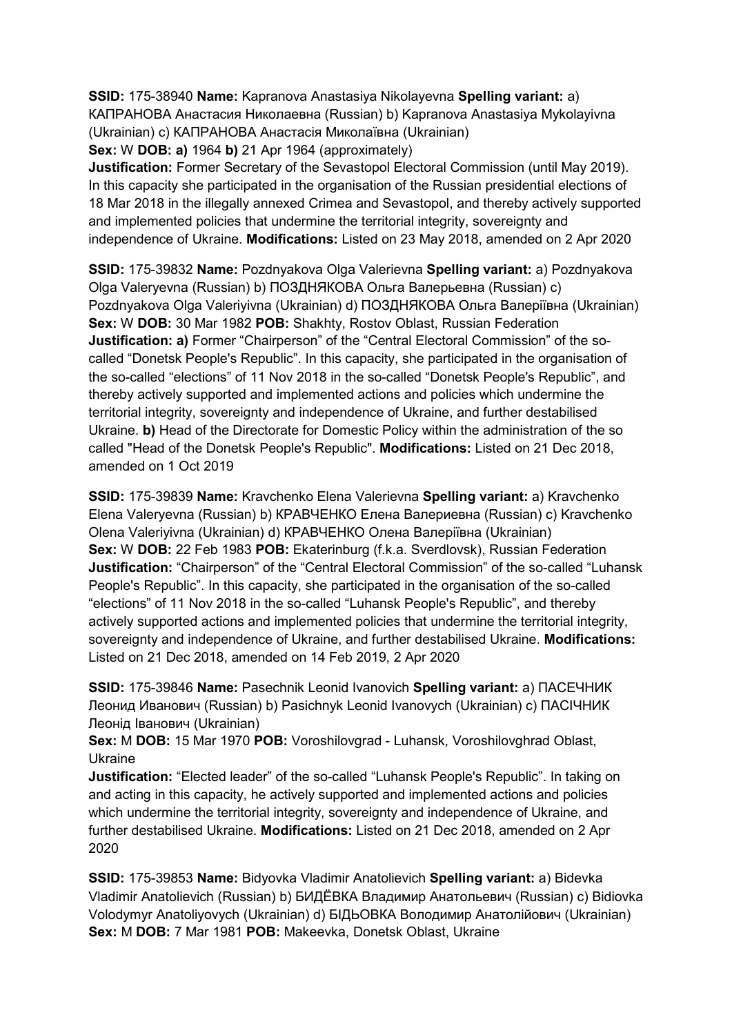**SSID:** 175-38940 **Name:** Kapranova Anastasiya Nikolayevna **Spelling variant:** a) КАПРАНОВА Анастасия Николаевна (Russian) b) Kapranova Anastasiya Mykolayivna (Ukrainian) c) КАПРАНОВА Анастасія Миколаївна (Ukrainian)
**Sex:** W **DOB:** **a)** 1964 **b)** 21 Apr 1964 (approximately)
**Justification:** Former Secretary of the Sevastopol Electoral Commission (until May 2019). In this capacity she participated in the organisation of the Russian presidential elections of 18 Mar 2018 in the illegally annexed Crimea and Sevastopol, and thereby actively supported and implemented policies that undermine the territorial integrity, sovereignty and independence of Ukraine. **Modifications:** Listed on 23 May 2018, amended on 2 Apr 2020

**SSID:** 175-39832 **Name:** Pozdnyakova Olga Valerievna **Spelling variant:** a) Pozdnyakova Olga Valeryevna (Russian) b) ПОЗДНЯКОВА Ольга Валерьевна (Russian) c) Pozdnyakova Olga Valeriyivna (Ukrainian) d) ПОЗДНЯКОВА Ольга Валеріївна (Ukrainian)
**Sex:** W **DOB:** 30 Mar 1982 **POB:** Shakhty, Rostov Oblast, Russian Federation
**Justification:** **a)** Former "Chairperson" of the "Central Electoral Commission" of the so-called "Donetsk People's Republic". In this capacity, she participated in the organisation of the so-called "elections" of 11 Nov 2018 in the so-called "Donetsk People's Republic", and thereby actively supported and implemented actions and policies which undermine the territorial integrity, sovereignty and independence of Ukraine, and further destabilised Ukraine. **b)** Head of the Directorate for Domestic Policy within the administration of the so called "Head of the Donetsk People's Republic". **Modifications:** Listed on 21 Dec 2018, amended on 1 Oct 2019

**SSID:** 175-39839 **Name:** Kravchenko Elena Valerievna **Spelling variant:** a) Kravchenko Elena Valeryevna (Russian) b) КРАВЧЕНКО Елена Валериевна (Russian) c) Kravchenko Olena Valeriyivna (Ukrainian) d) КРАВЧЕНКО Олена Валеріївна (Ukrainian)
**Sex:** W **DOB:** 22 Feb 1983 **POB:** Ekaterinburg (f.k.a. Sverdlovsk), Russian Federation
**Justification:** "Chairperson" of the "Central Electoral Commission" of the so-called "Luhansk People's Republic". In this capacity, she participated in the organisation of the so-called "elections" of 11 Nov 2018 in the so-called "Luhansk People's Republic", and thereby actively supported actions and implemented policies that undermine the territorial integrity, sovereignty and independence of Ukraine, and further destabilised Ukraine. **Modifications:** Listed on 21 Dec 2018, amended on 14 Feb 2019, 2 Apr 2020

**SSID:** 175-39846 **Name:** Pasechnik Leonid Ivanovich **Spelling variant:** a) ПАСЕЧНИК Леонид Иванович (Russian) b) Pasichnyk Leonid Ivanovych (Ukrainian) c) ПАСІЧНИК Леонід Іванович (Ukrainian)
**Sex:** M **DOB:** 15 Mar 1970 **POB:** Voroshilovgrad - Luhansk, Voroshilovghrad Oblast, Ukraine
**Justification:** "Elected leader" of the so-called "Luhansk People's Republic". In taking on and acting in this capacity, he actively supported and implemented actions and policies which undermine the territorial integrity, sovereignty and independence of Ukraine, and further destabilised Ukraine. **Modifications:** Listed on 21 Dec 2018, amended on 2 Apr 2020

**SSID:** 175-39853 **Name:** Bidyovka Vladimir Anatolievich **Spelling variant:** a) Bidevka Vladimir Anatolievich (Russian) b) БИДЁВКА Владимир Анатольевич (Russian) c) Bidiovka Volodymyr Anatoliyovych (Ukrainian) d) БІДЬОВКА Володимир Анатолійович (Ukrainian)
**Sex:** M **DOB:** 7 Mar 1981 **POB:** Makeevka, Donetsk Oblast, Ukraine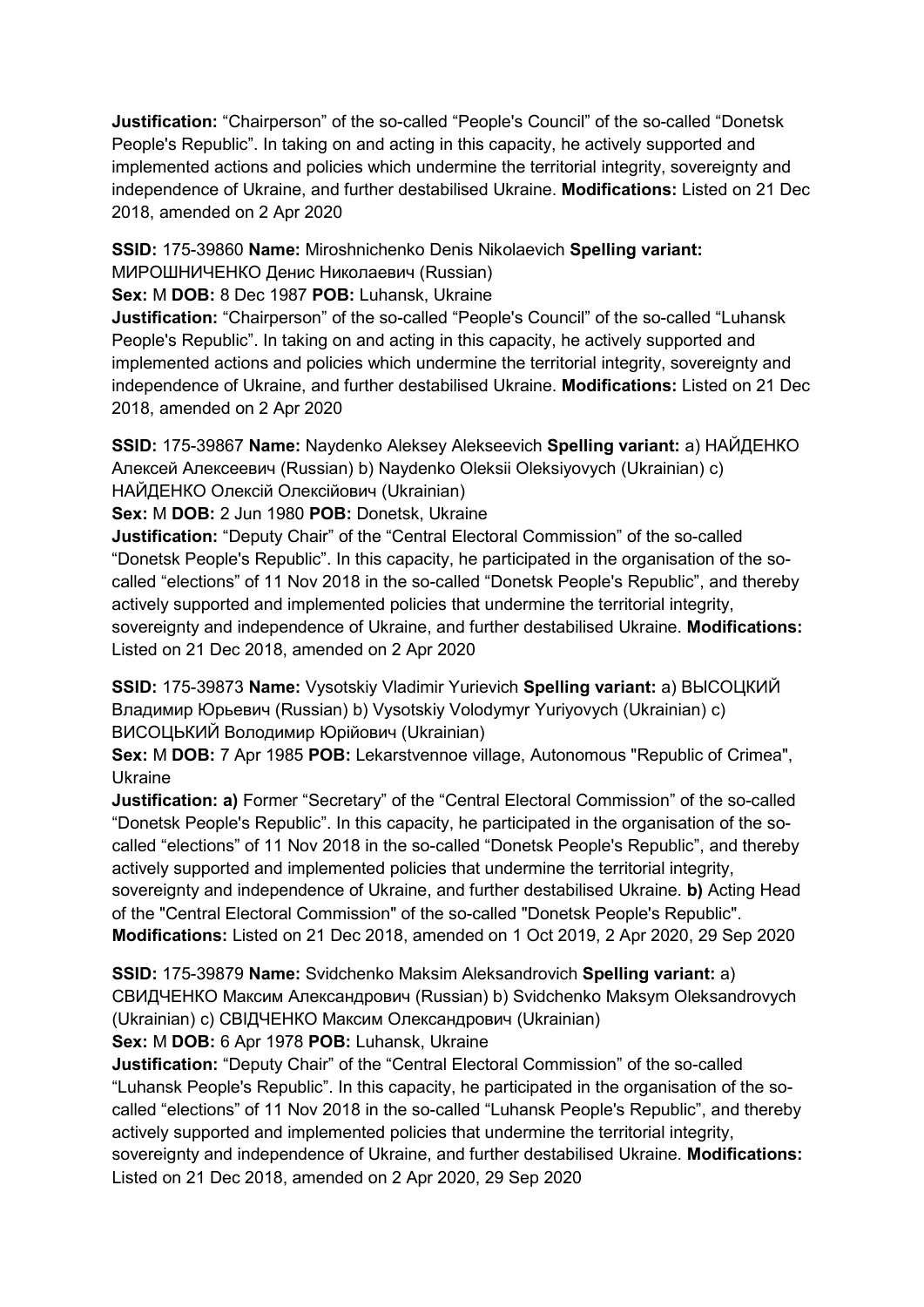**Justification:** "Chairperson" of the so-called "People's Council" of the so-called "Donetsk People's Republic". In taking on and acting in this capacity, he actively supported and implemented actions and policies which undermine the territorial integrity, sovereignty and independence of Ukraine, and further destabilised Ukraine. **Modifications:** Listed on 21 Dec 2018, amended on 2 Apr 2020

**SSID:** 175-39860 **Name:** Miroshnichenko Denis Nikolaevich **Spelling variant:** МИРОШНИЧЕНКО Денис Николаевич (Russian)
**Sex:** M **DOB:** 8 Dec 1987 **POB:** Luhansk, Ukraine
**Justification:** "Chairperson" of the so-called "People's Council" of the so-called "Luhansk People's Republic". In taking on and acting in this capacity, he actively supported and implemented actions and policies which undermine the territorial integrity, sovereignty and independence of Ukraine, and further destabilised Ukraine. **Modifications:** Listed on 21 Dec 2018, amended on 2 Apr 2020

**SSID:** 175-39867 **Name:** Naydenko Aleksey Alekseevich **Spelling variant:** a) НАЙДЕНКО Алексей Алексеевич (Russian) b) Naydenko Oleksii Oleksiyovych (Ukrainian) c) НАЙДЕНКО Олексій Олексійович (Ukrainian)
**Sex:** M **DOB:** 2 Jun 1980 **POB:** Donetsk, Ukraine
**Justification:** "Deputy Chair" of the "Central Electoral Commission" of the so-called "Donetsk People's Republic". In this capacity, he participated in the organisation of the so-called "elections" of 11 Nov 2018 in the so-called "Donetsk People's Republic", and thereby actively supported and implemented policies that undermine the territorial integrity, sovereignty and independence of Ukraine, and further destabilised Ukraine. **Modifications:** Listed on 21 Dec 2018, amended on 2 Apr 2020

**SSID:** 175-39873 **Name:** Vysotskiy Vladimir Yurievich **Spelling variant:** a) ВЫСОЦКИЙ Владимир Юрьевич (Russian) b) Vysotskiy Volodymyr Yuriyovych (Ukrainian) c) ВИСОЦЬКИЙ Володимир Юрійович (Ukrainian)
**Sex:** M **DOB:** 7 Apr 1985 **POB:** Lekarstvennoe village, Autonomous "Republic of Crimea", Ukraine
**Justification: a)** Former "Secretary" of the "Central Electoral Commission" of the so-called "Donetsk People's Republic". In this capacity, he participated in the organisation of the so-called "elections" of 11 Nov 2018 in the so-called "Donetsk People's Republic", and thereby actively supported and implemented policies that undermine the territorial integrity, sovereignty and independence of Ukraine, and further destabilised Ukraine. **b)** Acting Head of the "Central Electoral Commission" of the so-called "Donetsk People's Republic". **Modifications:** Listed on 21 Dec 2018, amended on 1 Oct 2019, 2 Apr 2020, 29 Sep 2020

**SSID:** 175-39879 **Name:** Svidchenko Maksim Aleksandrovich **Spelling variant:** a) СВИДЧЕНКО Максим Александрович (Russian) b) Svidchenko Maksym Oleksandrovych (Ukrainian) c) СВІДЧЕНКО Максим Олександрович (Ukrainian)
**Sex:** M **DOB:** 6 Apr 1978 **POB:** Luhansk, Ukraine
**Justification:** "Deputy Chair" of the "Central Electoral Commission" of the so-called "Luhansk People's Republic". In this capacity, he participated in the organisation of the so-called "elections" of 11 Nov 2018 in the so-called "Luhansk People's Republic", and thereby actively supported and implemented policies that undermine the territorial integrity, sovereignty and independence of Ukraine, and further destabilised Ukraine. **Modifications:** Listed on 21 Dec 2018, amended on 2 Apr 2020, 29 Sep 2020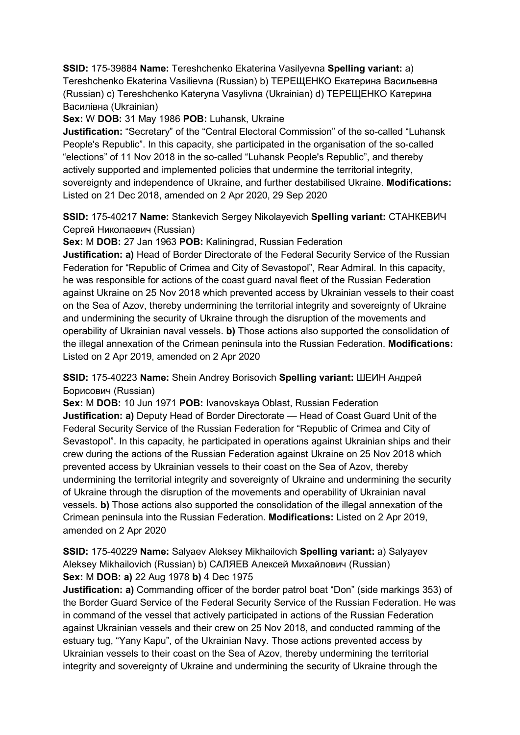**SSID:** 175-39884 **Name:** Tereshchenko Ekaterina Vasilyevna **Spelling variant:** a) Tereshchenko Ekaterina Vasilievna (Russian) b) ТЕРЕЩЕНКО Екатерина Васильевна (Russian) c) Tereshchenko Kateryna Vasylivna (Ukrainian) d) ТЕРЕЩЕНКО Катерина Василівна (Ukrainian)

**Sex:** W **DOB:** 31 May 1986 **POB:** Luhansk, Ukraine

**Justification:** "Secretary" of the "Central Electoral Commission" of the so-called "Luhansk People's Republic". In this capacity, she participated in the organisation of the so-called "elections" of 11 Nov 2018 in the so-called "Luhansk People's Republic", and thereby actively supported and implemented policies that undermine the territorial integrity, sovereignty and independence of Ukraine, and further destabilised Ukraine. **Modifications:** Listed on 21 Dec 2018, amended on 2 Apr 2020, 29 Sep 2020

**SSID:** 175-40217 **Name:** Stankevich Sergey Nikolayevich **Spelling variant:** СТАНКЕВИЧ Сергей Николаевич (Russian)

**Sex:** M **DOB:** 27 Jan 1963 **POB:** Kaliningrad, Russian Federation

**Justification: a)** Head of Border Directorate of the Federal Security Service of the Russian Federation for "Republic of Crimea and City of Sevastopol", Rear Admiral. In this capacity, he was responsible for actions of the coast guard naval fleet of the Russian Federation against Ukraine on 25 Nov 2018 which prevented access by Ukrainian vessels to their coast on the Sea of Azov, thereby undermining the territorial integrity and sovereignty of Ukraine and undermining the security of Ukraine through the disruption of the movements and operability of Ukrainian naval vessels. **b)** Those actions also supported the consolidation of the illegal annexation of the Crimean peninsula into the Russian Federation. **Modifications:** Listed on 2 Apr 2019, amended on 2 Apr 2020

**SSID:** 175-40223 **Name:** Shein Andrey Borisovich **Spelling variant:** ШЕИН Андрей Борисович (Russian)

**Sex:** M **DOB:** 10 Jun 1971 **POB:** Ivanovskaya Oblast, Russian Federation

**Justification: a)** Deputy Head of Border Directorate — Head of Coast Guard Unit of the Federal Security Service of the Russian Federation for "Republic of Crimea and City of Sevastopol". In this capacity, he participated in operations against Ukrainian ships and their crew during the actions of the Russian Federation against Ukraine on 25 Nov 2018 which prevented access by Ukrainian vessels to their coast on the Sea of Azov, thereby undermining the territorial integrity and sovereignty of Ukraine and undermining the security of Ukraine through the disruption of the movements and operability of Ukrainian naval vessels. **b)** Those actions also supported the consolidation of the illegal annexation of the Crimean peninsula into the Russian Federation. **Modifications:** Listed on 2 Apr 2019, amended on 2 Apr 2020

**SSID:** 175-40229 **Name:** Salyaev Aleksey Mikhailovich **Spelling variant:** a) Salyayev Aleksey Mikhailovich (Russian) b) САЛЯЕВ Алексей Михайлович (Russian)

**Sex:** M **DOB: a)** 22 Aug 1978 **b)** 4 Dec 1975

**Justification: a)** Commanding officer of the border patrol boat "Don" (side markings 353) of the Border Guard Service of the Federal Security Service of the Russian Federation. He was in command of the vessel that actively participated in actions of the Russian Federation against Ukrainian vessels and their crew on 25 Nov 2018, and conducted ramming of the estuary tug, "Yany Kapu", of the Ukrainian Navy. Those actions prevented access by Ukrainian vessels to their coast on the Sea of Azov, thereby undermining the territorial integrity and sovereignty of Ukraine and undermining the security of Ukraine through the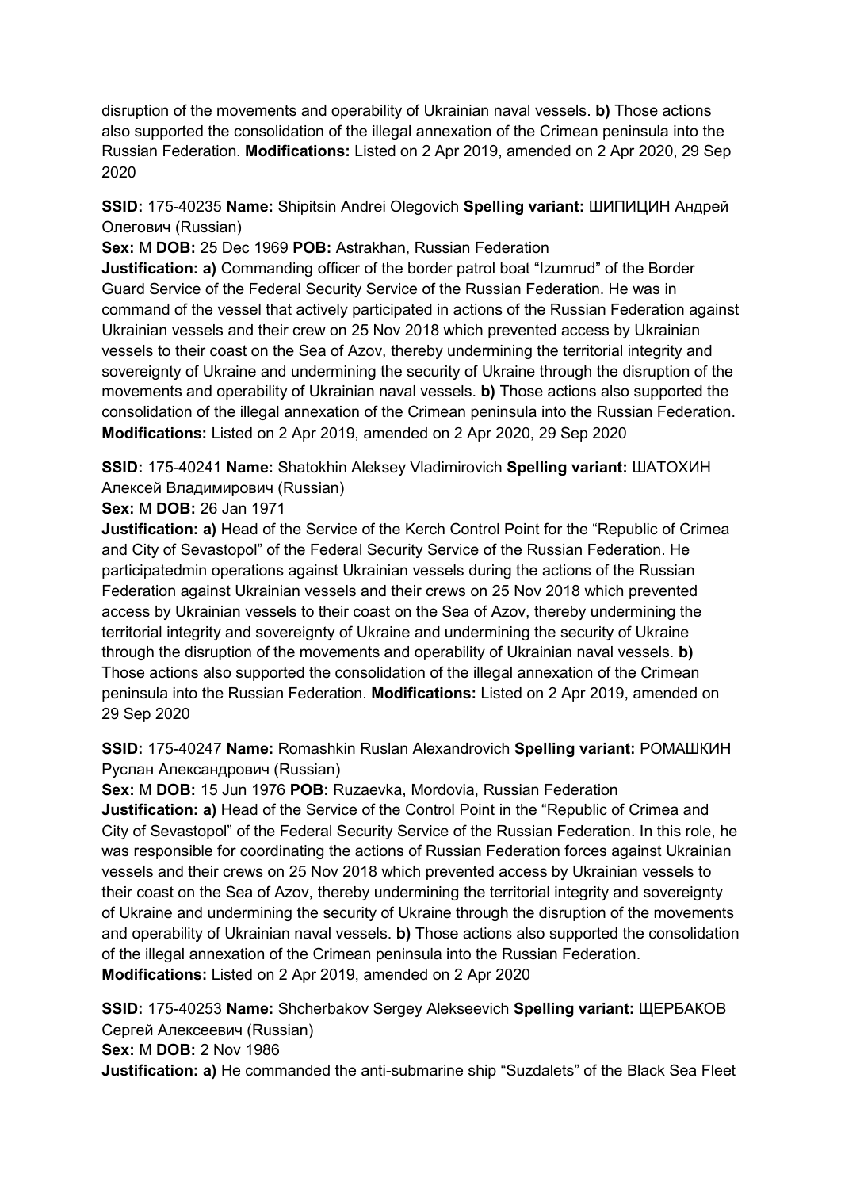disruption of the movements and operability of Ukrainian naval vessels. **b)** Those actions also supported the consolidation of the illegal annexation of the Crimean peninsula into the Russian Federation. **Modifications:** Listed on 2 Apr 2019, amended on 2 Apr 2020, 29 Sep 2020

**SSID:** 175-40235 **Name:** Shipitsin Andrei Olegovich **Spelling variant:** ШИПИЦИН Андрей Олегович (Russian)
**Sex:** M **DOB:** 25 Dec 1969 **POB:** Astrakhan, Russian Federation
**Justification: a)** Commanding officer of the border patrol boat "Izumrud" of the Border Guard Service of the Federal Security Service of the Russian Federation. He was in command of the vessel that actively participated in actions of the Russian Federation against Ukrainian vessels and their crew on 25 Nov 2018 which prevented access by Ukrainian vessels to their coast on the Sea of Azov, thereby undermining the territorial integrity and sovereignty of Ukraine and undermining the security of Ukraine through the disruption of the movements and operability of Ukrainian naval vessels. **b)** Those actions also supported the consolidation of the illegal annexation of the Crimean peninsula into the Russian Federation. **Modifications:** Listed on 2 Apr 2019, amended on 2 Apr 2020, 29 Sep 2020

**SSID:** 175-40241 **Name:** Shatokhin Aleksey Vladimirovich **Spelling variant:** ШАТОХИН Алексей Владимирович (Russian)
**Sex:** M **DOB:** 26 Jan 1971
**Justification: a)** Head of the Service of the Kerch Control Point for the "Republic of Crimea and City of Sevastopol" of the Federal Security Service of the Russian Federation. He participatedmin operations against Ukrainian vessels during the actions of the Russian Federation against Ukrainian vessels and their crews on 25 Nov 2018 which prevented access by Ukrainian vessels to their coast on the Sea of Azov, thereby undermining the territorial integrity and sovereignty of Ukraine and undermining the security of Ukraine through the disruption of the movements and operability of Ukrainian naval vessels. **b)** Those actions also supported the consolidation of the illegal annexation of the Crimean peninsula into the Russian Federation. **Modifications:** Listed on 2 Apr 2019, amended on 29 Sep 2020

**SSID:** 175-40247 **Name:** Romashkin Ruslan Alexandrovich **Spelling variant:** РОМАШКИН Руслан Александрович (Russian)
**Sex:** M **DOB:** 15 Jun 1976 **POB:** Ruzaevka, Mordovia, Russian Federation
**Justification: a)** Head of the Service of the Control Point in the "Republic of Crimea and City of Sevastopol" of the Federal Security Service of the Russian Federation. In this role, he was responsible for coordinating the actions of Russian Federation forces against Ukrainian vessels and their crews on 25 Nov 2018 which prevented access by Ukrainian vessels to their coast on the Sea of Azov, thereby undermining the territorial integrity and sovereignty of Ukraine and undermining the security of Ukraine through the disruption of the movements and operability of Ukrainian naval vessels. **b)** Those actions also supported the consolidation of the illegal annexation of the Crimean peninsula into the Russian Federation. **Modifications:** Listed on 2 Apr 2019, amended on 2 Apr 2020

**SSID:** 175-40253 **Name:** Shcherbakov Sergey Alekseevich **Spelling variant:** ЩЕРБАКОВ Сергей Алексеевич (Russian)
**Sex:** M **DOB:** 2 Nov 1986
**Justification: a)** He commanded the anti-submarine ship "Suzdalets" of the Black Sea Fleet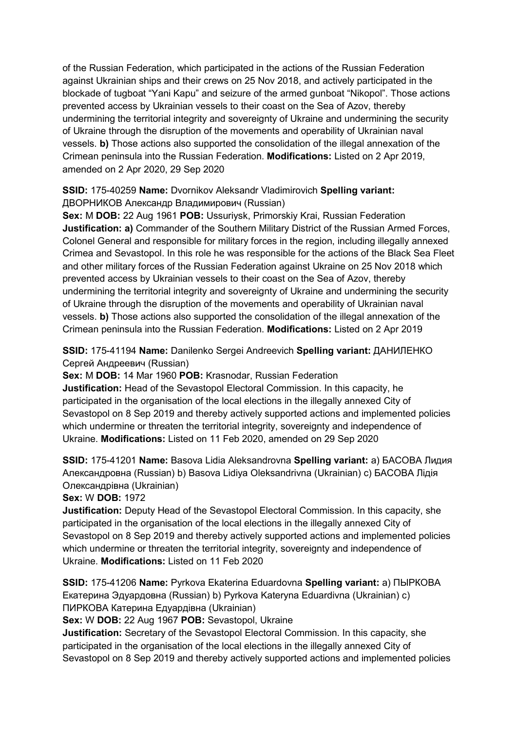of the Russian Federation, which participated in the actions of the Russian Federation against Ukrainian ships and their crews on 25 Nov 2018, and actively participated in the blockade of tugboat "Yani Kapu" and seizure of the armed gunboat "Nikopol". Those actions prevented access by Ukrainian vessels to their coast on the Sea of Azov, thereby undermining the territorial integrity and sovereignty of Ukraine and undermining the security of Ukraine through the disruption of the movements and operability of Ukrainian naval vessels. **b)** Those actions also supported the consolidation of the illegal annexation of the Crimean peninsula into the Russian Federation. **Modifications:** Listed on 2 Apr 2019, amended on 2 Apr 2020, 29 Sep 2020

**SSID:** 175-40259 **Name:** Dvornikov Aleksandr Vladimirovich **Spelling variant:** ДВОРНИКОВ Александр Владимирович (Russian)
**Sex:** M **DOB:** 22 Aug 1961 **POB:** Ussuriysk, Primorskiy Krai, Russian Federation
**Justification: a)** Commander of the Southern Military District of the Russian Armed Forces, Colonel General and responsible for military forces in the region, including illegally annexed Crimea and Sevastopol. In this role he was responsible for the actions of the Black Sea Fleet and other military forces of the Russian Federation against Ukraine on 25 Nov 2018 which prevented access by Ukrainian vessels to their coast on the Sea of Azov, thereby undermining the territorial integrity and sovereignty of Ukraine and undermining the security of Ukraine through the disruption of the movements and operability of Ukrainian naval vessels. **b)** Those actions also supported the consolidation of the illegal annexation of the Crimean peninsula into the Russian Federation. **Modifications:** Listed on 2 Apr 2019

**SSID:** 175-41194 **Name:** Danilenko Sergei Andreevich **Spelling variant:** ДАНИЛЕНКО Сергей Андреевич (Russian)
**Sex:** M **DOB:** 14 Mar 1960 **POB:** Krasnodar, Russian Federation
**Justification:** Head of the Sevastopol Electoral Commission. In this capacity, he participated in the organisation of the local elections in the illegally annexed City of Sevastopol on 8 Sep 2019 and thereby actively supported actions and implemented policies which undermine or threaten the territorial integrity, sovereignty and independence of Ukraine. **Modifications:** Listed on 11 Feb 2020, amended on 29 Sep 2020

**SSID:** 175-41201 **Name:** Basova Lidia Aleksandrovna **Spelling variant:** a) БАСОВА Лидия Александровна (Russian) b) Basova Lidiya Oleksandrivna (Ukrainian) c) БАСОВА Лідія Олександрівна (Ukrainian)
**Sex:** W **DOB:** 1972
**Justification:** Deputy Head of the Sevastopol Electoral Commission. In this capacity, she participated in the organisation of the local elections in the illegally annexed City of Sevastopol on 8 Sep 2019 and thereby actively supported actions and implemented policies which undermine or threaten the territorial integrity, sovereignty and independence of Ukraine. **Modifications:** Listed on 11 Feb 2020

**SSID:** 175-41206 **Name:** Pyrkova Ekaterina Eduardovna **Spelling variant:** a) ПЫРКОВА Екатерина Эдуардовна (Russian) b) Pyrkova Kateryna Eduardivna (Ukrainian) c) ПИРКОВА Катерина Едуардівна (Ukrainian)
**Sex:** W **DOB:** 22 Aug 1967 **POB:** Sevastopol, Ukraine
**Justification:** Secretary of the Sevastopol Electoral Commission. In this capacity, she participated in the organisation of the local elections in the illegally annexed City of Sevastopol on 8 Sep 2019 and thereby actively supported actions and implemented policies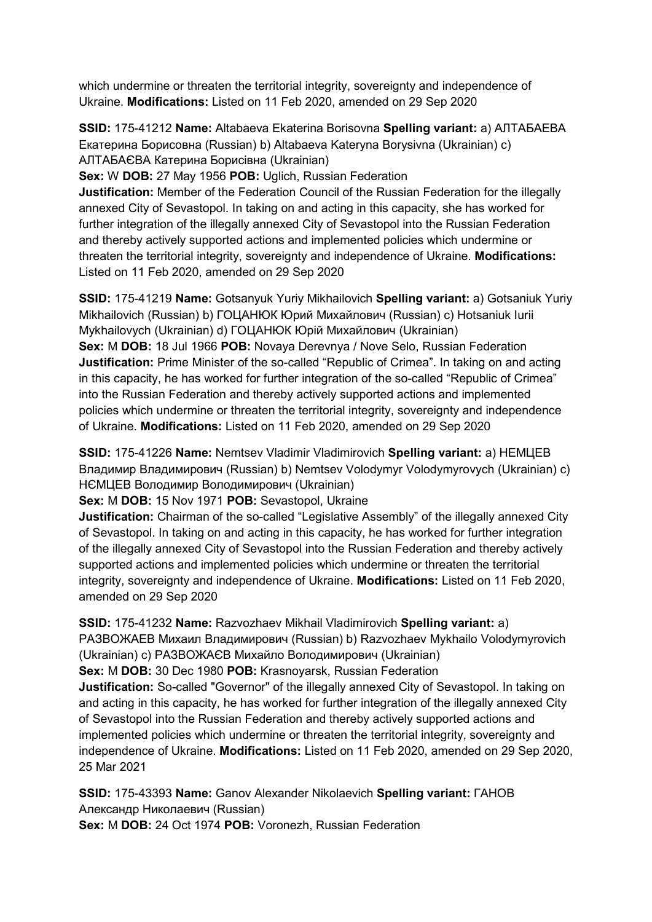which undermine or threaten the territorial integrity, sovereignty and independence of Ukraine. **Modifications:** Listed on 11 Feb 2020, amended on 29 Sep 2020

**SSID:** 175-41212 **Name:** Altabaeva Ekaterina Borisovna **Spelling variant:** a) АЛТАБАЕВА Екатерина Борисовна (Russian) b) Altabaeva Kateryna Borysivna (Ukrainian) c) АЛТАБАЄВА Катерина Борисівна (Ukrainian)
**Sex:** W **DOB:** 27 May 1956 **POB:** Uglich, Russian Federation
**Justification:** Member of the Federation Council of the Russian Federation for the illegally annexed City of Sevastopol. In taking on and acting in this capacity, she has worked for further integration of the illegally annexed City of Sevastopol into the Russian Federation and thereby actively supported actions and implemented policies which undermine or threaten the territorial integrity, sovereignty and independence of Ukraine. **Modifications:** Listed on 11 Feb 2020, amended on 29 Sep 2020

**SSID:** 175-41219 **Name:** Gotsanyuk Yuriy Mikhailovich **Spelling variant:** a) Gotsaniuk Yuriy Mikhailovich (Russian) b) ГОЦАНЮК Юрий Михайлович (Russian) c) Hotsaniuk Iurii Mykhailovych (Ukrainian) d) ГОЦАНЮК Юрій Михайлович (Ukrainian)
**Sex:** M **DOB:** 18 Jul 1966 **POB:** Novaya Derevnya / Nove Selo, Russian Federation
**Justification:** Prime Minister of the so-called "Republic of Crimea". In taking on and acting in this capacity, he has worked for further integration of the so-called "Republic of Crimea" into the Russian Federation and thereby actively supported actions and implemented policies which undermine or threaten the territorial integrity, sovereignty and independence of Ukraine. **Modifications:** Listed on 11 Feb 2020, amended on 29 Sep 2020

**SSID:** 175-41226 **Name:** Nemtsev Vladimir Vladimirovich **Spelling variant:** a) НЕМЦЕВ Владимир Владимирович (Russian) b) Nemtsev Volodymyr Volodymyrovych (Ukrainian) c) НЄМЦЕВ Володимир Володимирович (Ukrainian)
**Sex:** M **DOB:** 15 Nov 1971 **POB:** Sevastopol, Ukraine
**Justification:** Chairman of the so-called "Legislative Assembly" of the illegally annexed City of Sevastopol. In taking on and acting in this capacity, he has worked for further integration of the illegally annexed City of Sevastopol into the Russian Federation and thereby actively supported actions and implemented policies which undermine or threaten the territorial integrity, sovereignty and independence of Ukraine. **Modifications:** Listed on 11 Feb 2020, amended on 29 Sep 2020

**SSID:** 175-41232 **Name:** Razvozhaev Mikhail Vladimirovich **Spelling variant:** a) РАЗВОЖАЕВ Михаил Владимирович (Russian) b) Razvozhaev Mykhailo Volodymyrovich (Ukrainian) c) РАЗВОЖАЄВ Михайло Володимирович (Ukrainian)
**Sex:** M **DOB:** 30 Dec 1980 **POB:** Krasnoyarsk, Russian Federation
**Justification:** So-called "Governor" of the illegally annexed City of Sevastopol. In taking on and acting in this capacity, he has worked for further integration of the illegally annexed City of Sevastopol into the Russian Federation and thereby actively supported actions and implemented policies which undermine or threaten the territorial integrity, sovereignty and independence of Ukraine. **Modifications:** Listed on 11 Feb 2020, amended on 29 Sep 2020, 25 Mar 2021

**SSID:** 175-43393 **Name:** Ganov Alexander Nikolaevich **Spelling variant:** ГАНОВ Александр Николаевич (Russian)
**Sex:** M **DOB:** 24 Oct 1974 **POB:** Voronezh, Russian Federation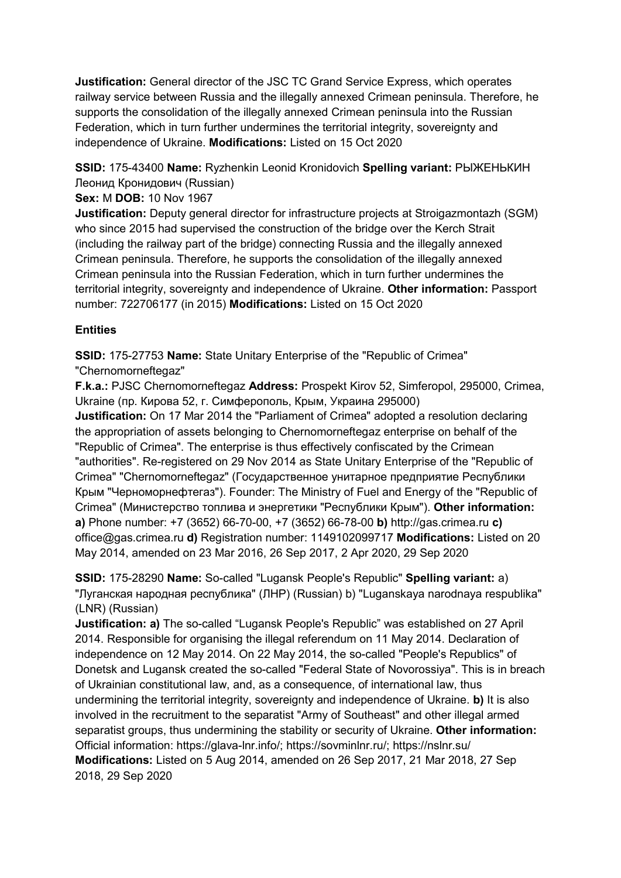**Justification:** General director of the JSC TC Grand Service Express, which operates railway service between Russia and the illegally annexed Crimean peninsula. Therefore, he supports the consolidation of the illegally annexed Crimean peninsula into the Russian Federation, which in turn further undermines the territorial integrity, sovereignty and independence of Ukraine. **Modifications:** Listed on 15 Oct 2020

**SSID:** 175-43400 **Name:** Ryzhenkin Leonid Kronidovich **Spelling variant:** РЫЖЕНЬКИН Леонид Кронидович (Russian)

**Sex:** M **DOB:** 10 Nov 1967

**Justification:** Deputy general director for infrastructure projects at Stroigazmontazh (SGM) who since 2015 had supervised the construction of the bridge over the Kerch Strait (including the railway part of the bridge) connecting Russia and the illegally annexed Crimean peninsula. Therefore, he supports the consolidation of the illegally annexed Crimean peninsula into the Russian Federation, which in turn further undermines the territorial integrity, sovereignty and independence of Ukraine. **Other information:** Passport number: 722706177 (in 2015) **Modifications:** Listed on 15 Oct 2020

## Entities

**SSID:** 175-27753 **Name:** State Unitary Enterprise of the "Republic of Crimea" "Chernomorneftegaz"

**F.k.a.:** PJSC Chernomorneftegaz **Address:** Prospekt Kirov 52, Simferopol, 295000, Crimea, Ukraine (пр. Кирова 52, г. Симферополь, Крым, Украина 295000)

**Justification:** On 17 Mar 2014 the "Parliament of Crimea" adopted a resolution declaring the appropriation of assets belonging to Chernomorneftegaz enterprise on behalf of the "Republic of Crimea". The enterprise is thus effectively confiscated by the Crimean "authorities". Re-registered on 29 Nov 2014 as State Unitary Enterprise of the "Republic of Crimea" "Chernomorneftegaz" (Государственное унитарное предприятие Республики Крым "Черноморнефтегаз"). Founder: The Ministry of Fuel and Energy of the "Republic of Crimea" (Министерство топлива и энергетики "Республики Крым"). **Other information:** **a)** Phone number: +7 (3652) 66-70-00, +7 (3652) 66-78-00 **b)** http://gas.crimea.ru **c)** office@gas.crimea.ru **d)** Registration number: 1149102099717 **Modifications:** Listed on 20 May 2014, amended on 23 Mar 2016, 26 Sep 2017, 2 Apr 2020, 29 Sep 2020

**SSID:** 175-28290 **Name:** So-called "Lugansk People's Republic" **Spelling variant:** a) "Луганская народная республика" (ЛНР) (Russian) b) "Luganskaya narodnaya respublika" (LNR) (Russian)

**Justification:** **a)** The so-called "Lugansk People's Republic" was established on 27 April 2014. Responsible for organising the illegal referendum on 11 May 2014. Declaration of independence on 12 May 2014. On 22 May 2014, the so-called "People's Republics" of Donetsk and Lugansk created the so-called "Federal State of Novorossiya". This is in breach of Ukrainian constitutional law, and, as a consequence, of international law, thus undermining the territorial integrity, sovereignty and independence of Ukraine. **b)** It is also involved in the recruitment to the separatist "Army of Southeast" and other illegal armed separatist groups, thus undermining the stability or security of Ukraine. **Other information:** Official information: https://glava-lnr.info/; https://sovminlnr.ru/; https://nslnr.su/ **Modifications:** Listed on 5 Aug 2014, amended on 26 Sep 2017, 21 Mar 2018, 27 Sep 2018, 29 Sep 2020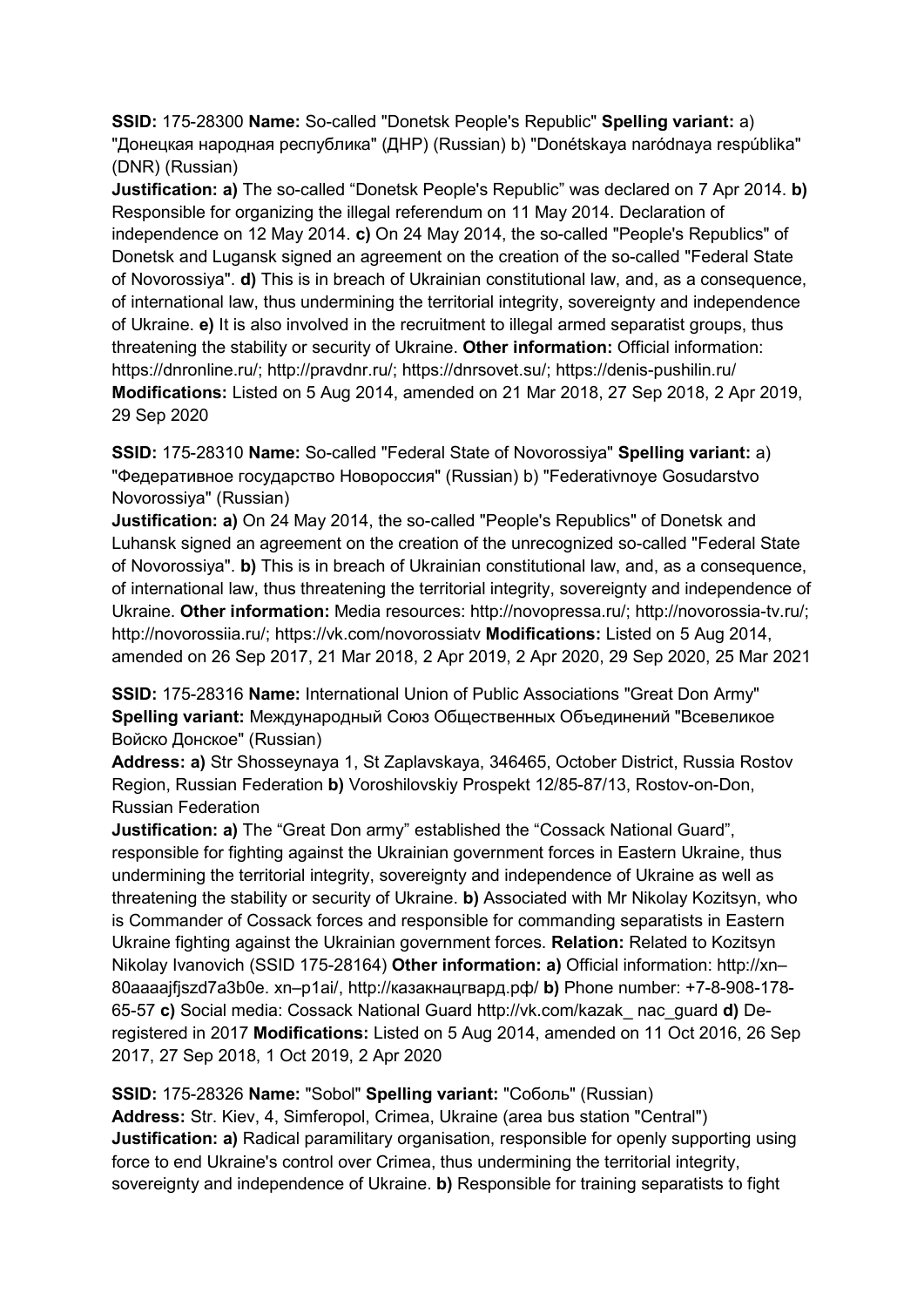**SSID:** 175-28300 **Name:** So-called "Donetsk People's Republic" **Spelling variant:** a) "Донецкая народная республика" (ДНР) (Russian) b) "Donétskaya naródnaya respúblika" (DNR) (Russian)
**Justification: a)** The so-called "Donetsk People's Republic" was declared on 7 Apr 2014. **b)** Responsible for organizing the illegal referendum on 11 May 2014. Declaration of independence on 12 May 2014. **c)** On 24 May 2014, the so-called "People's Republics" of Donetsk and Lugansk signed an agreement on the creation of the so-called "Federal State of Novorossiya". **d)** This is in breach of Ukrainian constitutional law, and, as a consequence, of international law, thus undermining the territorial integrity, sovereignty and independence of Ukraine. **e)** It is also involved in the recruitment to illegal armed separatist groups, thus threatening the stability or security of Ukraine. **Other information:** Official information: https://dnronline.ru/; http://pravdnr.ru/; https://dnrsovet.su/; https://denis-pushilin.ru/
**Modifications:** Listed on 5 Aug 2014, amended on 21 Mar 2018, 27 Sep 2018, 2 Apr 2019, 29 Sep 2020

**SSID:** 175-28310 **Name:** So-called "Federal State of Novorossiya" **Spelling variant:** a) "Федеративное государство Новороссия" (Russian) b) "Federativnoye Gosudarstvo Novorossiya" (Russian)
**Justification: a)** On 24 May 2014, the so-called "People's Republics" of Donetsk and Luhansk signed an agreement on the creation of the unrecognized so-called "Federal State of Novorossiya". **b)** This is in breach of Ukrainian constitutional law, and, as a consequence, of international law, thus threatening the territorial integrity, sovereignty and independence of Ukraine. **Other information:** Media resources: http://novopressa.ru/; http://novorossia-tv.ru/; http://novorossiia.ru/; https://vk.com/novorossiatv **Modifications:** Listed on 5 Aug 2014, amended on 26 Sep 2017, 21 Mar 2018, 2 Apr 2019, 2 Apr 2020, 29 Sep 2020, 25 Mar 2021

**SSID:** 175-28316 **Name:** International Union of Public Associations "Great Don Army" **Spelling variant:** Международный Союз Общественных Объединений "Всевеликое Войско Донское" (Russian)
**Address: a)** Str Shosseynaya 1, St Zaplavskaya, 346465, October District, Russia Rostov Region, Russian Federation **b)** Voroshilovskiy Prospekt 12/85-87/13, Rostov-on-Don, Russian Federation
**Justification: a)** The "Great Don army" established the "Cossack National Guard", responsible for fighting against the Ukrainian government forces in Eastern Ukraine, thus undermining the territorial integrity, sovereignty and independence of Ukraine as well as threatening the stability or security of Ukraine. **b)** Associated with Mr Nikolay Kozitsyn, who is Commander of Cossack forces and responsible for commanding separatists in Eastern Ukraine fighting against the Ukrainian government forces. **Relation:** Related to Kozitsyn Nikolay Ivanovich (SSID 175-28164) **Other information: a)** Official information: http://xn–80aaaajfjszd7a3b0e. xn–p1ai/, http://казакнацгвард.рф/ **b)** Phone number: +7-8-908-178-65-57 **c)** Social media: Cossack National Guard http://vk.com/kazak_ nac_guard **d)** De-registered in 2017 **Modifications:** Listed on 5 Aug 2014, amended on 11 Oct 2016, 26 Sep 2017, 27 Sep 2018, 1 Oct 2019, 2 Apr 2020

**SSID:** 175-28326 **Name:** "Sobol" **Spelling variant:** "Соболь" (Russian)
**Address:** Str. Kiev, 4, Simferopol, Crimea, Ukraine (area bus station "Central")
**Justification: a)** Radical paramilitary organisation, responsible for openly supporting using force to end Ukraine's control over Crimea, thus undermining the territorial integrity, sovereignty and independence of Ukraine. **b)** Responsible for training separatists to fight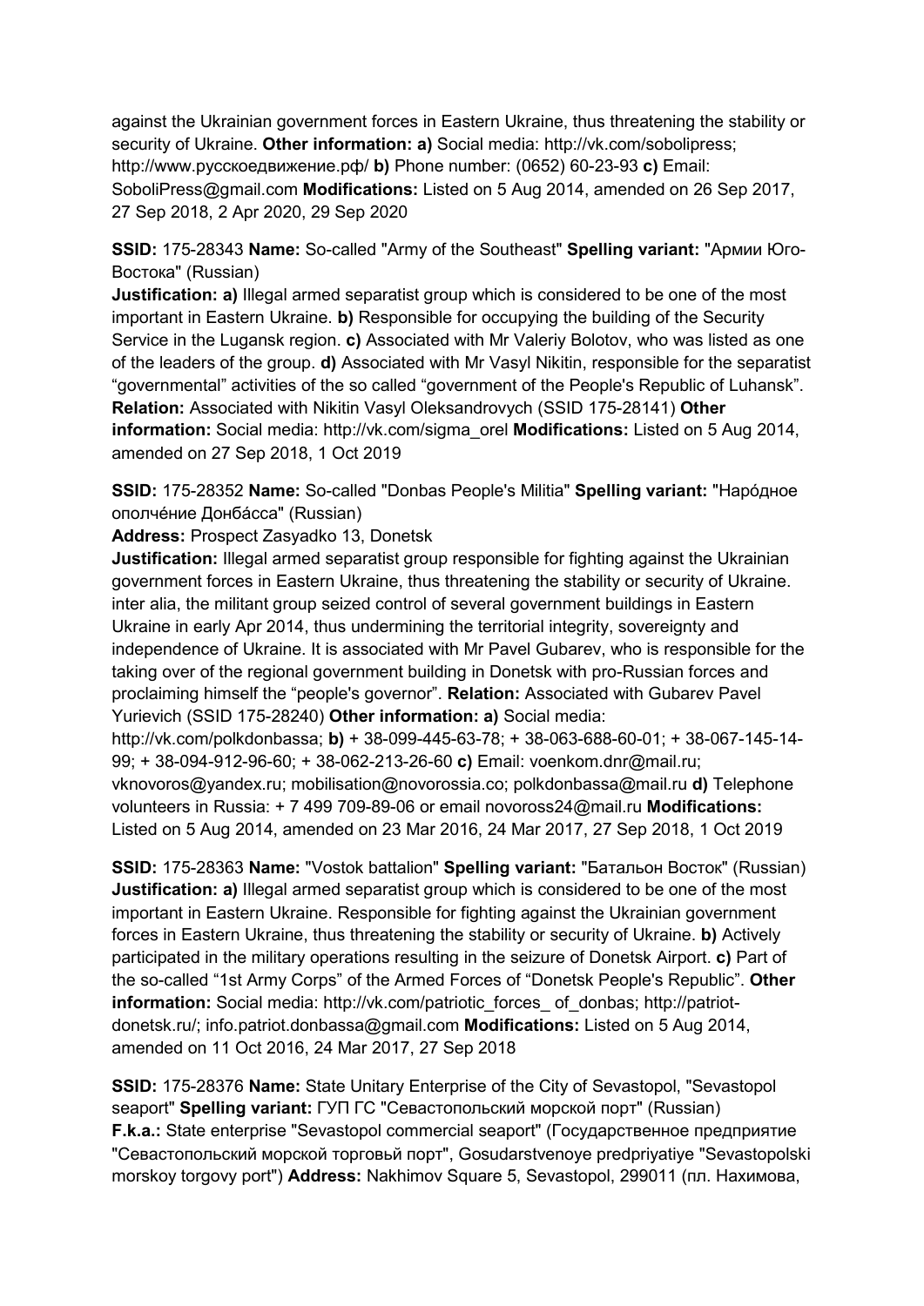against the Ukrainian government forces in Eastern Ukraine, thus threatening the stability or security of Ukraine. **Other information: a)** Social media: http://vk.com/sobolipress; http://www.русскоедвижение.рф/ **b)** Phone number: (0652) 60-23-93 **c)** Email: SoboliPress@gmail.com **Modifications:** Listed on 5 Aug 2014, amended on 26 Sep 2017, 27 Sep 2018, 2 Apr 2020, 29 Sep 2020

**SSID:** 175-28343 **Name:** So-called "Army of the Southeast" **Spelling variant:** "Армии Юго-Востока" (Russian)
**Justification: a)** Illegal armed separatist group which is considered to be one of the most important in Eastern Ukraine. **b)** Responsible for occupying the building of the Security Service in the Lugansk region. **c)** Associated with Mr Valeriy Bolotov, who was listed as one of the leaders of the group. **d)** Associated with Mr Vasyl Nikitin, responsible for the separatist "governmental" activities of the so called "government of the People's Republic of Luhansk". **Relation:** Associated with Nikitin Vasyl Oleksandrovych (SSID 175-28141) **Other information:** Social media: http://vk.com/sigma_orel **Modifications:** Listed on 5 Aug 2014, amended on 27 Sep 2018, 1 Oct 2019

**SSID:** 175-28352 **Name:** So-called "Donbas People's Militia" **Spelling variant:** "Наро́дное ополче́ние Донба́сса" (Russian)
**Address:** Prospect Zasyadko 13, Donetsk
**Justification:** Illegal armed separatist group responsible for fighting against the Ukrainian government forces in Eastern Ukraine, thus threatening the stability or security of Ukraine. inter alia, the militant group seized control of several government buildings in Eastern Ukraine in early Apr 2014, thus undermining the territorial integrity, sovereignty and independence of Ukraine. It is associated with Mr Pavel Gubarev, who is responsible for the taking over of the regional government building in Donetsk with pro-Russian forces and proclaiming himself the "people's governor". **Relation:** Associated with Gubarev Pavel Yurievich (SSID 175-28240) **Other information: a)** Social media: http://vk.com/polkdonbassa; **b)** + 38-099-445-63-78; + 38-063-688-60-01; + 38-067-145-14-99; + 38-094-912-96-60; + 38-062-213-26-60 **c)** Email: voenkom.dnr@mail.ru; vknovoros@yandex.ru; mobilisation@novorossia.co; polkdonbassa@mail.ru **d)** Telephone volunteers in Russia: + 7 499 709-89-06 or email novoross24@mail.ru **Modifications:** Listed on 5 Aug 2014, amended on 23 Mar 2016, 24 Mar 2017, 27 Sep 2018, 1 Oct 2019

**SSID:** 175-28363 **Name:** "Vostok battalion" **Spelling variant:** "Батальон Восток" (Russian)
**Justification: a)** Illegal armed separatist group which is considered to be one of the most important in Eastern Ukraine. Responsible for fighting against the Ukrainian government forces in Eastern Ukraine, thus threatening the stability or security of Ukraine. **b)** Actively participated in the military operations resulting in the seizure of Donetsk Airport. **c)** Part of the so-called "1st Army Corps" of the Armed Forces of "Donetsk People's Republic". **Other information:** Social media: http://vk.com/patriotic_forces_ of_donbas; http://patriot-donetsk.ru/; info.patriot.donbassa@gmail.com **Modifications:** Listed on 5 Aug 2014, amended on 11 Oct 2016, 24 Mar 2017, 27 Sep 2018

**SSID:** 175-28376 **Name:** State Unitary Enterprise of the City of Sevastopol, "Sevastopol seaport" **Spelling variant:** ГУП ГС "Севастопольский морской порт" (Russian)
**F.k.a.:** State enterprise "Sevastopol commercial seaport" (Государственное предприятие "Севастопольский морской торговьй порт", Gosudarstvenoye predpriyatiye "Sevastopolski morskoy torgovy port") **Address:** Nakhimov Square 5, Sevastopol, 299011 (пл. Нахимова,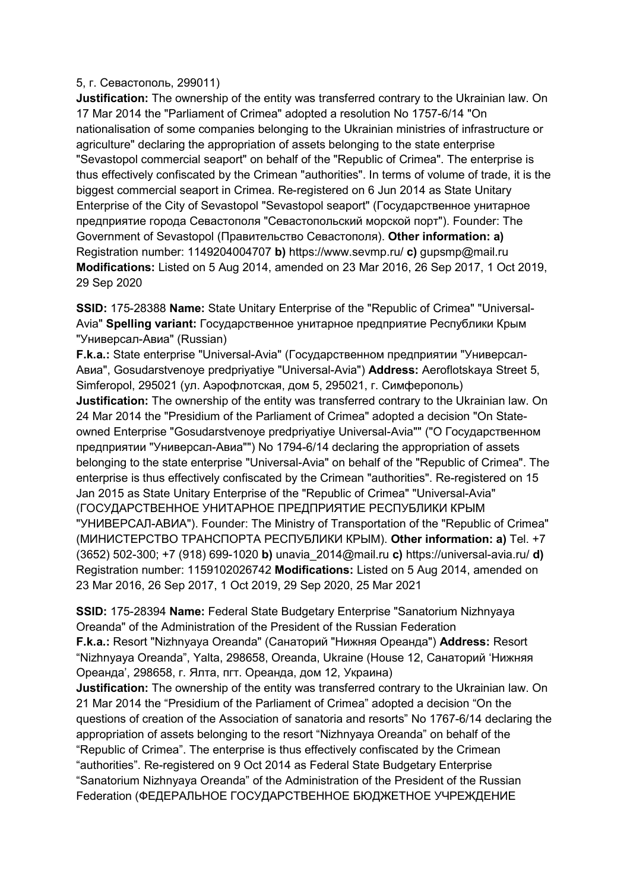5, г. Севастополь, 299011)
**Justification:** The ownership of the entity was transferred contrary to the Ukrainian law. On 17 Mar 2014 the "Parliament of Crimea" adopted a resolution No 1757-6/14 "On nationalisation of some companies belonging to the Ukrainian ministries of infrastructure or agriculture" declaring the appropriation of assets belonging to the state enterprise "Sevastopol commercial seaport" on behalf of the "Republic of Crimea". The enterprise is thus effectively confiscated by the Crimean "authorities". In terms of volume of trade, it is the biggest commercial seaport in Crimea. Re-registered on 6 Jun 2014 as State Unitary Enterprise of the City of Sevastopol "Sevastopol seaport" (Государственное унитарное предприятие города Севастополя "Севастопольский морской порт"). Founder: The Government of Sevastopol (Правительство Севастополя). **Other information: a)** Registration number: 1149204004707 **b)** https://www.sevmp.ru/ **c)** gupsmp@mail.ru
**Modifications:** Listed on 5 Aug 2014, amended on 23 Mar 2016, 26 Sep 2017, 1 Oct 2019, 29 Sep 2020

**SSID:** 175-28388 **Name:** State Unitary Enterprise of the "Republic of Crimea" "Universal-Avia" **Spelling variant:** Государственное унитарное предприятие Республики Крым "Универсал-Авиа" (Russian)
**F.k.a.:** State enterprise "Universal-Avia" (Государственном предприятии "Универсал-Авиа", Gosudarstvenoye predpriyatiye "Universal-Avia") **Address:** Aeroflotskaya Street 5, Simferopol, 295021 (ул. Аэрофлотская, дом 5, 295021, г. Симферополь)
**Justification:** The ownership of the entity was transferred contrary to the Ukrainian law. On 24 Mar 2014 the "Presidium of the Parliament of Crimea" adopted a decision "On State-owned Enterprise "Gosudarstvenoye predpriyatiye Universal-Avia"" ("О Государственном предприятии "Универсал-Авиа"") No 1794-6/14 declaring the appropriation of assets belonging to the state enterprise "Universal-Avia" on behalf of the "Republic of Crimea". The enterprise is thus effectively confiscated by the Crimean "authorities". Re-registered on 15 Jan 2015 as State Unitary Enterprise of the "Republic of Crimea" "Universal-Avia" (ГОСУДАРСТВЕННОЕ УНИТАРНОЕ ПРЕДПРИЯТИЕ РЕСПУБЛИКИ КРЫМ "УНИВЕРСАЛ-АВИА"). Founder: The Ministry of Transportation of the "Republic of Crimea" (МИНИСТЕРСТВО ТРАНСПОРТА РЕСПУБЛИКИ КРЫМ). **Other information: a)** Tel. +7 (3652) 502-300; +7 (918) 699-1020 **b)** unavia_2014@mail.ru **c)** https://universal-avia.ru/ **d)** Registration number: 1159102026742 **Modifications:** Listed on 5 Aug 2014, amended on 23 Mar 2016, 26 Sep 2017, 1 Oct 2019, 29 Sep 2020, 25 Mar 2021

**SSID:** 175-28394 **Name:** Federal State Budgetary Enterprise "Sanatorium Nizhnyaya Oreanda" of the Administration of the President of the Russian Federation
**F.k.a.:** Resort "Nizhnyaya Oreanda" (Санаторий "Нижняя Ореанда") **Address:** Resort "Nizhnyaya Oreanda", Yalta, 298658, Oreanda, Ukraine (House 12, Санаторий 'Нижняя Ореанда', 298658, г. Ялта, пгт. Ореанда, дом 12, Украина)
**Justification:** The ownership of the entity was transferred contrary to the Ukrainian law. On 21 Mar 2014 the "Presidium of the Parliament of Crimea" adopted a decision "On the questions of creation of the Association of sanatoria and resorts" No 1767-6/14 declaring the appropriation of assets belonging to the resort "Nizhnyaya Oreanda" on behalf of the "Republic of Crimea". The enterprise is thus effectively confiscated by the Crimean "authorities". Re-registered on 9 Oct 2014 as Federal State Budgetary Enterprise "Sanatorium Nizhnyaya Oreanda" of the Administration of the President of the Russian Federation (ФЕДЕРАЛЬНОЕ ГОСУДАРСТВЕННОЕ БЮДЖЕТНОЕ УЧРЕЖДЕНИЕ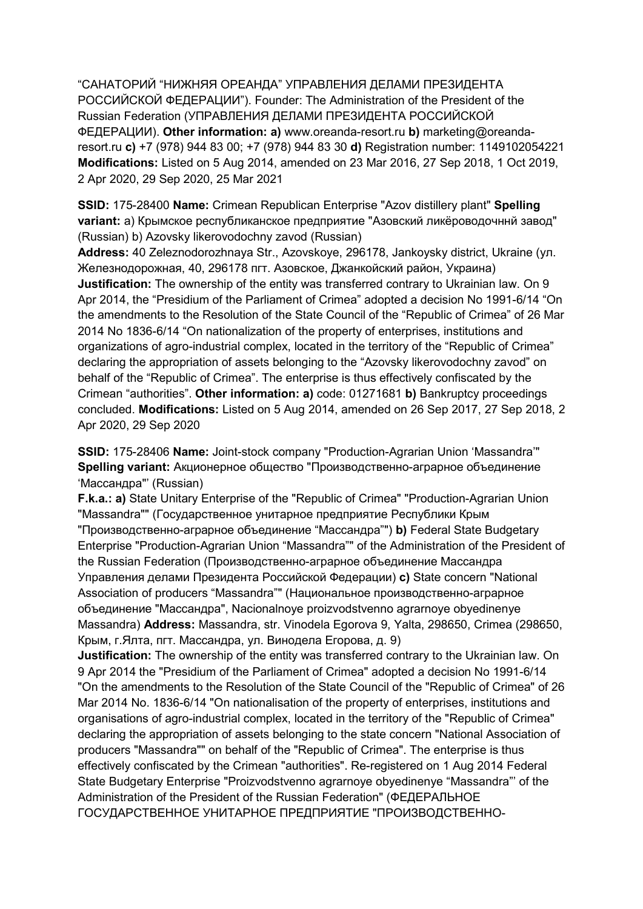“САНАТОРИЙ “НИЖНЯЯ ОРЕАНДА” УПРАВЛЕНИЯ ДЕЛАМИ ПРЕЗИДЕНТА РОССИЙСКОЙ ФЕДЕРАЦИИ”). Founder: The Administration of the President of the Russian Federation (УПРАВЛЕНИЯ ДЕЛАМИ ПРЕЗИДЕНТА РОССИЙСКОЙ ФЕДЕРАЦИИ). **Other information: a)** www.oreanda-resort.ru **b)** marketing@oreanda-resort.ru **c)** +7 (978) 944 83 00; +7 (978) 944 83 30 **d)** Registration number: 1149102054221 **Modifications:** Listed on 5 Aug 2014, amended on 23 Mar 2016, 27 Sep 2018, 1 Oct 2019, 2 Apr 2020, 29 Sep 2020, 25 Mar 2021

**SSID:** 175-28400 **Name:** Crimean Republican Enterprise "Azov distillery plant" **Spelling variant:** a) Крымское республиканское предприятие "Азовский ликёроводочннй завод" (Russian) b) Azovsky likerovodochny zavod (Russian)
**Address:** 40 Zeleznodorozhnaya Str., Azovskoye, 296178, Jankoysky district, Ukraine (ул. Железнодорожная, 40, 296178 пгт. Азовское, Джанкойский район, Украина)
**Justification:** The ownership of the entity was transferred contrary to Ukrainian law. On 9 Apr 2014, the “Presidium of the Parliament of Crimea” adopted a decision No 1991-6/14 “On the amendments to the Resolution of the State Council of the “Republic of Crimea” of 26 Mar 2014 No 1836-6/14 “On nationalization of the property of enterprises, institutions and organizations of agro-industrial complex, located in the territory of the “Republic of Crimea” declaring the appropriation of assets belonging to the “Azovsky likerovodochny zavod” on behalf of the “Republic of Crimea”. The enterprise is thus effectively confiscated by the Crimean “authorities”. **Other information: a)** code: 01271681 **b)** Bankruptcy proceedings concluded. **Modifications:** Listed on 5 Aug 2014, amended on 26 Sep 2017, 27 Sep 2018, 2 Apr 2020, 29 Sep 2020

**SSID:** 175-28406 **Name:** Joint-stock company "Production-Agrarian Union ‘Massandra’" **Spelling variant:** Акционерное общество "Производственно-аграрное объединение ‘Массандра"’ (Russian)
**F.k.a.: a)** State Unitary Enterprise of the "Republic of Crimea" "Production-Agrarian Union "Massandra"" (Государственное унитарное предприятие Республики Крым "Производственно-аграрное объединение “Массандра”") **b)** Federal State Budgetary Enterprise "Production-Agrarian Union “Massandra”" of the Administration of the President of the Russian Federation (Производственно-аграрное объединение Массандра Управления делами Президента Российской Федерации) **c)** State concern "National Association of producers “Massandra”" (Национальное производственно-аграрное объединение "Массандра", Nacionalnoye proizvodstvenno agrarnoye obyedinenye Massandra) **Address:** Massandra, str. Vinodela Egorova 9, Yalta, 298650, Crimea (298650, Крым, г.Ялта, пгт. Массандра, ул. Винодела Егорова, д. 9)
**Justification:** The ownership of the entity was transferred contrary to the Ukrainian law. On 9 Apr 2014 the "Presidium of the Parliament of Crimea" adopted a decision No 1991-6/14 "On the amendments to the Resolution of the State Council of the "Republic of Crimea" of 26 Mar 2014 No. 1836-6/14 "On nationalisation of the property of enterprises, institutions and organisations of agro-industrial complex, located in the territory of the "Republic of Crimea" declaring the appropriation of assets belonging to the state concern "National Association of producers "Massandra"" on behalf of the "Republic of Crimea". The enterprise is thus effectively confiscated by the Crimean "authorities". Re-registered on 1 Aug 2014 Federal State Budgetary Enterprise "Proizvodstvenno agrarnoye obyedinenye “Massandra”’ of the Administration of the President of the Russian Federation" (ФЕДЕРАЛЬНОЕ ГОСУДАРСТВЕННОЕ УНИТАРНОЕ ПРЕДПРИЯТИЕ "ПРОИЗВОДСТВЕННО-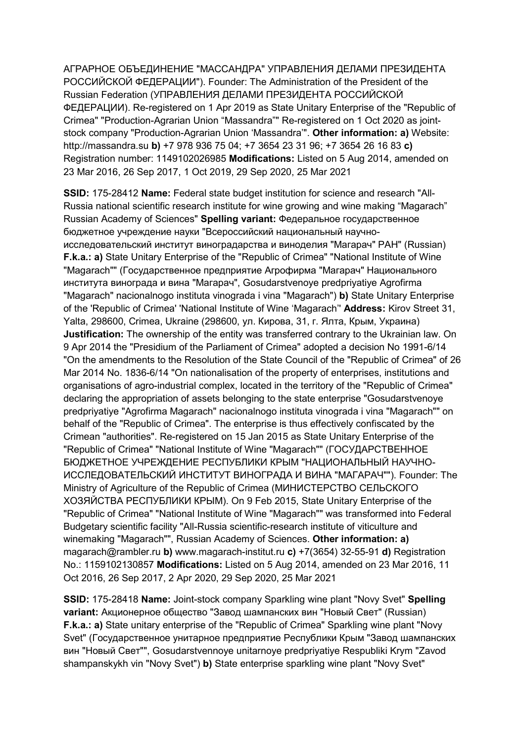АГРАРНОЕ ОБЪЕДИНЕНИЕ "МАССАНДРА" УПРАВЛЕНИЯ ДЕЛАМИ ПРЕЗИДЕНТА РОССИЙСКОЙ ФЕДЕРАЦИИ"). Founder: The Administration of the President of the Russian Federation (УПРАВЛЕНИЯ ДЕЛАМИ ПРЕЗИДЕНТА РОССИЙСКОЙ ФЕДЕРАЦИИ). Re-registered on 1 Apr 2019 as State Unitary Enterprise of the "Republic of Crimea" "Production-Agrarian Union "Massandra"" Re-registered on 1 Oct 2020 as joint-stock company "Production-Agrarian Union 'Massandra'". **Other information: a)** Website: http://massandra.su **b)** +7 978 936 75 04; +7 3654 23 31 96; +7 3654 26 16 83 **c)** Registration number: 1149102026985 **Modifications:** Listed on 5 Aug 2014, amended on 23 Mar 2016, 26 Sep 2017, 1 Oct 2019, 29 Sep 2020, 25 Mar 2021

**SSID:** 175-28412 **Name:** Federal state budget institution for science and research "All-Russia national scientific research institute for wine growing and wine making "Magarach" Russian Academy of Sciences" **Spelling variant:** Федеральное государственное бюджетное учреждение науки "Всероссийский национальный научно-исследовательский институт виноградарства и виноделия "Магарач" РАН" (Russian) **F.k.a.: a)** State Unitary Enterprise of the "Republic of Crimea" "National Institute of Wine "Magarach"" (Государственное предприятие Агрофирма "Магарач" Национального института винограда и вина "Магарач", Gosudarstvenoye predpriyatiye Agrofirma "Magarach" nacionalnogo instituta vinograda i vina "Magarach") **b)** State Unitary Enterprise of the 'Republic of Crimea' 'National Institute of Wine 'Magarach'' **Address:** Kirov Street 31, Yalta, 298600, Crimea, Ukraine (298600, ул. Кирова, 31, г. Ялта, Крым, Украина) **Justification:** The ownership of the entity was transferred contrary to the Ukrainian law. On 9 Apr 2014 the "Presidium of the Parliament of Crimea" adopted a decision No 1991-6/14 "On the amendments to the Resolution of the State Council of the "Republic of Crimea" of 26 Mar 2014 No. 1836-6/14 "On nationalisation of the property of enterprises, institutions and organisations of agro-industrial complex, located in the territory of the "Republic of Crimea" declaring the appropriation of assets belonging to the state enterprise "Gosudarstvenoye predpriyatiye "Agrofirma Magarach" nacionalnogo instituta vinograda i vina "Magarach"" on behalf of the "Republic of Crimea". The enterprise is thus effectively confiscated by the Crimean "authorities". Re-registered on 15 Jan 2015 as State Unitary Enterprise of the "Republic of Crimea" "National Institute of Wine "Magarach"" (ГОСУДАРСТВЕННОЕ БЮДЖЕТНОЕ УЧРЕЖДЕНИЕ РЕСПУБЛИКИ КРЫМ "НАЦИОНАЛЬНЫЙ НАУЧНО-ИССЛЕДОВАТЕЛЬСКИЙ ИНСТИТУТ ВИНОГРАДА И ВИНА "МАГАРАЧ""). Founder: The Ministry of Agriculture of the Republic of Crimea (МИНИСТЕРСТВО СЕЛЬСКОГО ХОЗЯЙСТВА РЕСПУБЛИКИ КРЫМ). On 9 Feb 2015, State Unitary Enterprise of the "Republic of Crimea" "National Institute of Wine "Magarach"" was transformed into Federal Budgetary scientific facility "All-Russia scientific-research institute of viticulture and winemaking "Magarach"", Russian Academy of Sciences. **Other information: a)** magarach@rambler.ru **b)** www.magarach-institut.ru **c)** +7(3654) 32-55-91 **d)** Registration No.: 1159102130857 **Modifications:** Listed on 5 Aug 2014, amended on 23 Mar 2016, 11 Oct 2016, 26 Sep 2017, 2 Apr 2020, 29 Sep 2020, 25 Mar 2021

**SSID:** 175-28418 **Name:** Joint-stock company Sparkling wine plant "Novy Svet" **Spelling variant:** Акционерное общество "Завод шампанских вин "Новый Свет" (Russian) **F.k.a.: a)** State unitary enterprise of the "Republic of Crimea" Sparkling wine plant "Novy Svet" (Государственное унитарное предприятие Республики Крым "Завод шампанских вин "Новый Свет"", Gosudarstvennoye unitarnoye predpriyatiye Respubliki Krym "Zavod shampanskykh vin "Novy Svet") **b)** State enterprise sparkling wine plant "Novy Svet"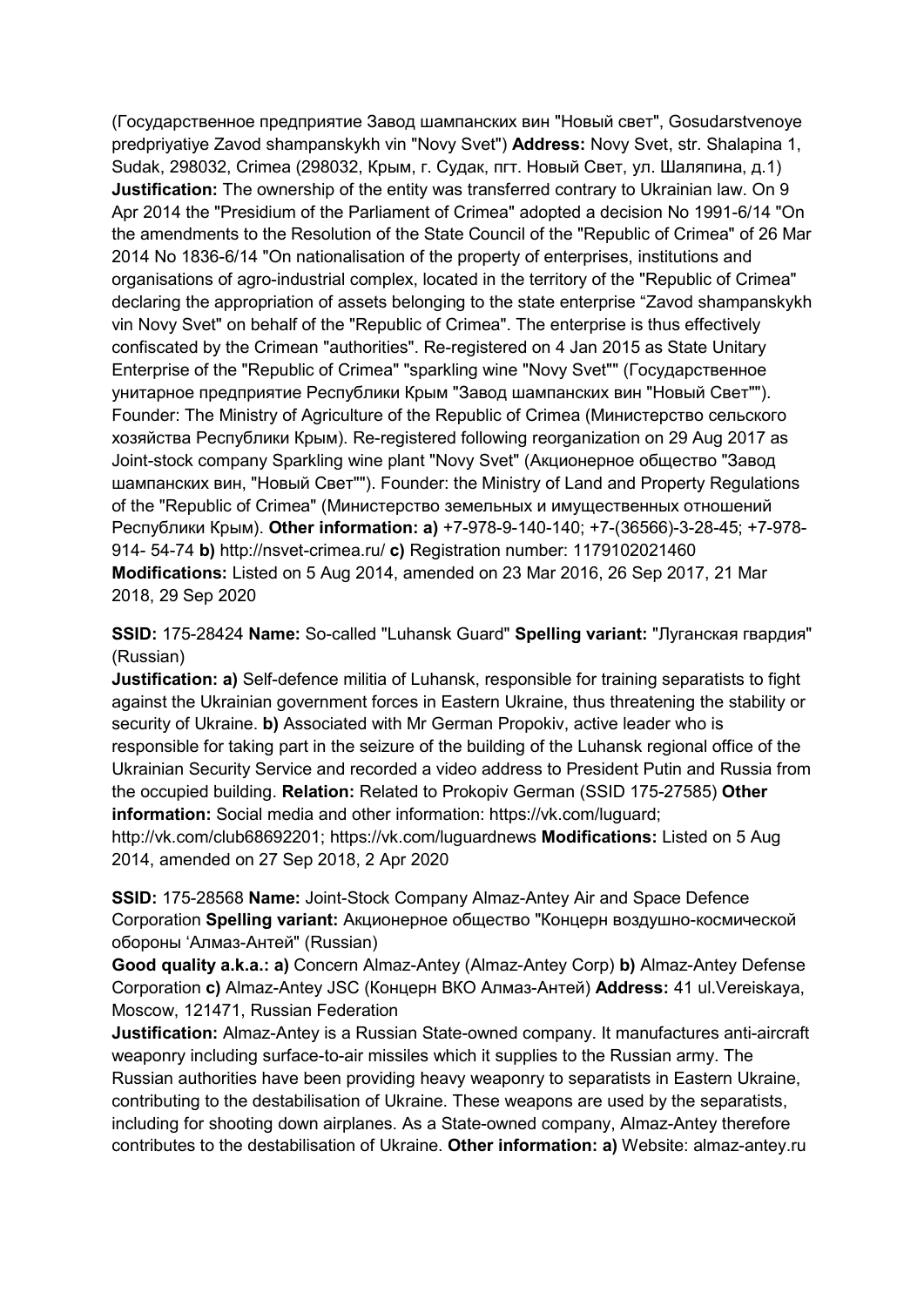(Государственное предприятие Завод шампанских вин "Новый свет", Gosudarstvenoye predpriyatiye Zavod shampanskykh vin "Novy Svet") **Address:** Novy Svet, str. Shalapina 1, Sudak, 298032, Crimea (298032, Крым, г. Судак, пгт. Новый Свет, ул. Шаляпина, д.1) **Justification:** The ownership of the entity was transferred contrary to Ukrainian law. On 9 Apr 2014 the "Presidium of the Parliament of Crimea" adopted a decision No 1991-6/14 "On the amendments to the Resolution of the State Council of the "Republic of Crimea" of 26 Mar 2014 No 1836-6/14 "On nationalisation of the property of enterprises, institutions and organisations of agro-industrial complex, located in the territory of the "Republic of Crimea" declaring the appropriation of assets belonging to the state enterprise "Zavod shampanskykh vin Novy Svet" on behalf of the "Republic of Crimea". The enterprise is thus effectively confiscated by the Crimean "authorities". Re-registered on 4 Jan 2015 as State Unitary Enterprise of the "Republic of Crimea" "sparkling wine "Novy Svet"" (Государственное унитарное предприятие Республики Крым "Завод шампанских вин "Новый Свет""). Founder: The Ministry of Agriculture of the Republic of Crimea (Министерство сельского хозяйства Республики Крым). Re-registered following reorganization on 29 Aug 2017 as Joint-stock company Sparkling wine plant "Novy Svet" (Акционерное общество "Завод шампанских вин, "Новый Свет""). Founder: the Ministry of Land and Property Regulations of the "Republic of Crimea" (Министерство земельных и имущественных отношений Республики Крым). **Other information: a)** +7-978-9-140-140; +7-(36566)-3-28-45; +7-978-914- 54-74 **b)** http://nsvet-crimea.ru/ **c)** Registration number: 1179102021460 **Modifications:** Listed on 5 Aug 2014, amended on 23 Mar 2016, 26 Sep 2017, 21 Mar 2018, 29 Sep 2020

**SSID:** 175-28424 **Name:** So-called "Luhansk Guard" **Spelling variant:** "Луганская гвардия" (Russian)
**Justification: a)** Self-defence militia of Luhansk, responsible for training separatists to fight against the Ukrainian government forces in Eastern Ukraine, thus threatening the stability or security of Ukraine. **b)** Associated with Mr German Propokiv, active leader who is responsible for taking part in the seizure of the building of the Luhansk regional office of the Ukrainian Security Service and recorded a video address to President Putin and Russia from the occupied building. **Relation:** Related to Prokopiv German (SSID 175-27585) **Other information:** Social media and other information: https://vk.com/luguard; http://vk.com/club68692201; https://vk.com/luguardnews **Modifications:** Listed on 5 Aug 2014, amended on 27 Sep 2018, 2 Apr 2020

**SSID:** 175-28568 **Name:** Joint-Stock Company Almaz-Antey Air and Space Defence Corporation **Spelling variant:** Акционерное общество "Концерн воздушно-космической обороны 'Алмаз-Антей" (Russian)
**Good quality a.k.a.: a)** Concern Almaz-Antey (Almaz-Antey Corp) **b)** Almaz-Antey Defense Corporation **c)** Almaz-Antey JSC (Концерн ВКО Алмаз-Антей) **Address:** 41 ul.Vereiskaya, Moscow, 121471, Russian Federation
**Justification:** Almaz-Antey is a Russian State-owned company. It manufactures anti-aircraft weaponry including surface-to-air missiles which it supplies to the Russian army. The Russian authorities have been providing heavy weaponry to separatists in Eastern Ukraine, contributing to the destabilisation of Ukraine. These weapons are used by the separatists, including for shooting down airplanes. As a State-owned company, Almaz-Antey therefore contributes to the destabilisation of Ukraine. **Other information: a)** Website: almaz-antey.ru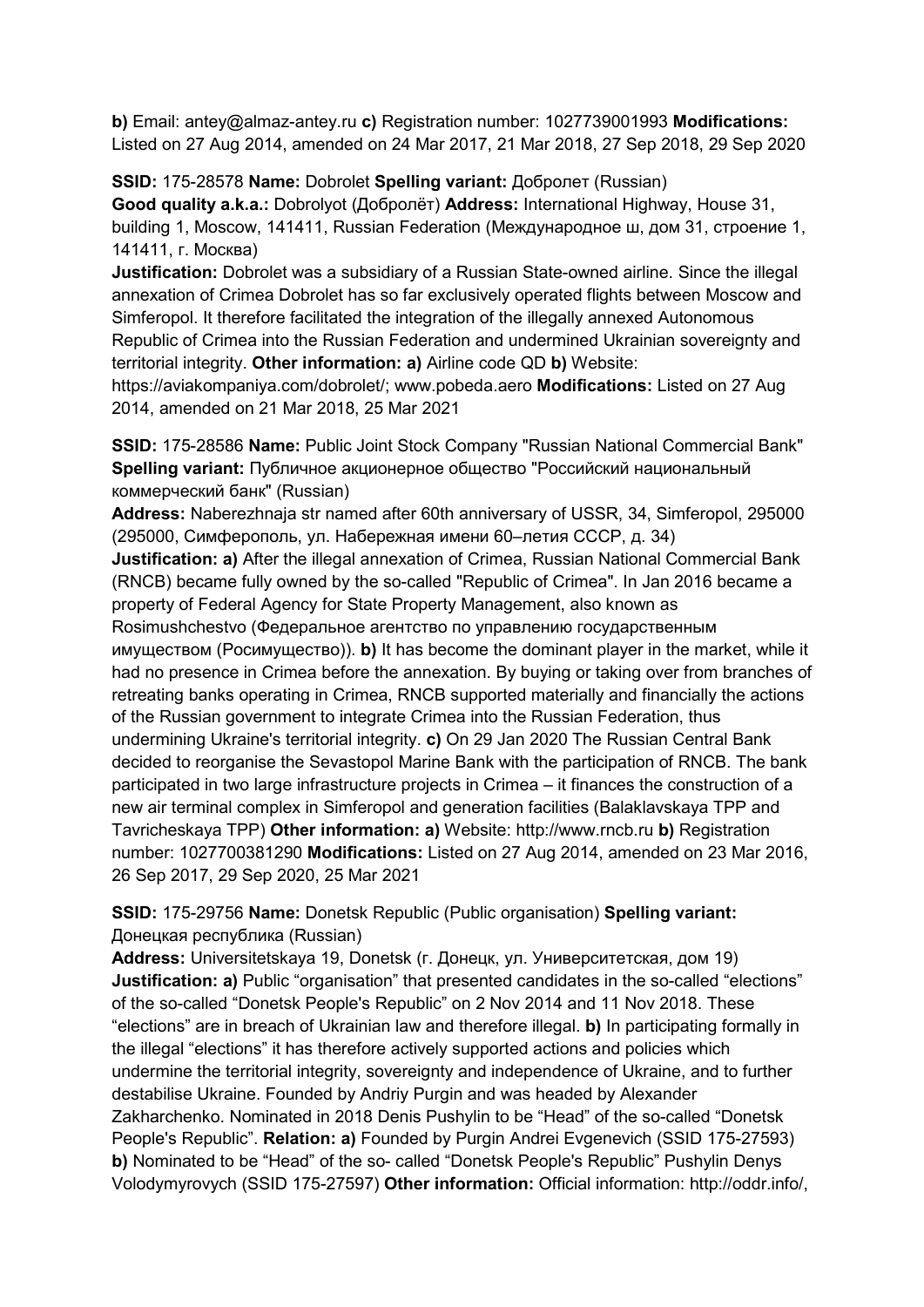**b)** Email: antey@almaz-antey.ru **c)** Registration number: 1027739001993 **Modifications:** Listed on 27 Aug 2014, amended on 24 Mar 2017, 21 Mar 2018, 27 Sep 2018, 29 Sep 2020

**SSID:** 175-28578 **Name:** Dobrolet **Spelling variant:** Добролет (Russian)
**Good quality a.k.a.:** Dobrolyot (Добролёт) **Address:** International Highway, House 31, building 1, Moscow, 141411, Russian Federation (Международное ш, дом 31, строение 1, 141411, г. Москва)
**Justification:** Dobrolet was a subsidiary of a Russian State-owned airline. Since the illegal annexation of Crimea Dobrolet has so far exclusively operated flights between Moscow and Simferopol. It therefore facilitated the integration of the illegally annexed Autonomous Republic of Crimea into the Russian Federation and undermined Ukrainian sovereignty and territorial integrity. **Other information: a)** Airline code QD **b)** Website: https://aviakompaniya.com/dobrolet/; www.pobeda.aero **Modifications:** Listed on 27 Aug 2014, amended on 21 Mar 2018, 25 Mar 2021

**SSID:** 175-28586 **Name:** Public Joint Stock Company "Russian National Commercial Bank" **Spelling variant:** Публичное акционерное общество "Российский национальный коммерческий банк" (Russian)
**Address:** Naberezhnaja str named after 60th anniversary of USSR, 34, Simferopol, 295000 (295000, Симферополь, ул. Набережная имени 60–летия СССР, д. 34)
**Justification: a)** After the illegal annexation of Crimea, Russian National Commercial Bank (RNCB) became fully owned by the so-called "Republic of Crimea". In Jan 2016 became a property of Federal Agency for State Property Management, also known as Rosimushchestvo (Федеральное агентство по управлению государственным имуществом (Росимущество)). **b)** It has become the dominant player in the market, while it had no presence in Crimea before the annexation. By buying or taking over from branches of retreating banks operating in Crimea, RNCB supported materially and financially the actions of the Russian government to integrate Crimea into the Russian Federation, thus undermining Ukraine's territorial integrity. **c)** On 29 Jan 2020 The Russian Central Bank decided to reorganise the Sevastopol Marine Bank with the participation of RNCB. The bank participated in two large infrastructure projects in Crimea – it finances the construction of a new air terminal complex in Simferopol and generation facilities (Balaklavskaya TPP and Tavricheskaya TPP) **Other information: a)** Website: http://www.rncb.ru **b)** Registration number: 1027700381290 **Modifications:** Listed on 27 Aug 2014, amended on 23 Mar 2016, 26 Sep 2017, 29 Sep 2020, 25 Mar 2021

**SSID:** 175-29756 **Name:** Donetsk Republic (Public organisation) **Spelling variant:** Донецкая республика (Russian)
**Address:** Universitetskaya 19, Donetsk (г. Донецк, ул. Университетская, дом 19)
**Justification: a)** Public "organisation" that presented candidates in the so-called "elections" of the so-called "Donetsk People's Republic" on 2 Nov 2014 and 11 Nov 2018. These "elections" are in breach of Ukrainian law and therefore illegal. **b)** In participating formally in the illegal "elections" it has therefore actively supported actions and policies which undermine the territorial integrity, sovereignty and independence of Ukraine, and to further destabilise Ukraine. Founded by Andriy Purgin and was headed by Alexander Zakharchenko. Nominated in 2018 Denis Pushylin to be "Head" of the so-called "Donetsk People's Republic". **Relation: a)** Founded by Purgin Andrei Evgenevich (SSID 175-27593) **b)** Nominated to be "Head" of the so- called "Donetsk People's Republic" Pushylin Denys Volodymyrovych (SSID 175-27597) **Other information:** Official information: http://oddr.info/,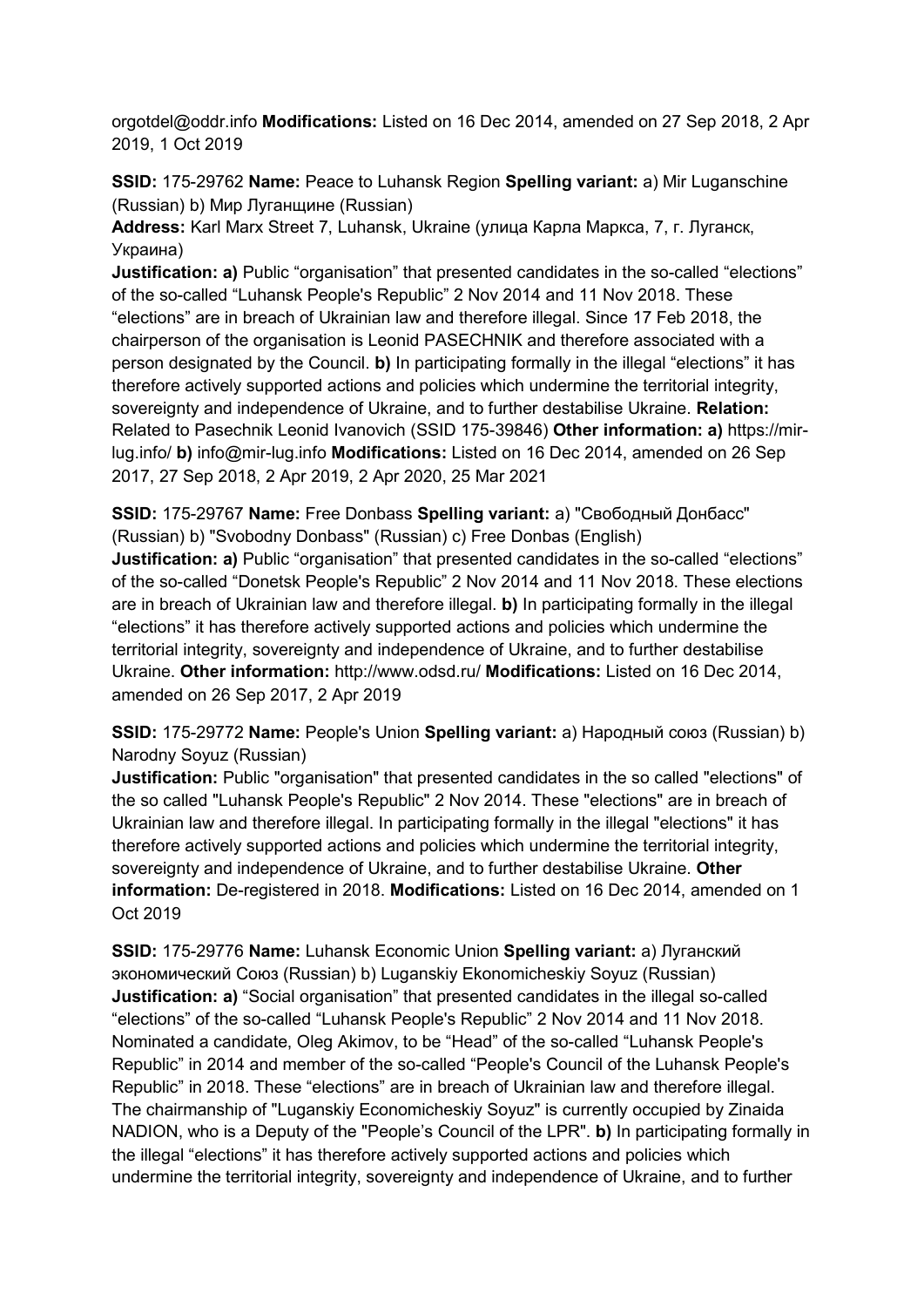orgotdel@oddr.info **Modifications:** Listed on 16 Dec 2014, amended on 27 Sep 2018, 2 Apr 2019, 1 Oct 2019

**SSID:** 175-29762 **Name:** Peace to Luhansk Region **Spelling variant:** a) Mir Luganschine (Russian) b) Мир Луганщине (Russian)
**Address:** Karl Marx Street 7, Luhansk, Ukraine (улица Карла Маркса, 7, г. Луганск, Украина)
**Justification: a)** Public "organisation" that presented candidates in the so-called "elections" of the so-called "Luhansk People's Republic" 2 Nov 2014 and 11 Nov 2018. These "elections" are in breach of Ukrainian law and therefore illegal. Since 17 Feb 2018, the chairperson of the organisation is Leonid PASECHNIK and therefore associated with a person designated by the Council. **b)** In participating formally in the illegal "elections" it has therefore actively supported actions and policies which undermine the territorial integrity, sovereignty and independence of Ukraine, and to further destabilise Ukraine. **Relation:** Related to Pasechnik Leonid Ivanovich (SSID 175-39846) **Other information: a)** https://mir-lug.info/ **b)** info@mir-lug.info **Modifications:** Listed on 16 Dec 2014, amended on 26 Sep 2017, 27 Sep 2018, 2 Apr 2019, 2 Apr 2020, 25 Mar 2021

**SSID:** 175-29767 **Name:** Free Donbass **Spelling variant:** a) "Свободный Донбасс" (Russian) b) "Svobodny Donbass" (Russian) c) Free Donbas (English)
**Justification: a)** Public "organisation" that presented candidates in the so-called "elections" of the so-called "Donetsk People's Republic" 2 Nov 2014 and 11 Nov 2018. These elections are in breach of Ukrainian law and therefore illegal. **b)** In participating formally in the illegal "elections" it has therefore actively supported actions and policies which undermine the territorial integrity, sovereignty and independence of Ukraine, and to further destabilise Ukraine. **Other information:** http://www.odsd.ru/ **Modifications:** Listed on 16 Dec 2014, amended on 26 Sep 2017, 2 Apr 2019

**SSID:** 175-29772 **Name:** People's Union **Spelling variant:** a) Народный союз (Russian) b) Narodny Soyuz (Russian)
**Justification:** Public "organisation" that presented candidates in the so called "elections" of the so called "Luhansk People's Republic" 2 Nov 2014. These "elections" are in breach of Ukrainian law and therefore illegal. In participating formally in the illegal "elections" it has therefore actively supported actions and policies which undermine the territorial integrity, sovereignty and independence of Ukraine, and to further destabilise Ukraine. **Other information:** De-registered in 2018. **Modifications:** Listed on 16 Dec 2014, amended on 1 Oct 2019

**SSID:** 175-29776 **Name:** Luhansk Economic Union **Spelling variant:** a) Луганский экономический Союз (Russian) b) Luganskiy Ekonomicheskiy Soyuz (Russian)
**Justification: a)** "Social organisation" that presented candidates in the illegal so-called "elections" of the so-called "Luhansk People's Republic" 2 Nov 2014 and 11 Nov 2018. Nominated a candidate, Oleg Akimov, to be "Head" of the so-called "Luhansk People's Republic" in 2014 and member of the so-called "People's Council of the Luhansk People's Republic" in 2018. These "elections" are in breach of Ukrainian law and therefore illegal. The chairmanship of "Luganskiy Economicheskiy Soyuz" is currently occupied by Zinaida NADION, who is a Deputy of the "People's Council of the LPR". **b)** In participating formally in the illegal "elections" it has therefore actively supported actions and policies which undermine the territorial integrity, sovereignty and independence of Ukraine, and to further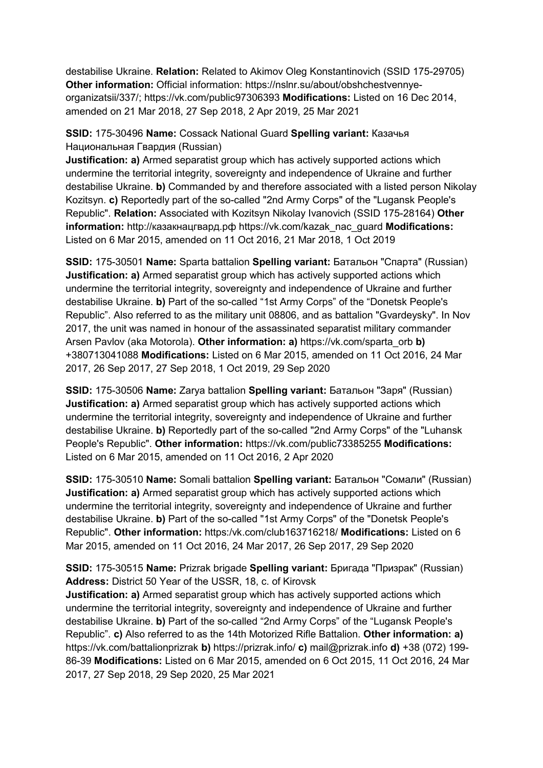destabilise Ukraine. **Relation:** Related to Akimov Oleg Konstantinovich (SSID 175-29705) **Other information:** Official information: https://nslnr.su/about/obshchestvennye-organizatsii/337/; https://vk.com/public97306393 **Modifications:** Listed on 16 Dec 2014, amended on 21 Mar 2018, 27 Sep 2018, 2 Apr 2019, 25 Mar 2021

**SSID:** 175-30496 **Name:** Cossack National Guard **Spelling variant:** Казачья Национальная Гвардия (Russian)
**Justification: a)** Armed separatist group which has actively supported actions which undermine the territorial integrity, sovereignty and independence of Ukraine and further destabilise Ukraine. **b)** Commanded by and therefore associated with a listed person Nikolay Kozitsyn. **c)** Reportedly part of the so-called "2nd Army Corps" of the "Lugansk People's Republic". **Relation:** Associated with Kozitsyn Nikolay Ivanovich (SSID 175-28164) **Other information:** http://казакнацгвард.рф https://vk.com/kazak_nac_guard **Modifications:** Listed on 6 Mar 2015, amended on 11 Oct 2016, 21 Mar 2018, 1 Oct 2019

**SSID:** 175-30501 **Name:** Sparta battalion **Spelling variant:** Батальон "Спарта" (Russian)
**Justification: a)** Armed separatist group which has actively supported actions which undermine the territorial integrity, sovereignty and independence of Ukraine and further destabilise Ukraine. **b)** Part of the so-called "1st Army Corps" of the "Donetsk People's Republic". Also referred to as the military unit 08806, and as battalion "Gvardeysky". In Nov 2017, the unit was named in honour of the assassinated separatist military commander Arsen Pavlov (aka Motorola). **Other information: a)** https://vk.com/sparta_orb **b)** +380713041088 **Modifications:** Listed on 6 Mar 2015, amended on 11 Oct 2016, 24 Mar 2017, 26 Sep 2017, 27 Sep 2018, 1 Oct 2019, 29 Sep 2020

**SSID:** 175-30506 **Name:** Zarya battalion **Spelling variant:** Батальон "Заря" (Russian)
**Justification: a)** Armed separatist group which has actively supported actions which undermine the territorial integrity, sovereignty and independence of Ukraine and further destabilise Ukraine. **b)** Reportedly part of the so-called "2nd Army Corps" of the "Luhansk People's Republic". **Other information:** https://vk.com/public73385255 **Modifications:** Listed on 6 Mar 2015, amended on 11 Oct 2016, 2 Apr 2020

**SSID:** 175-30510 **Name:** Somali battalion **Spelling variant:** Батальон "Сомали" (Russian)
**Justification: a)** Armed separatist group which has actively supported actions which undermine the territorial integrity, sovereignty and independence of Ukraine and further destabilise Ukraine. **b)** Part of the so-called "1st Army Corps" of the "Donetsk People's Republic". **Other information:** https:/vk.com/club163716218/ **Modifications:** Listed on 6 Mar 2015, amended on 11 Oct 2016, 24 Mar 2017, 26 Sep 2017, 29 Sep 2020

**SSID:** 175-30515 **Name:** Prizrak brigade **Spelling variant:** Бригада "Призрак" (Russian)
**Address:** District 50 Year of the USSR, 18, c. of Kirovsk
**Justification: a)** Armed separatist group which has actively supported actions which undermine the territorial integrity, sovereignty and independence of Ukraine and further destabilise Ukraine. **b)** Part of the so-called "2nd Army Corps" of the "Lugansk People's Republic". **c)** Also referred to as the 14th Motorized Rifle Battalion. **Other information: a)** https://vk.com/battalionprizrak **b)** https://prizrak.info/ **c)** mail@prizrak.info **d)** +38 (072) 199-86-39 **Modifications:** Listed on 6 Mar 2015, amended on 6 Oct 2015, 11 Oct 2016, 24 Mar 2017, 27 Sep 2018, 29 Sep 2020, 25 Mar 2021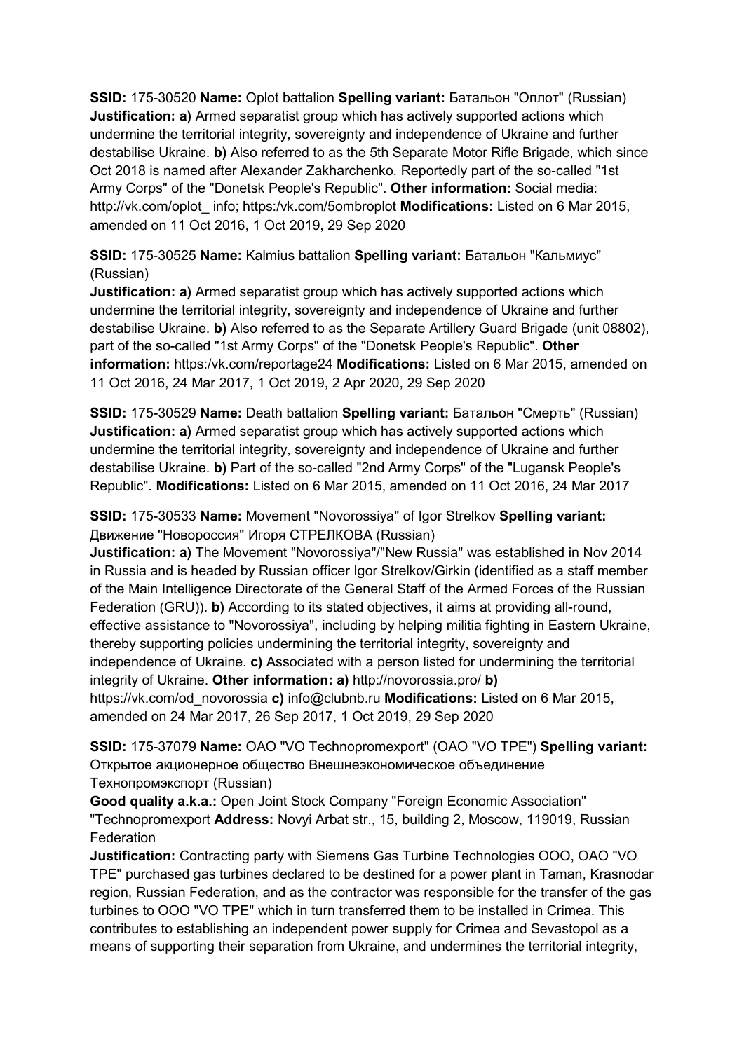**SSID:** 175-30520 **Name:** Oplot battalion **Spelling variant:** Батальон "Оплот" (Russian) **Justification: a)** Armed separatist group which has actively supported actions which undermine the territorial integrity, sovereignty and independence of Ukraine and further destabilise Ukraine. **b)** Also referred to as the 5th Separate Motor Rifle Brigade, which since Oct 2018 is named after Alexander Zakharchenko. Reportedly part of the so-called "1st Army Corps" of the "Donetsk People's Republic". **Other information:** Social media: http://vk.com/oplot_ info; https:/vk.com/5ombroplot **Modifications:** Listed on 6 Mar 2015, amended on 11 Oct 2016, 1 Oct 2019, 29 Sep 2020

**SSID:** 175-30525 **Name:** Kalmius battalion **Spelling variant:** Батальон "Кальмиус" (Russian)
**Justification: a)** Armed separatist group which has actively supported actions which undermine the territorial integrity, sovereignty and independence of Ukraine and further destabilise Ukraine. **b)** Also referred to as the Separate Artillery Guard Brigade (unit 08802), part of the so-called "1st Army Corps" of the "Donetsk People's Republic". **Other information:** https:/vk.com/reportage24 **Modifications:** Listed on 6 Mar 2015, amended on 11 Oct 2016, 24 Mar 2017, 1 Oct 2019, 2 Apr 2020, 29 Sep 2020

**SSID:** 175-30529 **Name:** Death battalion **Spelling variant:** Батальон "Смерть" (Russian) **Justification: a)** Armed separatist group which has actively supported actions which undermine the territorial integrity, sovereignty and independence of Ukraine and further destabilise Ukraine. **b)** Part of the so-called "2nd Army Corps" of the "Lugansk People's Republic". **Modifications:** Listed on 6 Mar 2015, amended on 11 Oct 2016, 24 Mar 2017

**SSID:** 175-30533 **Name:** Movement "Novorossiya" of Igor Strelkov **Spelling variant:** Движение "Новороссия" Игоря СТРЕЛКОВА (Russian)
**Justification: a)** The Movement "Novorossiya"/"New Russia" was established in Nov 2014 in Russia and is headed by Russian officer Igor Strelkov/Girkin (identified as a staff member of the Main Intelligence Directorate of the General Staff of the Armed Forces of the Russian Federation (GRU)). **b)** According to its stated objectives, it aims at providing all-round, effective assistance to "Novorossiya", including by helping militia fighting in Eastern Ukraine, thereby supporting policies undermining the territorial integrity, sovereignty and independence of Ukraine. **c)** Associated with a person listed for undermining the territorial integrity of Ukraine. **Other information: a)** http://novorossia.pro/ **b)** https://vk.com/od_novorossia **c)** info@clubnb.ru **Modifications:** Listed on 6 Mar 2015, amended on 24 Mar 2017, 26 Sep 2017, 1 Oct 2019, 29 Sep 2020

**SSID:** 175-37079 **Name:** OAO "VO Technopromexport" (OAO "VO TPE") **Spelling variant:** Открытое акционерное общество Внешнеэкономическое объединение Технопромэкспорт (Russian)
**Good quality a.k.a.:** Open Joint Stock Company "Foreign Economic Association" "Technopromexport **Address:** Novyi Arbat str., 15, building 2, Moscow, 119019, Russian Federation
**Justification:** Contracting party with Siemens Gas Turbine Technologies OOO, OAO "VO TPE" purchased gas turbines declared to be destined for a power plant in Taman, Krasnodar region, Russian Federation, and as the contractor was responsible for the transfer of the gas turbines to OOO "VO TPE" which in turn transferred them to be installed in Crimea. This contributes to establishing an independent power supply for Crimea and Sevastopol as a means of supporting their separation from Ukraine, and undermines the territorial integrity,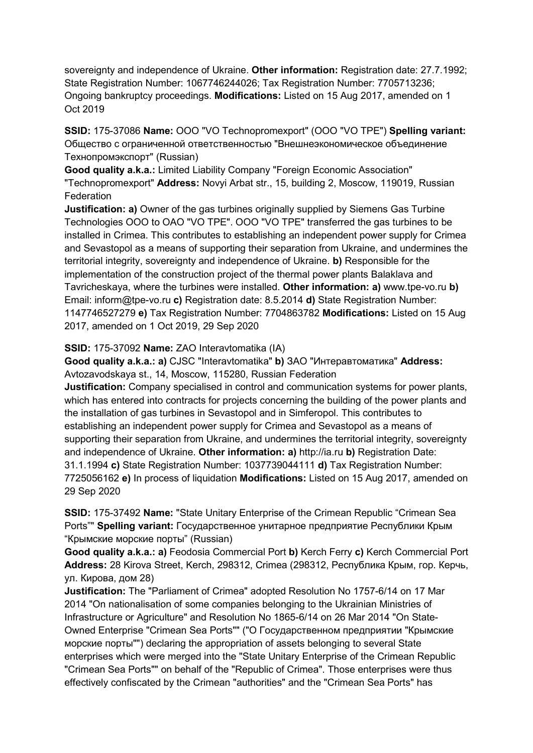sovereignty and independence of Ukraine. **Other information:** Registration date: 27.7.1992; State Registration Number: 1067746244026; Tax Registration Number: 7705713236; Ongoing bankruptcy proceedings. **Modifications:** Listed on 15 Aug 2017, amended on 1 Oct 2019

**SSID:** 175-37086 **Name:** OOO "VO Technopromexport" (OOO "VO TPE") **Spelling variant:** Общество с ограниченной ответственностью "Внешнеэкономическое объединение Технопромэкспорт" (Russian)
**Good quality a.k.a.:** Limited Liability Company "Foreign Economic Association" "Technopromexport" **Address:** Novyi Arbat str., 15, building 2, Moscow, 119019, Russian Federation
**Justification: a)** Owner of the gas turbines originally supplied by Siemens Gas Turbine Technologies OOO to OAO "VO TPE". OOO "VO TPE" transferred the gas turbines to be installed in Crimea. This contributes to establishing an independent power supply for Crimea and Sevastopol as a means of supporting their separation from Ukraine, and undermines the territorial integrity, sovereignty and independence of Ukraine. **b)** Responsible for the implementation of the construction project of the thermal power plants Balaklava and Tavricheskaya, where the turbines were installed. **Other information: a)** www.tpe-vo.ru **b)** Email: inform@tpe-vo.ru **c)** Registration date: 8.5.2014 **d)** State Registration Number: 1147746527279 **e)** Tax Registration Number: 7704863782 **Modifications:** Listed on 15 Aug 2017, amended on 1 Oct 2019, 29 Sep 2020

**SSID:** 175-37092 **Name:** ZAO Interavtomatika (IA)
**Good quality a.k.a.: a)** CJSC "Interavtomatika" **b)** ЗАО "Интеравтоматика" **Address:** Avtozavodskaya st., 14, Moscow, 115280, Russian Federation
**Justification:** Company specialised in control and communication systems for power plants, which has entered into contracts for projects concerning the building of the power plants and the installation of gas turbines in Sevastopol and in Simferopol. This contributes to establishing an independent power supply for Crimea and Sevastopol as a means of supporting their separation from Ukraine, and undermines the territorial integrity, sovereignty and independence of Ukraine. **Other information: a)** http://ia.ru **b)** Registration Date: 31.1.1994 **c)** State Registration Number: 1037739044111 **d)** Tax Registration Number: 7725056162 **e)** In process of liquidation **Modifications:** Listed on 15 Aug 2017, amended on 29 Sep 2020

**SSID:** 175-37492 **Name:** "State Unitary Enterprise of the Crimean Republic "Crimean Sea Ports"" **Spelling variant:** Государственное унитарное предприятие Республики Крым "Крымские морские порты" (Russian)
**Good quality a.k.a.: a)** Feodosia Commercial Port **b)** Kerch Ferry **c)** Kerch Commercial Port **Address:** 28 Kirova Street, Kerch, 298312, Crimea (298312, Республика Крым, гор. Керчь, ул. Кирова, дом 28)
**Justification:** The "Parliament of Crimea" adopted Resolution No 1757-6/14 on 17 Mar 2014 "On nationalisation of some companies belonging to the Ukrainian Ministries of Infrastructure or Agriculture" and Resolution No 1865-6/14 on 26 Mar 2014 "On State-Owned Enterprise "Crimean Sea Ports"" ("О Государственном предприятии "Крымские морские порты"") declaring the appropriation of assets belonging to several State enterprises which were merged into the "State Unitary Enterprise of the Crimean Republic "Crimean Sea Ports"" on behalf of the "Republic of Crimea". Those enterprises were thus effectively confiscated by the Crimean "authorities" and the "Crimean Sea Ports" has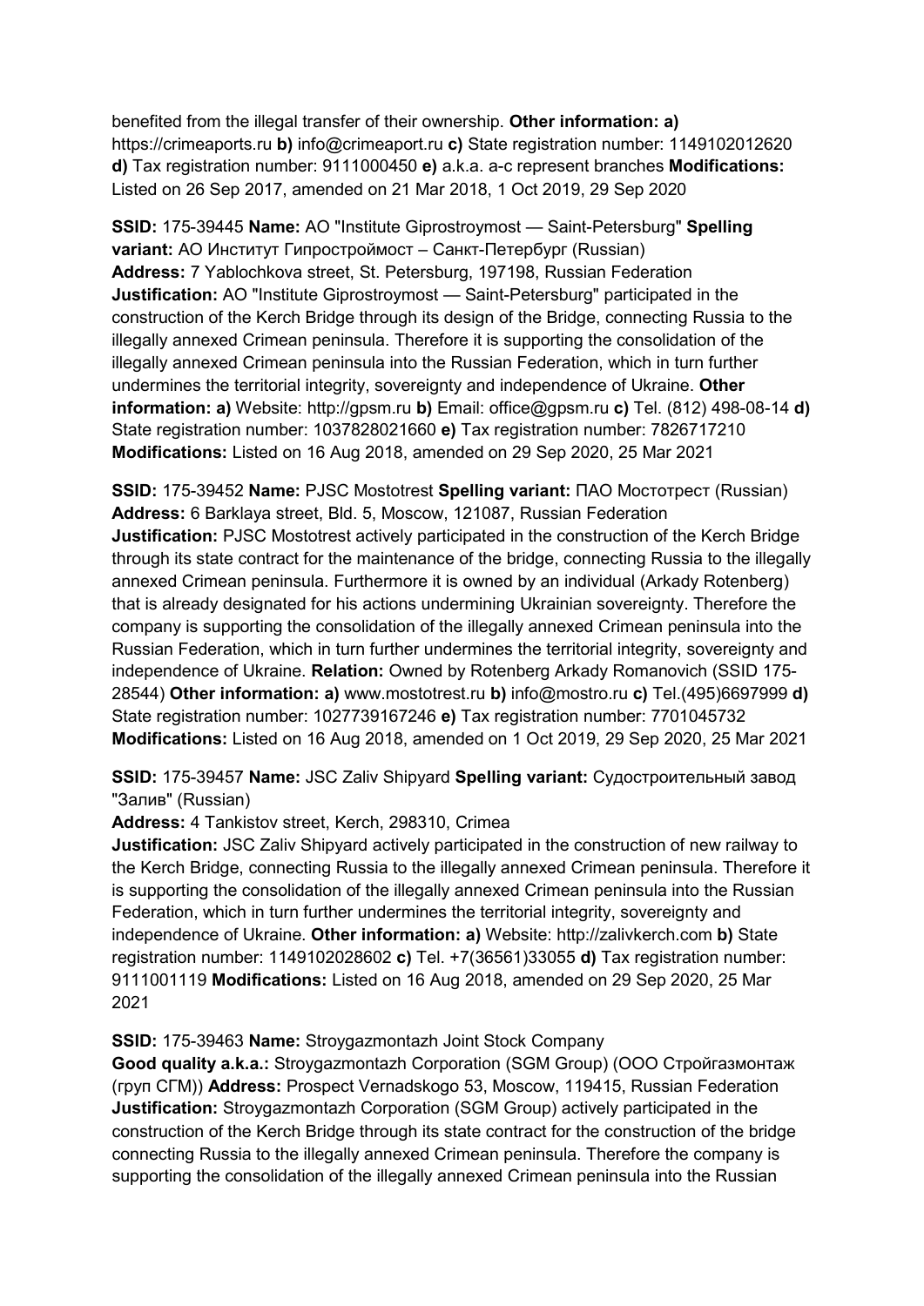benefited from the illegal transfer of their ownership. **Other information: a)** https://crimeaports.ru **b)** info@crimeaport.ru **c)** State registration number: 1149102012620 **d)** Tax registration number: 9111000450 **e)** a.k.a. a-c represent branches **Modifications:** Listed on 26 Sep 2017, amended on 21 Mar 2018, 1 Oct 2019, 29 Sep 2020

**SSID:** 175-39445 **Name:** AO "Institute Giprostroymost — Saint-Petersburg" **Spelling variant:** АО Институт Гипростроймост – Санкт-Петербург (Russian) **Address:** 7 Yablochkova street, St. Petersburg, 197198, Russian Federation **Justification:** AO "Institute Giprostroymost — Saint-Petersburg" participated in the construction of the Kerch Bridge through its design of the Bridge, connecting Russia to the illegally annexed Crimean peninsula. Therefore it is supporting the consolidation of the illegally annexed Crimean peninsula into the Russian Federation, which in turn further undermines the territorial integrity, sovereignty and independence of Ukraine. **Other information: a)** Website: http://gpsm.ru **b)** Email: office@gpsm.ru **c)** Tel. (812) 498-08-14 **d)** State registration number: 1037828021660 **e)** Tax registration number: 7826717210 **Modifications:** Listed on 16 Aug 2018, amended on 29 Sep 2020, 25 Mar 2021

**SSID:** 175-39452 **Name:** PJSC Mostotrest **Spelling variant:** ПАО Мостотрест (Russian) **Address:** 6 Barklaya street, Bld. 5, Moscow, 121087, Russian Federation **Justification:** PJSC Mostotrest actively participated in the construction of the Kerch Bridge through its state contract for the maintenance of the bridge, connecting Russia to the illegally annexed Crimean peninsula. Furthermore it is owned by an individual (Arkady Rotenberg) that is already designated for his actions undermining Ukrainian sovereignty. Therefore the company is supporting the consolidation of the illegally annexed Crimean peninsula into the Russian Federation, which in turn further undermines the territorial integrity, sovereignty and independence of Ukraine. **Relation:** Owned by Rotenberg Arkady Romanovich (SSID 175-28544) **Other information: a)** www.mostotrest.ru **b)** info@mostro.ru **c)** Tel.(495)6697999 **d)** State registration number: 1027739167246 **e)** Tax registration number: 7701045732 **Modifications:** Listed on 16 Aug 2018, amended on 1 Oct 2019, 29 Sep 2020, 25 Mar 2021

**SSID:** 175-39457 **Name:** JSC Zaliv Shipyard **Spelling variant:** Судостроительный завод "Залив" (Russian) **Address:** 4 Tankistov street, Kerch, 298310, Crimea **Justification:** JSC Zaliv Shipyard actively participated in the construction of new railway to the Kerch Bridge, connecting Russia to the illegally annexed Crimean peninsula. Therefore it is supporting the consolidation of the illegally annexed Crimean peninsula into the Russian Federation, which in turn further undermines the territorial integrity, sovereignty and independence of Ukraine. **Other information: a)** Website: http://zalivkerch.com **b)** State registration number: 1149102028602 **c)** Tel. +7(36561)33055 **d)** Tax registration number: 9111001119 **Modifications:** Listed on 16 Aug 2018, amended on 29 Sep 2020, 25 Mar 2021

**SSID:** 175-39463 **Name:** Stroygazmontazh Joint Stock Company **Good quality a.k.a.:** Stroygazmontazh Corporation (SGM Group) (ООО Стройгазмонтаж (груп СГМ)) **Address:** Prospect Vernadskogo 53, Moscow, 119415, Russian Federation **Justification:** Stroygazmontazh Corporation (SGM Group) actively participated in the construction of the Kerch Bridge through its state contract for the construction of the bridge connecting Russia to the illegally annexed Crimean peninsula. Therefore the company is supporting the consolidation of the illegally annexed Crimean peninsula into the Russian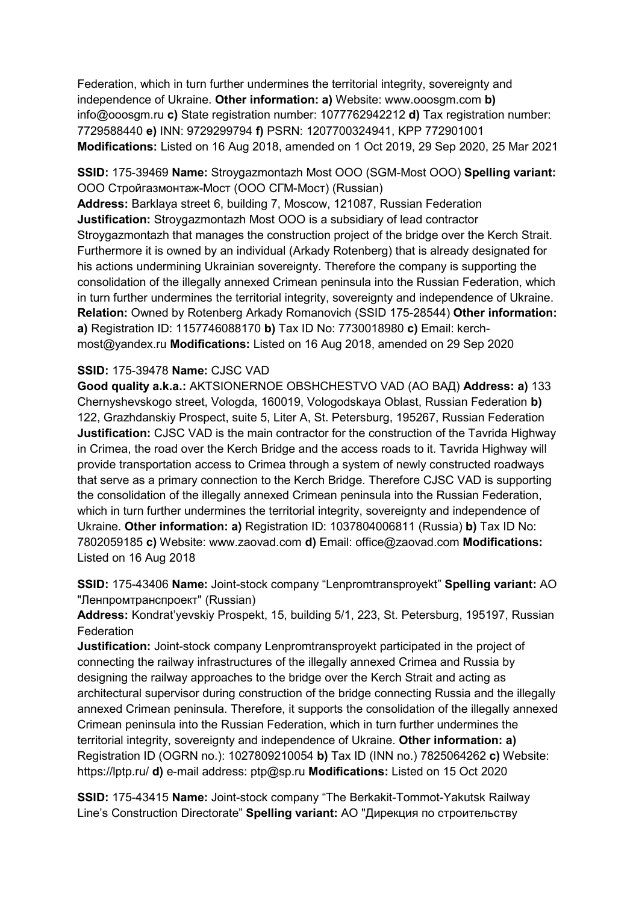Federation, which in turn further undermines the territorial integrity, sovereignty and independence of Ukraine. **Other information: a)** Website: www.ooosgm.com **b)** info@ooosgm.ru **c)** State registration number: 1077762942212 **d)** Tax registration number: 7729588440 **e)** INN: 9729299794 **f)** PSRN: 1207700324941, KPP 772901001 **Modifications:** Listed on 16 Aug 2018, amended on 1 Oct 2019, 29 Sep 2020, 25 Mar 2021

**SSID:** 175-39469 **Name:** Stroygazmontazh Most OOO (SGM-Most OOO) **Spelling variant:** ООО Стройгазмонтаж-Мост (ООО СГМ-Мост) (Russian)
**Address:** Barklaya street 6, building 7, Moscow, 121087, Russian Federation
**Justification:** Stroygazmontazh Most OOO is a subsidiary of lead contractor Stroygazmontazh that manages the construction project of the bridge over the Kerch Strait. Furthermore it is owned by an individual (Arkady Rotenberg) that is already designated for his actions undermining Ukrainian sovereignty. Therefore the company is supporting the consolidation of the illegally annexed Crimean peninsula into the Russian Federation, which in turn further undermines the territorial integrity, sovereignty and independence of Ukraine. **Relation:** Owned by Rotenberg Arkady Romanovich (SSID 175-28544) **Other information: a)** Registration ID: 1157746088170 **b)** Tax ID No: 7730018980 **c)** Email: kerch-most@yandex.ru **Modifications:** Listed on 16 Aug 2018, amended on 29 Sep 2020

**SSID:** 175-39478 **Name:** CJSC VAD
**Good quality a.k.a.:** AKTSIONERNOE OBSHCHESTVO VAD (АО ВАД) **Address: a)** 133 Chernyshevskogo street, Vologda, 160019, Vologodskaya Oblast, Russian Federation **b)** 122, Grazhdanskiy Prospect, suite 5, Liter A, St. Petersburg, 195267, Russian Federation
**Justification:** CJSC VAD is the main contractor for the construction of the Tavrida Highway in Crimea, the road over the Kerch Bridge and the access roads to it. Tavrida Highway will provide transportation access to Crimea through a system of newly constructed roadways that serve as a primary connection to the Kerch Bridge. Therefore CJSC VAD is supporting the consolidation of the illegally annexed Crimean peninsula into the Russian Federation, which in turn further undermines the territorial integrity, sovereignty and independence of Ukraine. **Other information: a)** Registration ID: 1037804006811 (Russia) **b)** Tax ID No: 7802059185 **c)** Website: www.zaovad.com **d)** Email: office@zaovad.com **Modifications:** Listed on 16 Aug 2018

**SSID:** 175-43406 **Name:** Joint-stock company "Lenpromtransproyekt" **Spelling variant:** АО "Ленпромтранспроект" (Russian)
**Address:** Kondrat'yevskiy Prospekt, 15, building 5/1, 223, St. Petersburg, 195197, Russian Federation
**Justification:** Joint-stock company Lenpromtransproyekt participated in the project of connecting the railway infrastructures of the illegally annexed Crimea and Russia by designing the railway approaches to the bridge over the Kerch Strait and acting as architectural supervisor during construction of the bridge connecting Russia and the illegally annexed Crimean peninsula. Therefore, it supports the consolidation of the illegally annexed Crimean peninsula into the Russian Federation, which in turn further undermines the territorial integrity, sovereignty and independence of Ukraine. **Other information: a)** Registration ID (OGRN no.): 1027809210054 **b)** Tax ID (INN no.) 7825064262 **c)** Website: https://lptp.ru/ **d)** e-mail address: ptp@sp.ru **Modifications:** Listed on 15 Oct 2020

**SSID:** 175-43415 **Name:** Joint-stock company "The Berkakit-Tommot-Yakutsk Railway Line's Construction Directorate" **Spelling variant:** АО "Дирекция по строительству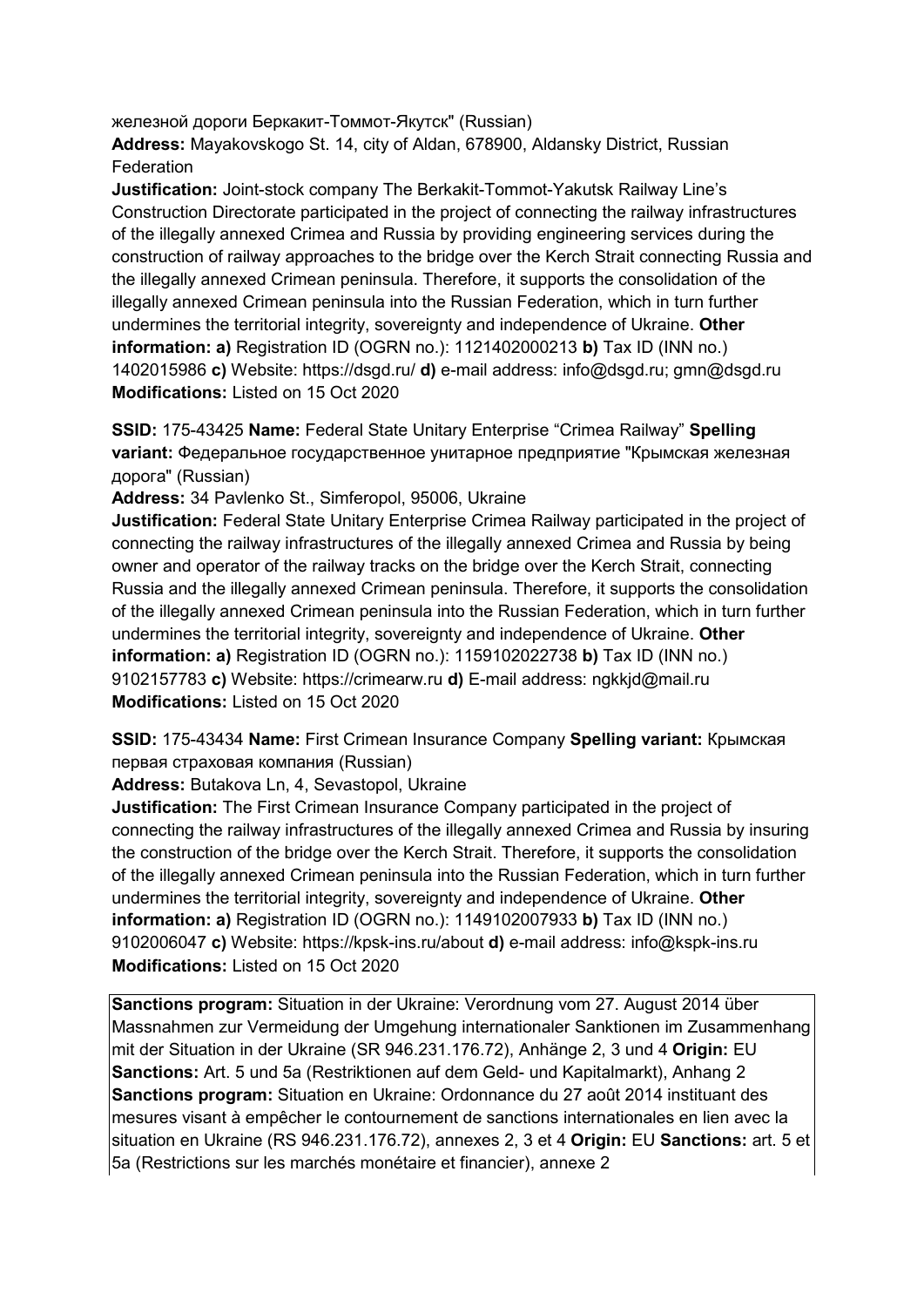железной дороги Беркакит-Томмот-Якутск" (Russian)
**Address:** Mayakovskogo St. 14, city of Aldan, 678900, Aldansky District, Russian Federation
**Justification:** Joint-stock company The Berkakit-Tommot-Yakutsk Railway Line's Construction Directorate participated in the project of connecting the railway infrastructures of the illegally annexed Crimea and Russia by providing engineering services during the construction of railway approaches to the bridge over the Kerch Strait connecting Russia and the illegally annexed Crimean peninsula. Therefore, it supports the consolidation of the illegally annexed Crimean peninsula into the Russian Federation, which in turn further undermines the territorial integrity, sovereignty and independence of Ukraine. **Other information: a)** Registration ID (OGRN no.): 1121402000213 **b)** Tax ID (INN no.) 1402015986 **c)** Website: https://dsgd.ru/ **d)** e-mail address: info@dsgd.ru; gmn@dsgd.ru
**Modifications:** Listed on 15 Oct 2020

**SSID:** 175-43425 **Name:** Federal State Unitary Enterprise "Crimea Railway" **Spelling variant:** Федеральное государственное унитарное предприятие "Крымская железная дорога" (Russian)
**Address:** 34 Pavlenko St., Simferopol, 95006, Ukraine
**Justification:** Federal State Unitary Enterprise Crimea Railway participated in the project of connecting the railway infrastructures of the illegally annexed Crimea and Russia by being owner and operator of the railway tracks on the bridge over the Kerch Strait, connecting Russia and the illegally annexed Crimean peninsula. Therefore, it supports the consolidation of the illegally annexed Crimean peninsula into the Russian Federation, which in turn further undermines the territorial integrity, sovereignty and independence of Ukraine. **Other information: a)** Registration ID (OGRN no.): 1159102022738 **b)** Tax ID (INN no.) 9102157783 **c)** Website: https://crimearw.ru **d)** E-mail address: ngkkjd@mail.ru
**Modifications:** Listed on 15 Oct 2020

**SSID:** 175-43434 **Name:** First Crimean Insurance Company **Spelling variant:** Крымская первая страховая компания (Russian)
**Address:** Butakova Ln, 4, Sevastopol, Ukraine
**Justification:** The First Crimean Insurance Company participated in the project of connecting the railway infrastructures of the illegally annexed Crimea and Russia by insuring the construction of the bridge over the Kerch Strait. Therefore, it supports the consolidation of the illegally annexed Crimean peninsula into the Russian Federation, which in turn further undermines the territorial integrity, sovereignty and independence of Ukraine. **Other information: a)** Registration ID (OGRN no.): 1149102007933 **b)** Tax ID (INN no.) 9102006047 **c)** Website: https://kpsk-ins.ru/about **d)** e-mail address: info@kspk-ins.ru
**Modifications:** Listed on 15 Oct 2020

**Sanctions program:** Situation in der Ukraine: Verordnung vom 27. August 2014 über Massnahmen zur Vermeidung der Umgehung internationaler Sanktionen im Zusammenhang mit der Situation in der Ukraine (SR 946.231.176.72), Anhänge 2, 3 und 4 **Origin:** EU **Sanctions:** Art. 5 und 5a (Restriktionen auf dem Geld- und Kapitalmarkt), Anhang 2
**Sanctions program:** Situation en Ukraine: Ordonnance du 27 août 2014 instituant des mesures visant à empêcher le contournement de sanctions internationales en lien avec la situation en Ukraine (RS 946.231.176.72), annexes 2, 3 et 4 **Origin:** EU **Sanctions:** art. 5 et 5a (Restrictions sur les marchés monétaire et financier), annexe 2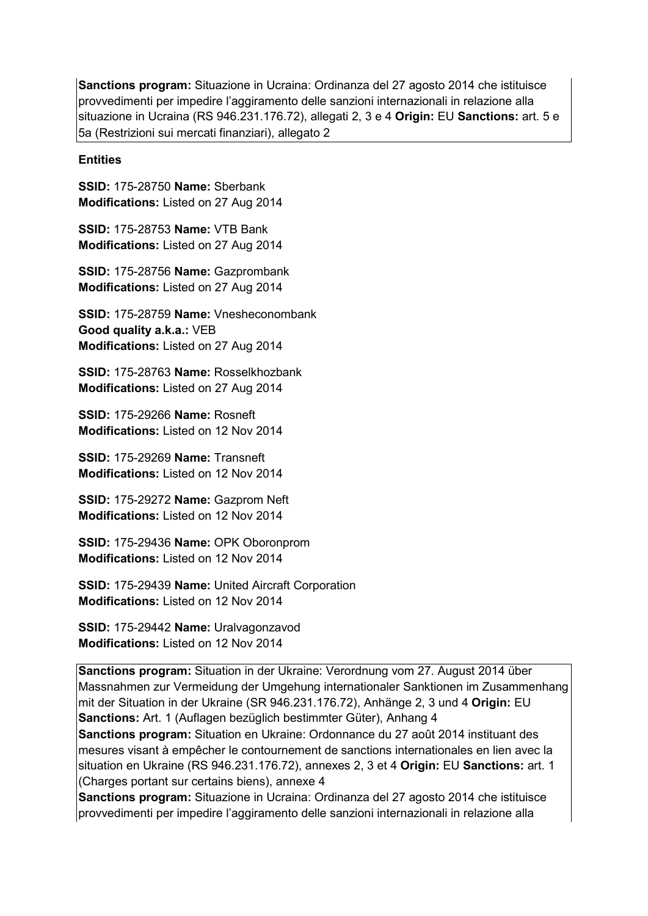**Sanctions program:** Situazione in Ucraina: Ordinanza del 27 agosto 2014 che istituisce provvedimenti per impedire l'aggiramento delle sanzioni internazionali in relazione alla situazione in Ucraina (RS 946.231.176.72), allegati 2, 3 e 4 **Origin:** EU **Sanctions:** art. 5 e 5a (Restrizioni sui mercati finanziari), allegato 2

**Entities**

**SSID:** 175-28750 **Name:** Sberbank
**Modifications:** Listed on 27 Aug 2014

**SSID:** 175-28753 **Name:** VTB Bank
**Modifications:** Listed on 27 Aug 2014

**SSID:** 175-28756 **Name:** Gazprombank
**Modifications:** Listed on 27 Aug 2014

**SSID:** 175-28759 **Name:** Vnesheconombank
**Good quality a.k.a.:** VEB
**Modifications:** Listed on 27 Aug 2014

**SSID:** 175-28763 **Name:** Rosselkhozbank
**Modifications:** Listed on 27 Aug 2014

**SSID:** 175-29266 **Name:** Rosneft
**Modifications:** Listed on 12 Nov 2014

**SSID:** 175-29269 **Name:** Transneft
**Modifications:** Listed on 12 Nov 2014

**SSID:** 175-29272 **Name:** Gazprom Neft
**Modifications:** Listed on 12 Nov 2014

**SSID:** 175-29436 **Name:** OPK Oboronprom
**Modifications:** Listed on 12 Nov 2014

**SSID:** 175-29439 **Name:** United Aircraft Corporation
**Modifications:** Listed on 12 Nov 2014

**SSID:** 175-29442 **Name:** Uralvagonzavod
**Modifications:** Listed on 12 Nov 2014

**Sanctions program:** Situation in der Ukraine: Verordnung vom 27. August 2014 über Massnahmen zur Vermeidung der Umgehung internationaler Sanktionen im Zusammenhang mit der Situation in der Ukraine (SR 946.231.176.72), Anhänge 2, 3 und 4 **Origin:** EU **Sanctions:** Art. 1 (Auflagen bezüglich bestimmter Güter), Anhang 4
**Sanctions program:** Situation en Ukraine: Ordonnance du 27 août 2014 instituant des mesures visant à empêcher le contournement de sanctions internationales en lien avec la situation en Ukraine (RS 946.231.176.72), annexes 2, 3 et 4 **Origin:** EU **Sanctions:** art. 1 (Charges portant sur certains biens), annexe 4
**Sanctions program:** Situazione in Ucraina: Ordinanza del 27 agosto 2014 che istituisce provvedimenti per impedire l'aggiramento delle sanzioni internazionali in relazione alla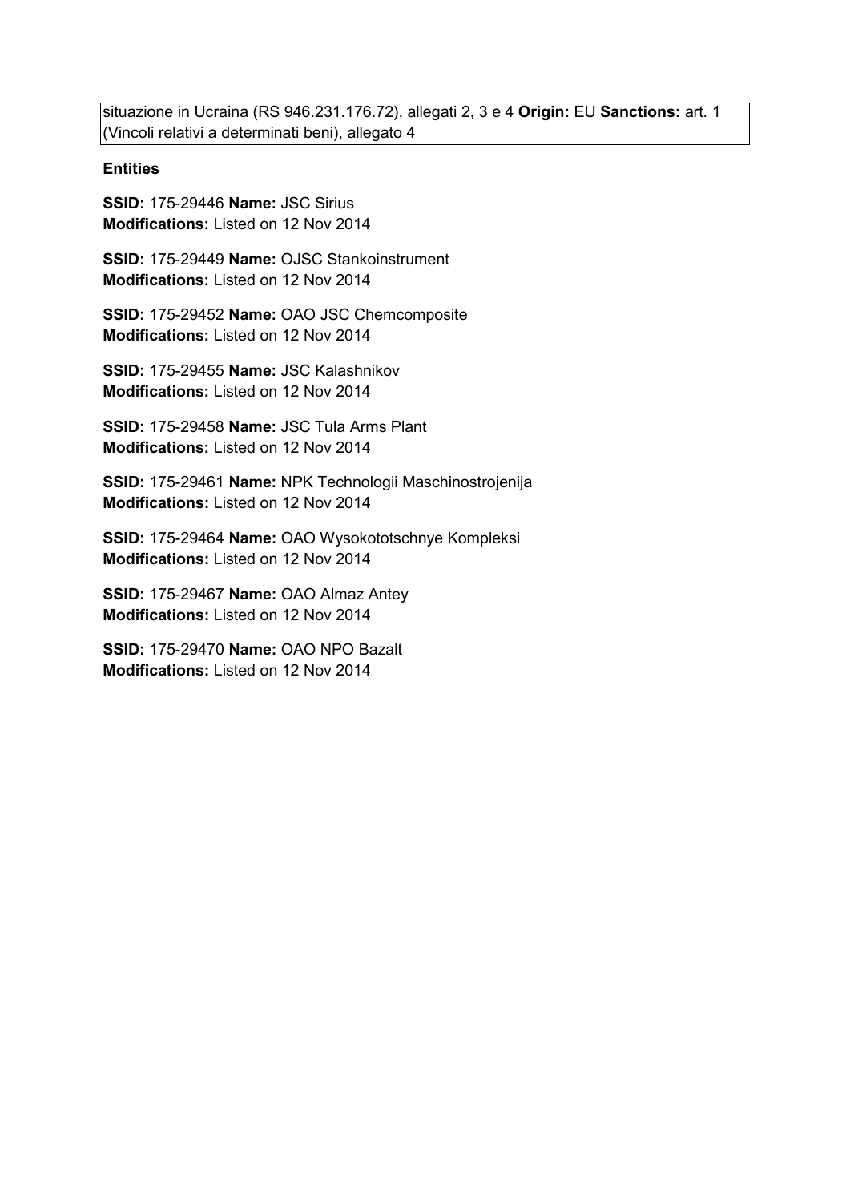situazione in Ucraina (RS 946.231.176.72), allegati 2, 3 e 4 **Origin:** EU **Sanctions:** art. 1 (Vincoli relativi a determinati beni), allegato 4

**Entities**

**SSID:** 175-29446 **Name:** JSC Sirius
**Modifications:** Listed on 12 Nov 2014

**SSID:** 175-29449 **Name:** OJSC Stankoinstrument
**Modifications:** Listed on 12 Nov 2014

**SSID:** 175-29452 **Name:** OAO JSC Chemcomposite
**Modifications:** Listed on 12 Nov 2014

**SSID:** 175-29455 **Name:** JSC Kalashnikov
**Modifications:** Listed on 12 Nov 2014

**SSID:** 175-29458 **Name:** JSC Tula Arms Plant
**Modifications:** Listed on 12 Nov 2014

**SSID:** 175-29461 **Name:** NPK Technologii Maschinostrojenija
**Modifications:** Listed on 12 Nov 2014

**SSID:** 175-29464 **Name:** OAO Wysokototschnye Kompleksi
**Modifications:** Listed on 12 Nov 2014

**SSID:** 175-29467 **Name:** OAO Almaz Antey
**Modifications:** Listed on 12 Nov 2014

**SSID:** 175-29470 **Name:** OAO NPO Bazalt
**Modifications:** Listed on 12 Nov 2014